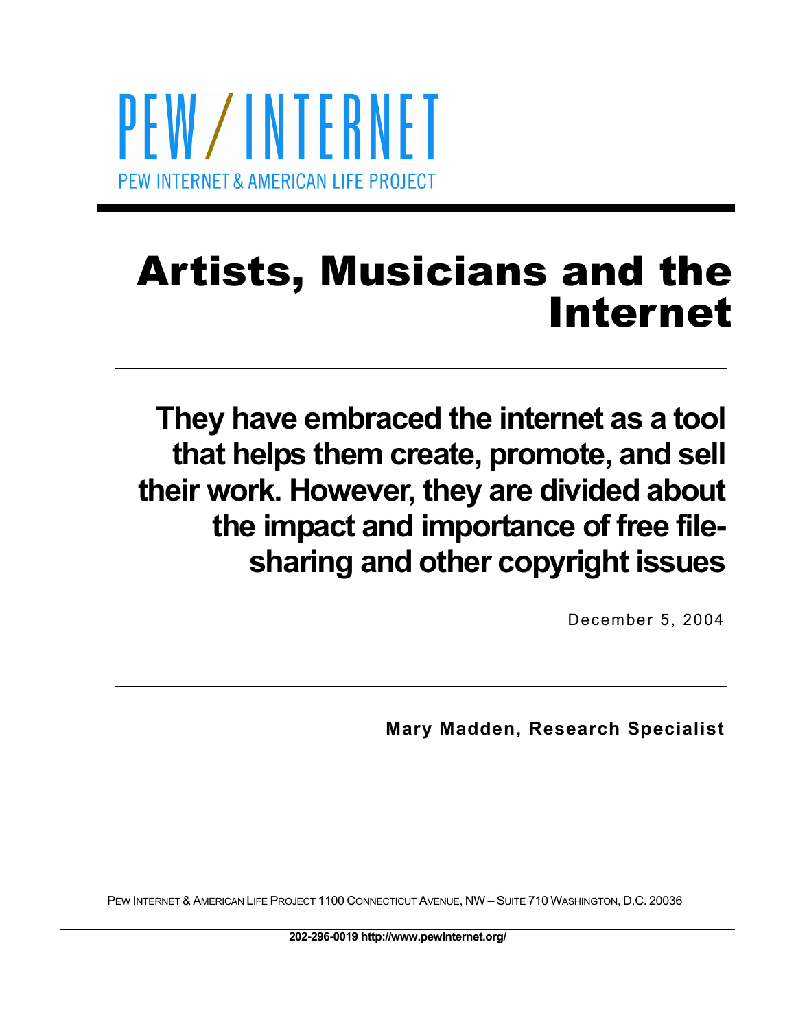PEW/INTERNET

PEW INTERNET & AMERICAN LIFE PROJECT

# Artists, Musicians and the Internet

## They have embraced the internet as a tool that helps them create, promote, and sell their work. However, they are divided about the impact and importance of free file-sharing and other copyright issues

December 5, 2004

**Mary Madden, Research Specialist**

PEW INTERNET & AMERICAN LIFE PROJECT 1100 CONNECTICUT AVENUE, NW – SUITE 710 WASHINGTON, D.C. 20036

**202-296-0019 http://www.pewinternet.org/**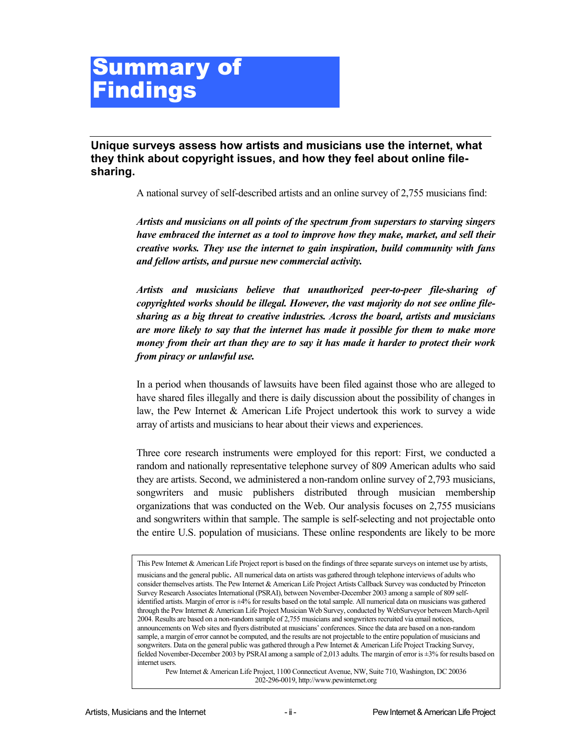# Summary of Findings

### Unique surveys assess how artists and musicians use the internet, what they think about copyright issues, and how they feel about online file-sharing.

A national survey of self-described artists and an online survey of 2,755 musicians find:

***Artists and musicians on all points of the spectrum from superstars to starving singers have embraced the internet as a tool to improve how they make, market, and sell their creative works. They use the internet to gain inspiration, build community with fans and fellow artists, and pursue new commercial activity.***

***Artists and musicians believe that unauthorized peer-to-peer file-sharing of copyrighted works should be illegal. However, the vast majority do not see online file-sharing as a big threat to creative industries. Across the board, artists and musicians are more likely to say that the internet has made it possible for them to make more money from their art than they are to say it has made it harder to protect their work from piracy or unlawful use.***

In a period when thousands of lawsuits have been filed against those who are alleged to have shared files illegally and there is daily discussion about the possibility of changes in law, the Pew Internet & American Life Project undertook this work to survey a wide array of artists and musicians to hear about their views and experiences.

Three core research instruments were employed for this report: First, we conducted a random and nationally representative telephone survey of 809 American adults who said they are artists. Second, we administered a non-random online survey of 2,793 musicians, songwriters and music publishers distributed through musician membership organizations that was conducted on the Web. Our analysis focuses on 2,755 musicians and songwriters within that sample. The sample is self-selecting and not projectable onto the entire U.S. population of musicians. These online respondents are likely to be more

This Pew Internet & American Life Project report is based on the findings of three separate surveys on internet use by artists, musicians and the general public. All numerical data on artists was gathered through telephone interviews of adults who consider themselves artists. The Pew Internet & American Life Project Artists Callback Survey was conducted by Princeton Survey Research Associates International (PSRAI), between November-December 2003 among a sample of 809 self-identified artists. Margin of error is ±4% for results based on the total sample. All numerical data on musicians was gathered through the Pew Internet & American Life Project Musician Web Survey, conducted by WebSurveyor between March-April 2004. Results are based on a non-random sample of 2,755 musicians and songwriters recruited via email notices, announcements on Web sites and flyers distributed at musicians' conferences. Since the data are based on a non-random sample, a margin of error cannot be computed, and the results are not projectable to the entire population of musicians and songwriters. Data on the general public was gathered through a Pew Internet & American Life Project Tracking Survey, fielded November-December 2003 by PSRAI among a sample of 2,013 adults. The margin of error is ±3% for results based on internet users.

Pew Internet & American Life Project, 1100 Connecticut Avenue, NW, Suite 710, Washington, DC 20036
202-296-0019, http://www.pewinternet.org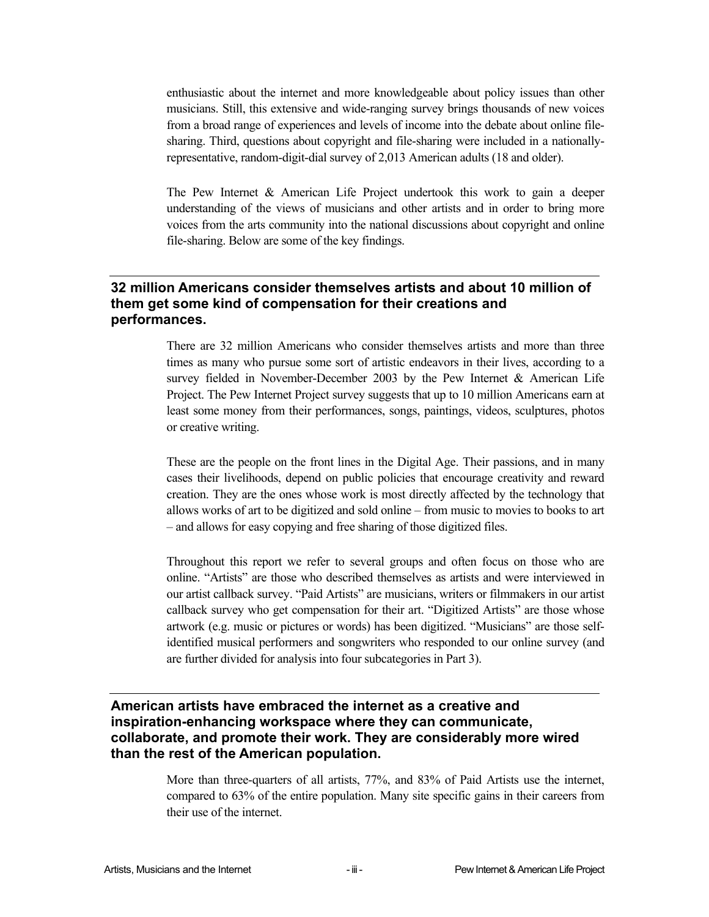enthusiastic about the internet and more knowledgeable about policy issues than other musicians. Still, this extensive and wide-ranging survey brings thousands of new voices from a broad range of experiences and levels of income into the debate about online file-sharing. Third, questions about copyright and file-sharing were included in a nationally-representative, random-digit-dial survey of 2,013 American adults (18 and older).

The Pew Internet & American Life Project undertook this work to gain a deeper understanding of the views of musicians and other artists and in order to bring more voices from the arts community into the national discussions about copyright and online file-sharing. Below are some of the key findings.

## 32 million Americans consider themselves artists and about 10 million of them get some kind of compensation for their creations and performances.

There are 32 million Americans who consider themselves artists and more than three times as many who pursue some sort of artistic endeavors in their lives, according to a survey fielded in November-December 2003 by the Pew Internet & American Life Project. The Pew Internet Project survey suggests that up to 10 million Americans earn at least some money from their performances, songs, paintings, videos, sculptures, photos or creative writing.

These are the people on the front lines in the Digital Age. Their passions, and in many cases their livelihoods, depend on public policies that encourage creativity and reward creation. They are the ones whose work is most directly affected by the technology that allows works of art to be digitized and sold online – from music to movies to books to art – and allows for easy copying and free sharing of those digitized files.

Throughout this report we refer to several groups and often focus on those who are online. "Artists" are those who described themselves as artists and were interviewed in our artist callback survey. "Paid Artists" are musicians, writers or filmmakers in our artist callback survey who get compensation for their art. "Digitized Artists" are those whose artwork (e.g. music or pictures or words) has been digitized. "Musicians" are those self-identified musical performers and songwriters who responded to our online survey (and are further divided for analysis into four subcategories in Part 3).

## American artists have embraced the internet as a creative and inspiration-enhancing workspace where they can communicate, collaborate, and promote their work. They are considerably more wired than the rest of the American population.

More than three-quarters of all artists, 77%, and 83% of Paid Artists use the internet, compared to 63% of the entire population. Many site specific gains in their careers from their use of the internet.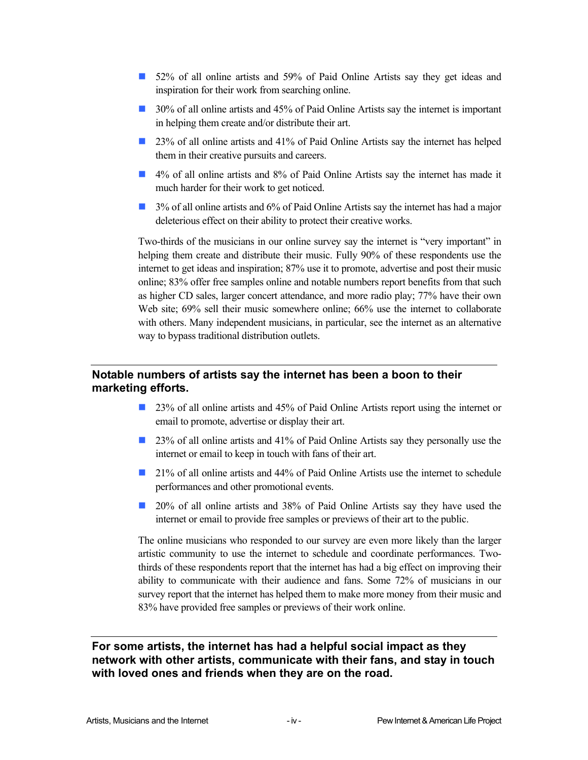- 52% of all online artists and 59% of Paid Online Artists say they get ideas and inspiration for their work from searching online.
- 30% of all online artists and 45% of Paid Online Artists say the internet is important in helping them create and/or distribute their art.
- 23% of all online artists and 41% of Paid Online Artists say the internet has helped them in their creative pursuits and careers.
- 4% of all online artists and 8% of Paid Online Artists say the internet has made it much harder for their work to get noticed.
- 3% of all online artists and 6% of Paid Online Artists say the internet has had a major deleterious effect on their ability to protect their creative works.

Two-thirds of the musicians in our online survey say the internet is "very important" in helping them create and distribute their music. Fully 90% of these respondents use the internet to get ideas and inspiration; 87% use it to promote, advertise and post their music online; 83% offer free samples online and notable numbers report benefits from that such as higher CD sales, larger concert attendance, and more radio play; 77% have their own Web site; 69% sell their music somewhere online; 66% use the internet to collaborate with others. Many independent musicians, in particular, see the internet as an alternative way to bypass traditional distribution outlets.

## Notable numbers of artists say the internet has been a boon to their marketing efforts.

- 23% of all online artists and 45% of Paid Online Artists report using the internet or email to promote, advertise or display their art.
- 23% of all online artists and 41% of Paid Online Artists say they personally use the internet or email to keep in touch with fans of their art.
- 21% of all online artists and 44% of Paid Online Artists use the internet to schedule performances and other promotional events.
- 20% of all online artists and 38% of Paid Online Artists say they have used the internet or email to provide free samples or previews of their art to the public.

The online musicians who responded to our survey are even more likely than the larger artistic community to use the internet to schedule and coordinate performances. Two-thirds of these respondents report that the internet has had a big effect on improving their ability to communicate with their audience and fans. Some 72% of musicians in our survey report that the internet has helped them to make more money from their music and 83% have provided free samples or previews of their work online.

## For some artists, the internet has had a helpful social impact as they network with other artists, communicate with their fans, and stay in touch with loved ones and friends when they are on the road.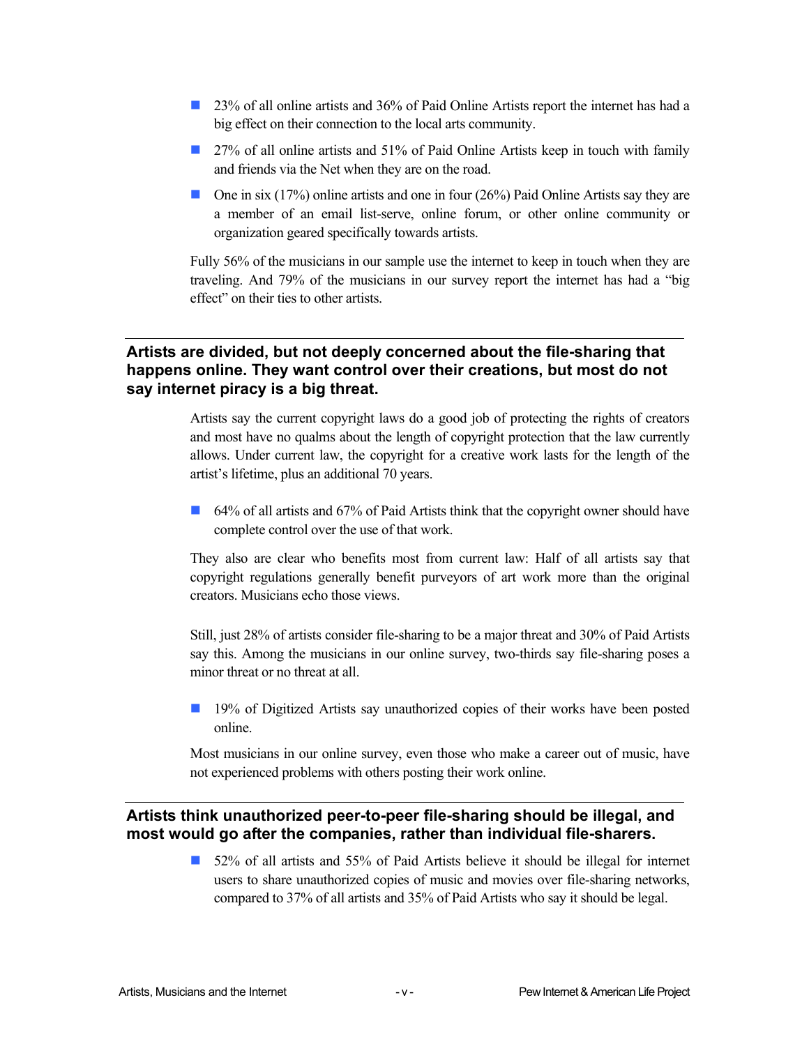- 23% of all online artists and 36% of Paid Online Artists report the internet has had a big effect on their connection to the local arts community.
- 27% of all online artists and 51% of Paid Online Artists keep in touch with family and friends via the Net when they are on the road.
- One in six (17%) online artists and one in four (26%) Paid Online Artists say they are a member of an email list-serve, online forum, or other online community or organization geared specifically towards artists.

Fully 56% of the musicians in our sample use the internet to keep in touch when they are traveling. And 79% of the musicians in our survey report the internet has had a "big effect" on their ties to other artists.

## Artists are divided, but not deeply concerned about the file-sharing that happens online. They want control over their creations, but most do not say internet piracy is a big threat.

Artists say the current copyright laws do a good job of protecting the rights of creators and most have no qualms about the length of copyright protection that the law currently allows. Under current law, the copyright for a creative work lasts for the length of the artist's lifetime, plus an additional 70 years.

- 64% of all artists and 67% of Paid Artists think that the copyright owner should have complete control over the use of that work.

They also are clear who benefits most from current law: Half of all artists say that copyright regulations generally benefit purveyors of art work more than the original creators. Musicians echo those views.

Still, just 28% of artists consider file-sharing to be a major threat and 30% of Paid Artists say this. Among the musicians in our online survey, two-thirds say file-sharing poses a minor threat or no threat at all.

- 19% of Digitized Artists say unauthorized copies of their works have been posted online.

Most musicians in our online survey, even those who make a career out of music, have not experienced problems with others posting their work online.

## Artists think unauthorized peer-to-peer file-sharing should be illegal, and most would go after the companies, rather than individual file-sharers.

- 52% of all artists and 55% of Paid Artists believe it should be illegal for internet users to share unauthorized copies of music and movies over file-sharing networks, compared to 37% of all artists and 35% of Paid Artists who say it should be legal.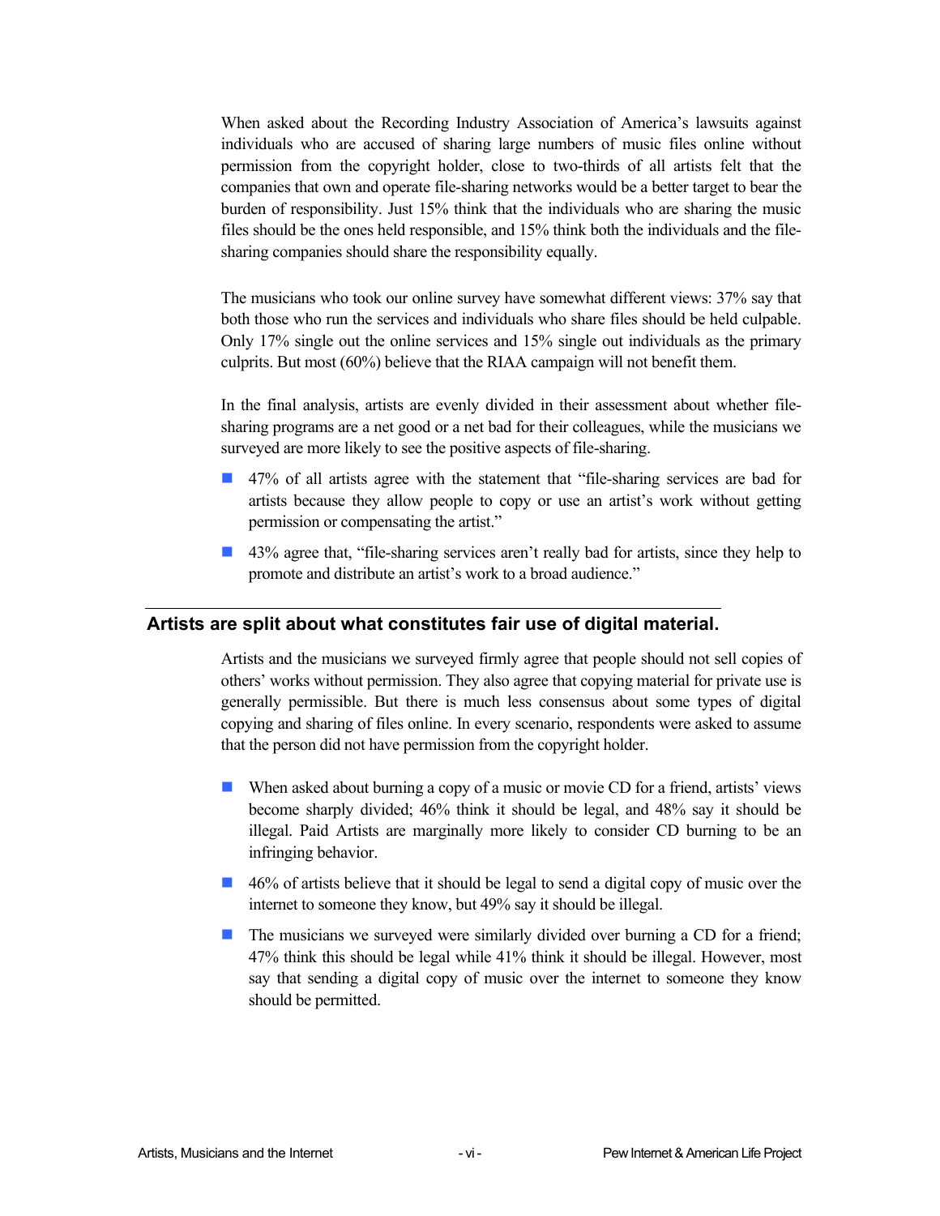When asked about the Recording Industry Association of America's lawsuits against individuals who are accused of sharing large numbers of music files online without permission from the copyright holder, close to two-thirds of all artists felt that the companies that own and operate file-sharing networks would be a better target to bear the burden of responsibility. Just 15% think that the individuals who are sharing the music files should be the ones held responsible, and 15% think both the individuals and the file-sharing companies should share the responsibility equally.

The musicians who took our online survey have somewhat different views: 37% say that both those who run the services and individuals who share files should be held culpable. Only 17% single out the online services and 15% single out individuals as the primary culprits. But most (60%) believe that the RIAA campaign will not benefit them.

In the final analysis, artists are evenly divided in their assessment about whether file-sharing programs are a net good or a net bad for their colleagues, while the musicians we surveyed are more likely to see the positive aspects of file-sharing.

- 47% of all artists agree with the statement that "file-sharing services are bad for artists because they allow people to copy or use an artist's work without getting permission or compensating the artist."
- 43% agree that, "file-sharing services aren't really bad for artists, since they help to promote and distribute an artist's work to a broad audience."

## Artists are split about what constitutes fair use of digital material.

Artists and the musicians we surveyed firmly agree that people should not sell copies of others' works without permission. They also agree that copying material for private use is generally permissible. But there is much less consensus about some types of digital copying and sharing of files online. In every scenario, respondents were asked to assume that the person did not have permission from the copyright holder.

- When asked about burning a copy of a music or movie CD for a friend, artists' views become sharply divided; 46% think it should be legal, and 48% say it should be illegal. Paid Artists are marginally more likely to consider CD burning to be an infringing behavior.
- 46% of artists believe that it should be legal to send a digital copy of music over the internet to someone they know, but 49% say it should be illegal.
- The musicians we surveyed were similarly divided over burning a CD for a friend; 47% think this should be legal while 41% think it should be illegal. However, most say that sending a digital copy of music over the internet to someone they know should be permitted.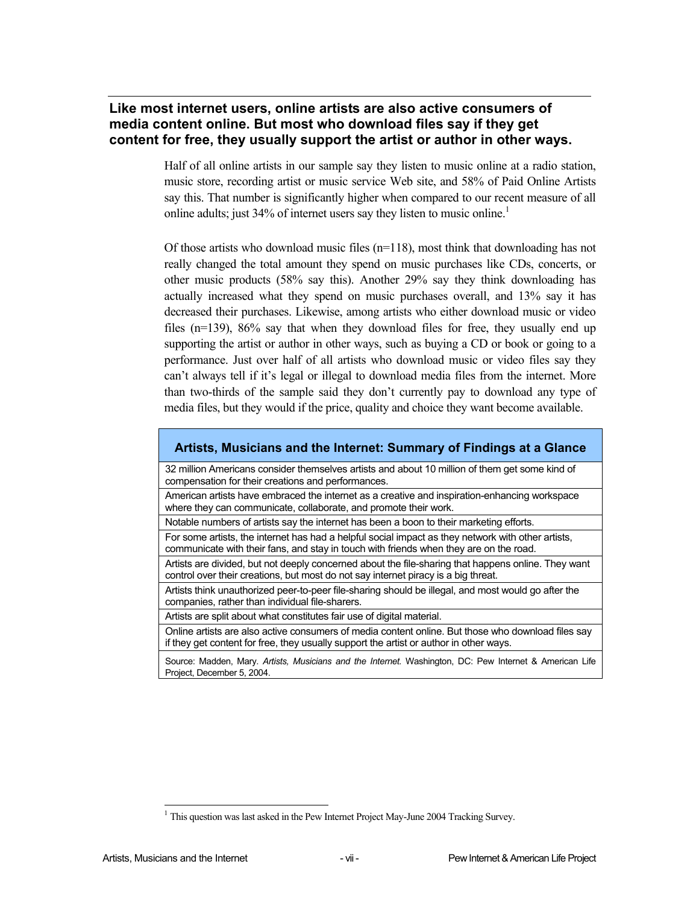## Like most internet users, online artists are also active consumers of media content online. But most who download files say if they get content for free, they usually support the artist or author in other ways.

Half of all online artists in our sample say they listen to music online at a radio station, music store, recording artist or music service Web site, and 58% of Paid Online Artists say this. That number is significantly higher when compared to our recent measure of all online adults; just 34% of internet users say they listen to music online.[1]

Of those artists who download music files (n=118), most think that downloading has not really changed the total amount they spend on music purchases like CDs, concerts, or other music products (58% say this). Another 29% say they think downloading has actually increased what they spend on music purchases overall, and 13% say it has decreased their purchases. Likewise, among artists who either download music or video files (n=139), 86% say that when they download files for free, they usually end up supporting the artist or author in other ways, such as buying a CD or book or going to a performance. Just over half of all artists who download music or video files say they can't always tell if it's legal or illegal to download media files from the internet. More than two-thirds of the sample said they don't currently pay to download any type of media files, but they would if the price, quality and choice they want become available.

| Artists, Musicians and the Internet: Summary of Findings at a Glance |
|---|
| 32 million Americans consider themselves artists and about 10 million of them get some kind of compensation for their creations and performances. |
| American artists have embraced the internet as a creative and inspiration-enhancing workspace where they can communicate, collaborate, and promote their work. |
| Notable numbers of artists say the internet has been a boon to their marketing efforts. |
| For some artists, the internet has had a helpful social impact as they network with other artists, communicate with their fans, and stay in touch with friends when they are on the road. |
| Artists are divided, but not deeply concerned about the file-sharing that happens online. They want control over their creations, but most do not say internet piracy is a big threat. |
| Artists think unauthorized peer-to-peer file-sharing should be illegal, and most would go after the companies, rather than individual file-sharers. |
| Artists are split about what constitutes fair use of digital material. |
| Online artists are also active consumers of media content online. But those who download files say if they get content for free, they usually support the artist or author in other ways. |
| Source: Madden, Mary. *Artists, Musicians and the Internet.* Washington, DC: Pew Internet & American Life Project, December 5, 2004. |

[1] This question was last asked in the Pew Internet Project May-June 2004 Tracking Survey.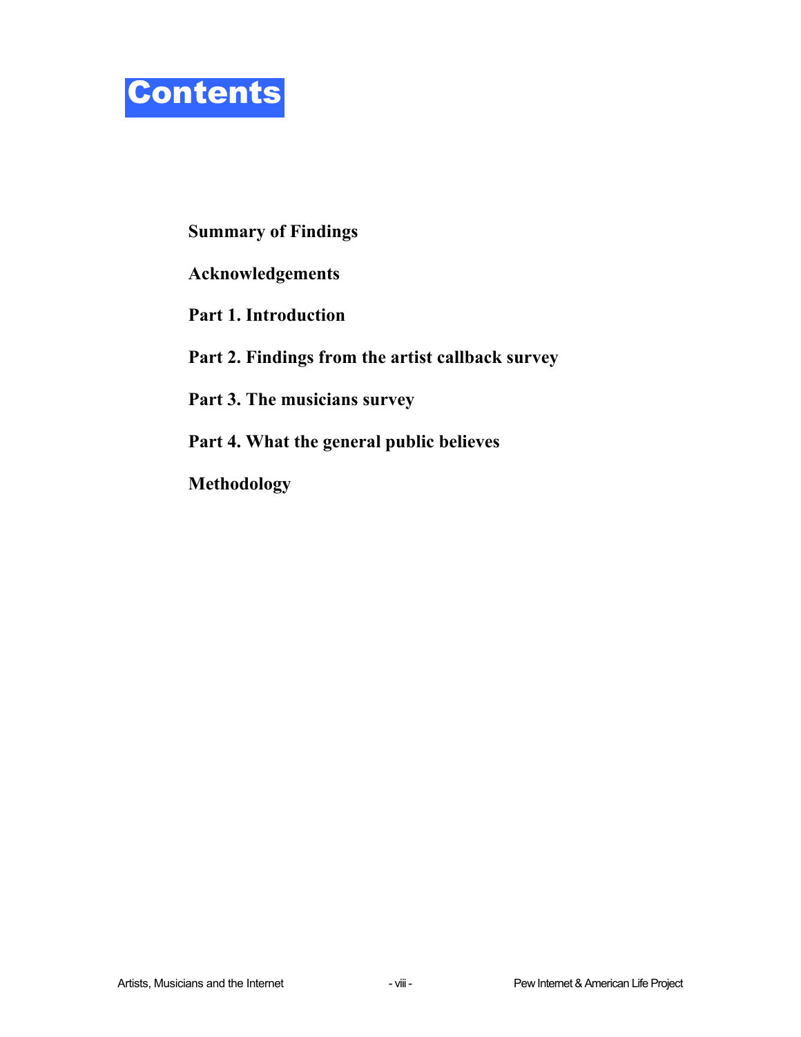# Contents

**Summary of Findings**

**Acknowledgements**

**Part 1. Introduction**

**Part 2. Findings from the artist callback survey**

**Part 3. The musicians survey**

**Part 4. What the general public believes**

**Methodology**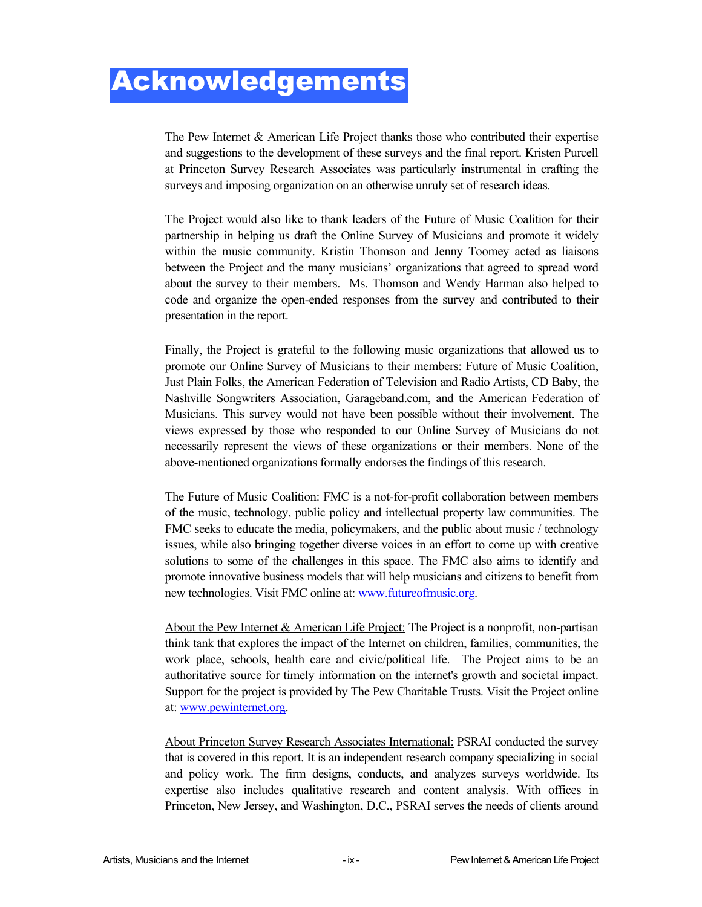# Acknowledgements

The Pew Internet & American Life Project thanks those who contributed their expertise and suggestions to the development of these surveys and the final report. Kristen Purcell at Princeton Survey Research Associates was particularly instrumental in crafting the surveys and imposing organization on an otherwise unruly set of research ideas.

The Project would also like to thank leaders of the Future of Music Coalition for their partnership in helping us draft the Online Survey of Musicians and promote it widely within the music community. Kristin Thomson and Jenny Toomey acted as liaisons between the Project and the many musicians' organizations that agreed to spread word about the survey to their members. Ms. Thomson and Wendy Harman also helped to code and organize the open-ended responses from the survey and contributed to their presentation in the report.

Finally, the Project is grateful to the following music organizations that allowed us to promote our Online Survey of Musicians to their members: Future of Music Coalition, Just Plain Folks, the American Federation of Television and Radio Artists, CD Baby, the Nashville Songwriters Association, Garageband.com, and the American Federation of Musicians. This survey would not have been possible without their involvement. The views expressed by those who responded to our Online Survey of Musicians do not necessarily represent the views of these organizations or their members. None of the above-mentioned organizations formally endorses the findings of this research.

The Future of Music Coalition: FMC is a not-for-profit collaboration between members of the music, technology, public policy and intellectual property law communities. The FMC seeks to educate the media, policymakers, and the public about music / technology issues, while also bringing together diverse voices in an effort to come up with creative solutions to some of the challenges in this space. The FMC also aims to identify and promote innovative business models that will help musicians and citizens to benefit from new technologies. Visit FMC online at: www.futureofmusic.org.

About the Pew Internet & American Life Project: The Project is a nonprofit, non-partisan think tank that explores the impact of the Internet on children, families, communities, the work place, schools, health care and civic/political life. The Project aims to be an authoritative source for timely information on the internet's growth and societal impact. Support for the project is provided by The Pew Charitable Trusts. Visit the Project online at: www.pewinternet.org.

About Princeton Survey Research Associates International: PSRAI conducted the survey that is covered in this report. It is an independent research company specializing in social and policy work. The firm designs, conducts, and analyzes surveys worldwide. Its expertise also includes qualitative research and content analysis. With offices in Princeton, New Jersey, and Washington, D.C., PSRAI serves the needs of clients around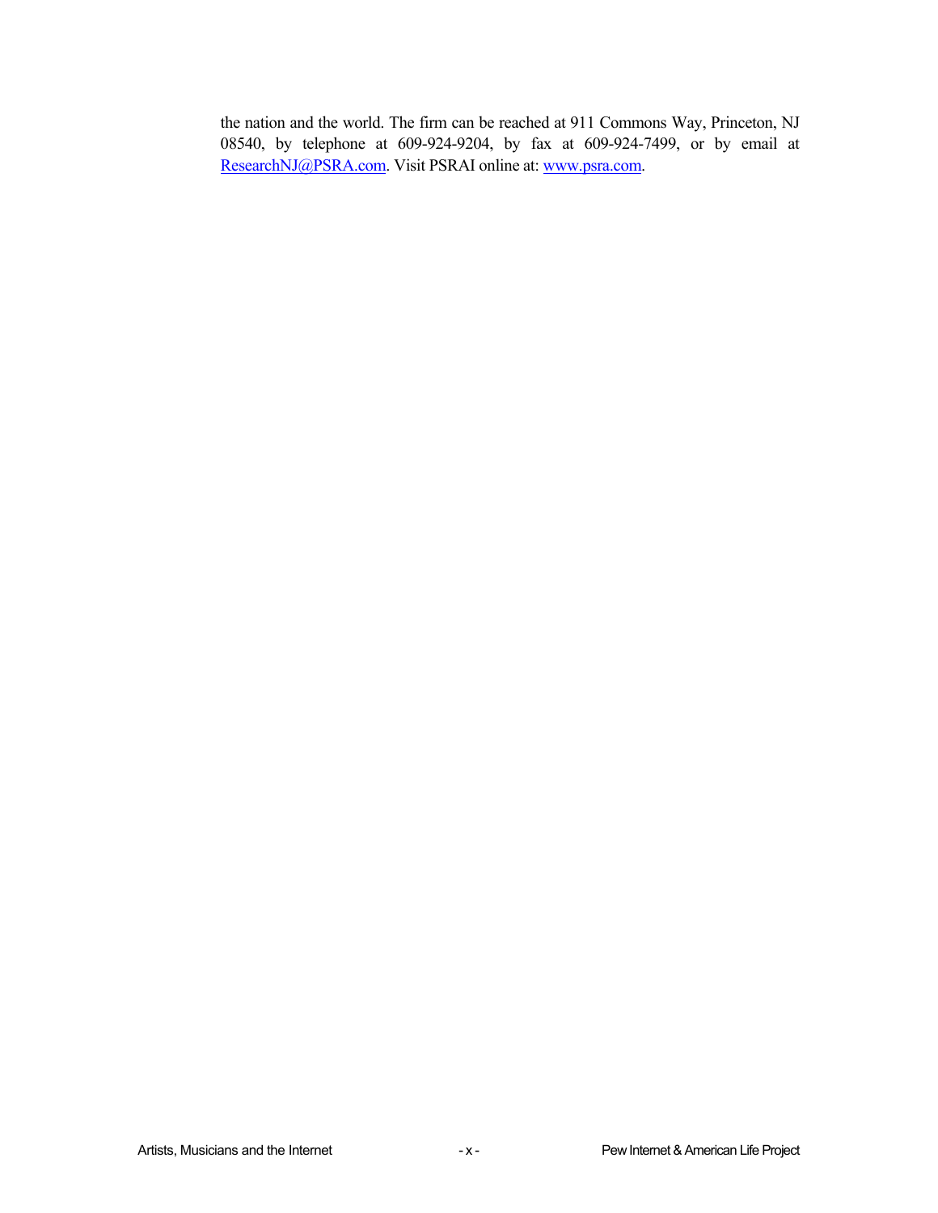the nation and the world. The firm can be reached at 911 Commons Way, Princeton, NJ 08540, by telephone at 609-924-9204, by fax at 609-924-7499, or by email at ResearchNJ@PSRA.com. Visit PSRAI online at: www.psra.com.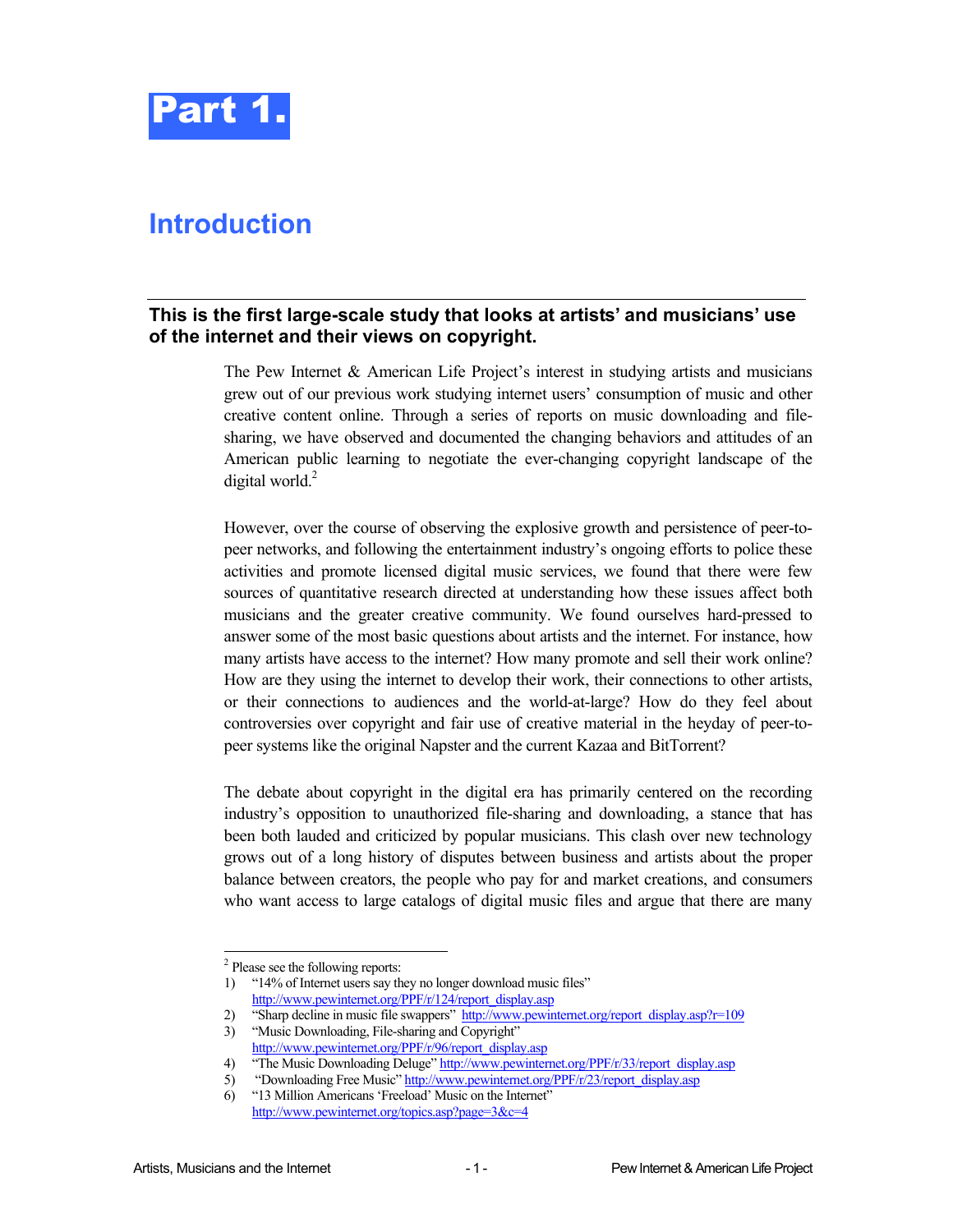# Part 1.

## Introduction

### This is the first large-scale study that looks at artists' and musicians' use of the internet and their views on copyright.

The Pew Internet & American Life Project's interest in studying artists and musicians grew out of our previous work studying internet users' consumption of music and other creative content online. Through a series of reports on music downloading and file-sharing, we have observed and documented the changing behaviors and attitudes of an American public learning to negotiate the ever-changing copyright landscape of the digital world.[2]

However, over the course of observing the explosive growth and persistence of peer-to-peer networks, and following the entertainment industry's ongoing efforts to police these activities and promote licensed digital music services, we found that there were few sources of quantitative research directed at understanding how these issues affect both musicians and the greater creative community. We found ourselves hard-pressed to answer some of the most basic questions about artists and the internet. For instance, how many artists have access to the internet? How many promote and sell their work online? How are they using the internet to develop their work, their connections to other artists, or their connections to audiences and the world-at-large? How do they feel about controversies over copyright and fair use of creative material in the heyday of peer-to-peer systems like the original Napster and the current Kazaa and BitTorrent?

The debate about copyright in the digital era has primarily centered on the recording industry's opposition to unauthorized file-sharing and downloading, a stance that has been both lauded and criticized by popular musicians. This clash over new technology grows out of a long history of disputes between business and artists about the proper balance between creators, the people who pay for and market creations, and consumers who want access to large catalogs of digital music files and argue that there are many

---

[2] Please see the following reports:

1) "14% of Internet users say they no longer download music files" http://www.pewinternet.org/PPF/r/124/report_display.asp
2) "Sharp decline in music file swappers" http://www.pewinternet.org/report_display.asp?r=109
3) "Music Downloading, File-sharing and Copyright" http://www.pewinternet.org/PPF/r/96/report_display.asp
4) "The Music Downloading Deluge" http://www.pewinternet.org/PPF/r/33/report_display.asp
5) "Downloading Free Music" http://www.pewinternet.org/PPF/r/23/report_display.asp
6) "13 Million Americans 'Freeload' Music on the Internet" http://www.pewinternet.org/topics.asp?page=3&c=4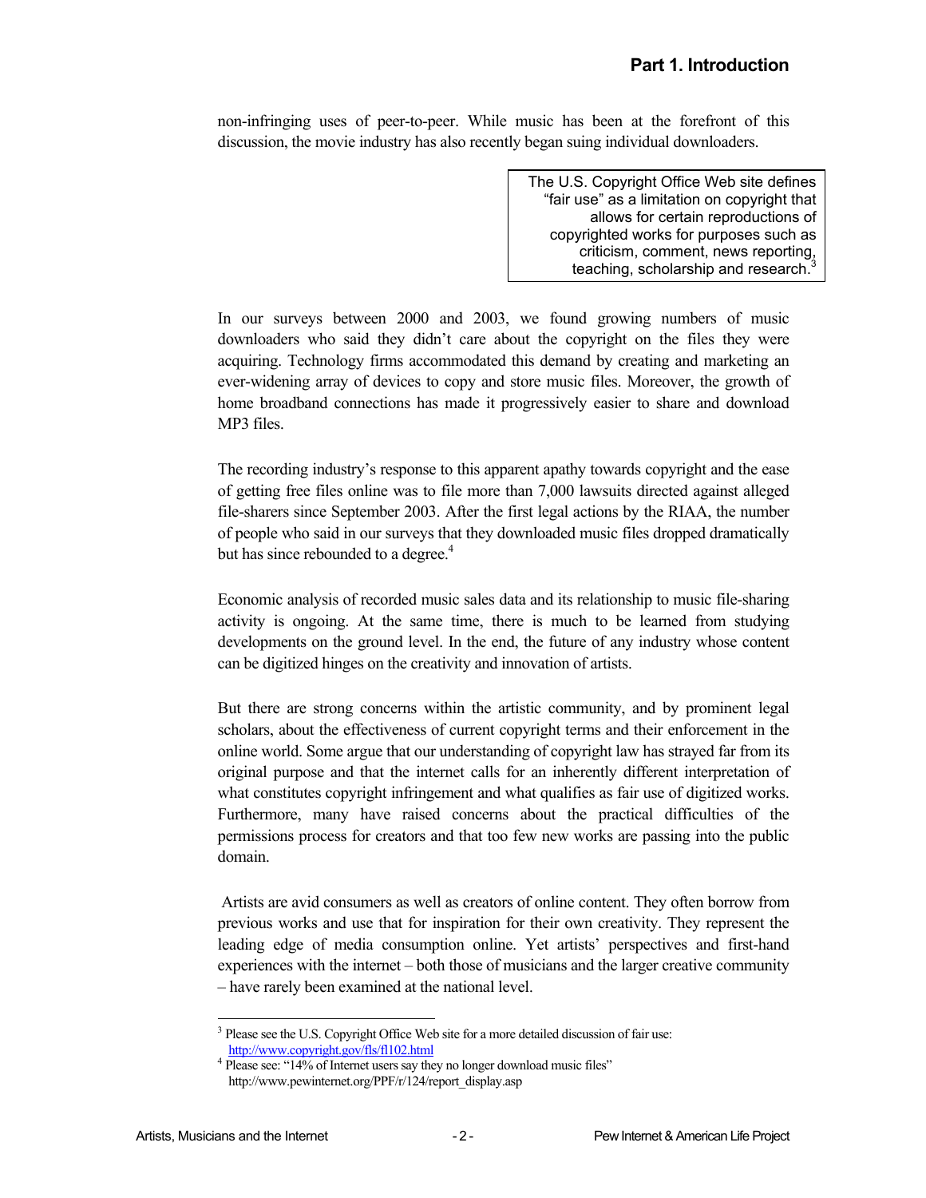non-infringing uses of peer-to-peer. While music has been at the forefront of this discussion, the movie industry has also recently began suing individual downloaders.

> The U.S. Copyright Office Web site defines "fair use" as a limitation on copyright that allows for certain reproductions of copyrighted works for purposes such as criticism, comment, news reporting, teaching, scholarship and research.[3]

In our surveys between 2000 and 2003, we found growing numbers of music downloaders who said they didn't care about the copyright on the files they were acquiring. Technology firms accommodated this demand by creating and marketing an ever-widening array of devices to copy and store music files. Moreover, the growth of home broadband connections has made it progressively easier to share and download MP3 files.

The recording industry's response to this apparent apathy towards copyright and the ease of getting free files online was to file more than 7,000 lawsuits directed against alleged file-sharers since September 2003. After the first legal actions by the RIAA, the number of people who said in our surveys that they downloaded music files dropped dramatically but has since rebounded to a degree.[4]

Economic analysis of recorded music sales data and its relationship to music file-sharing activity is ongoing. At the same time, there is much to be learned from studying developments on the ground level. In the end, the future of any industry whose content can be digitized hinges on the creativity and innovation of artists.

But there are strong concerns within the artistic community, and by prominent legal scholars, about the effectiveness of current copyright terms and their enforcement in the online world. Some argue that our understanding of copyright law has strayed far from its original purpose and that the internet calls for an inherently different interpretation of what constitutes copyright infringement and what qualifies as fair use of digitized works. Furthermore, many have raised concerns about the practical difficulties of the permissions process for creators and that too few new works are passing into the public domain.

Artists are avid consumers as well as creators of online content. They often borrow from previous works and use that for inspiration for their own creativity. They represent the leading edge of media consumption online. Yet artists' perspectives and first-hand experiences with the internet – both those of musicians and the larger creative community – have rarely been examined at the national level.

---

[3] Please see the U.S. Copyright Office Web site for a more detailed discussion of fair use: http://www.copyright.gov/fls/fl102.html

[4] Please see: "14% of Internet users say they no longer download music files" http://www.pewinternet.org/PPF/r/124/report_display.asp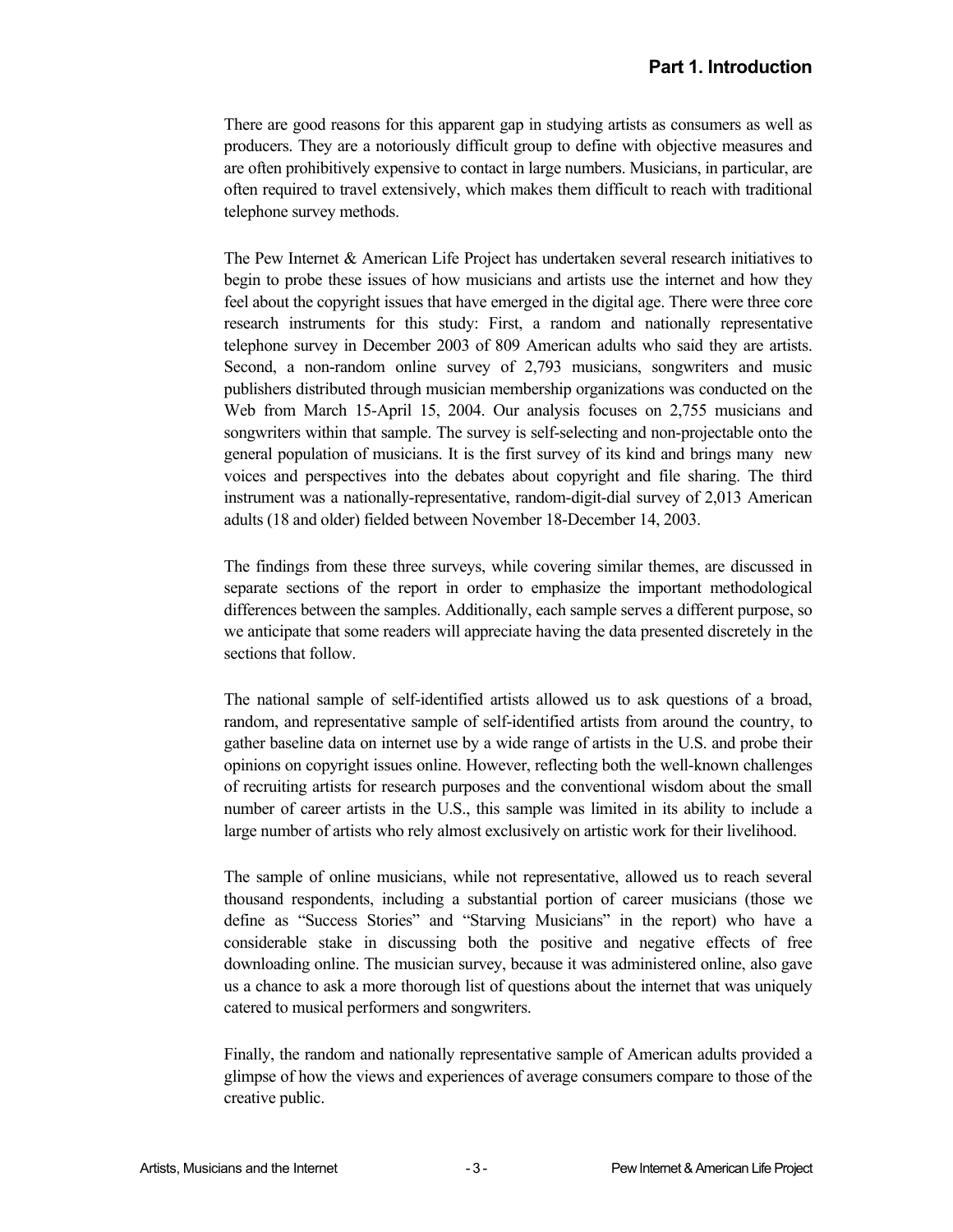There are good reasons for this apparent gap in studying artists as consumers as well as producers. They are a notoriously difficult group to define with objective measures and are often prohibitively expensive to contact in large numbers. Musicians, in particular, are often required to travel extensively, which makes them difficult to reach with traditional telephone survey methods.

The Pew Internet & American Life Project has undertaken several research initiatives to begin to probe these issues of how musicians and artists use the internet and how they feel about the copyright issues that have emerged in the digital age. There were three core research instruments for this study: First, a random and nationally representative telephone survey in December 2003 of 809 American adults who said they are artists. Second, a non-random online survey of 2,793 musicians, songwriters and music publishers distributed through musician membership organizations was conducted on the Web from March 15-April 15, 2004. Our analysis focuses on 2,755 musicians and songwriters within that sample. The survey is self-selecting and non-projectable onto the general population of musicians. It is the first survey of its kind and brings many new voices and perspectives into the debates about copyright and file sharing. The third instrument was a nationally-representative, random-digit-dial survey of 2,013 American adults (18 and older) fielded between November 18-December 14, 2003.

The findings from these three surveys, while covering similar themes, are discussed in separate sections of the report in order to emphasize the important methodological differences between the samples. Additionally, each sample serves a different purpose, so we anticipate that some readers will appreciate having the data presented discretely in the sections that follow.

The national sample of self-identified artists allowed us to ask questions of a broad, random, and representative sample of self-identified artists from around the country, to gather baseline data on internet use by a wide range of artists in the U.S. and probe their opinions on copyright issues online. However, reflecting both the well-known challenges of recruiting artists for research purposes and the conventional wisdom about the small number of career artists in the U.S., this sample was limited in its ability to include a large number of artists who rely almost exclusively on artistic work for their livelihood.

The sample of online musicians, while not representative, allowed us to reach several thousand respondents, including a substantial portion of career musicians (those we define as "Success Stories" and "Starving Musicians" in the report) who have a considerable stake in discussing both the positive and negative effects of free downloading online. The musician survey, because it was administered online, also gave us a chance to ask a more thorough list of questions about the internet that was uniquely catered to musical performers and songwriters.

Finally, the random and nationally representative sample of American adults provided a glimpse of how the views and experiences of average consumers compare to those of the creative public.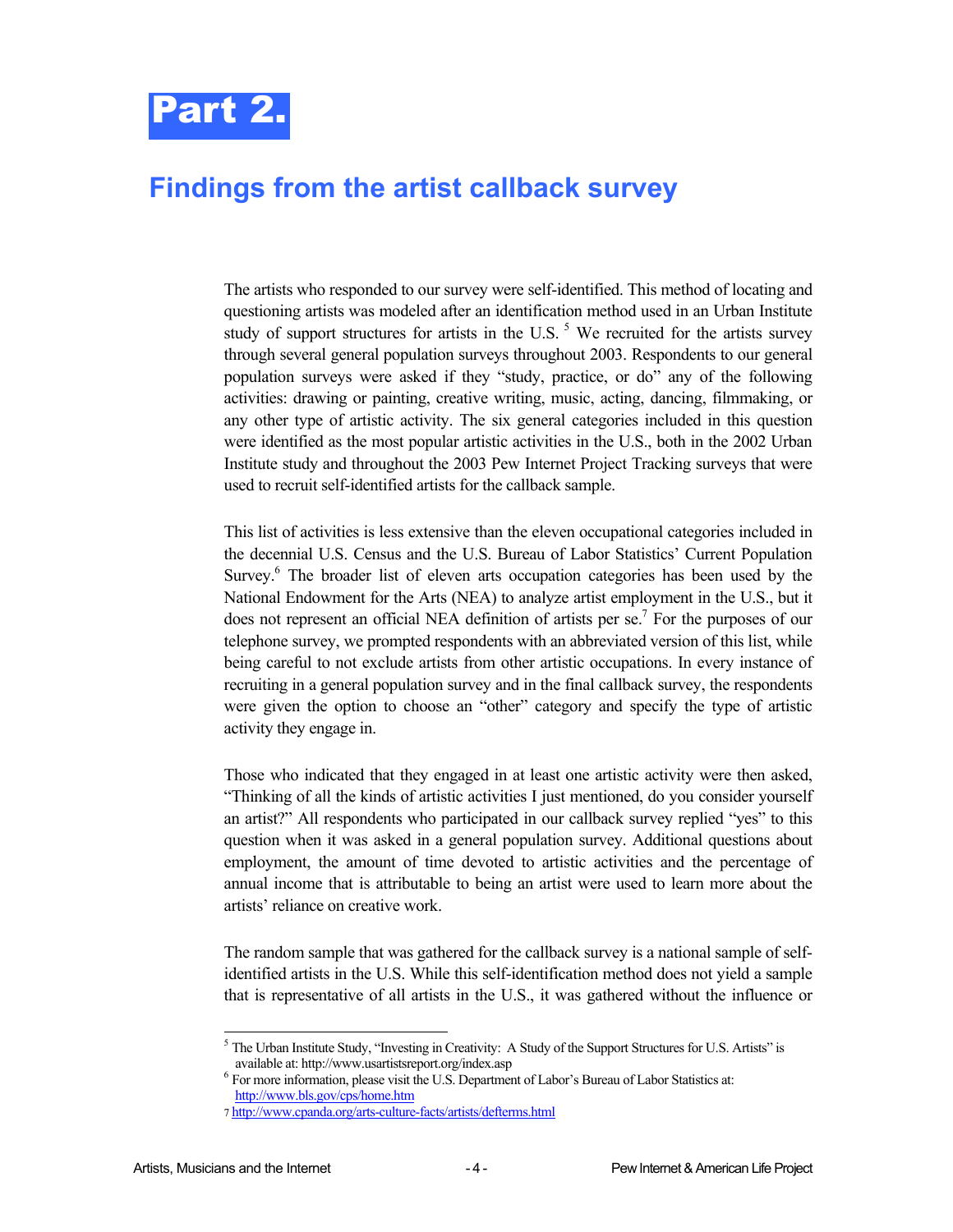# Part 2.

## Findings from the artist callback survey

The artists who responded to our survey were self-identified. This method of locating and questioning artists was modeled after an identification method used in an Urban Institute study of support structures for artists in the U.S. [5] We recruited for the artists survey through several general population surveys throughout 2003. Respondents to our general population surveys were asked if they "study, practice, or do" any of the following activities: drawing or painting, creative writing, music, acting, dancing, filmmaking, or any other type of artistic activity. The six general categories included in this question were identified as the most popular artistic activities in the U.S., both in the 2002 Urban Institute study and throughout the 2003 Pew Internet Project Tracking surveys that were used to recruit self-identified artists for the callback sample.

This list of activities is less extensive than the eleven occupational categories included in the decennial U.S. Census and the U.S. Bureau of Labor Statistics' Current Population Survey.[6] The broader list of eleven arts occupation categories has been used by the National Endowment for the Arts (NEA) to analyze artist employment in the U.S., but it does not represent an official NEA definition of artists per se.[7] For the purposes of our telephone survey, we prompted respondents with an abbreviated version of this list, while being careful to not exclude artists from other artistic occupations. In every instance of recruiting in a general population survey and in the final callback survey, the respondents were given the option to choose an "other" category and specify the type of artistic activity they engage in.

Those who indicated that they engaged in at least one artistic activity were then asked, "Thinking of all the kinds of artistic activities I just mentioned, do you consider yourself an artist?" All respondents who participated in our callback survey replied "yes" to this question when it was asked in a general population survey. Additional questions about employment, the amount of time devoted to artistic activities and the percentage of annual income that is attributable to being an artist were used to learn more about the artists' reliance on creative work.

The random sample that was gathered for the callback survey is a national sample of self-identified artists in the U.S. While this self-identification method does not yield a sample that is representative of all artists in the U.S., it was gathered without the influence or

---

[5] The Urban Institute Study, "Investing in Creativity: A Study of the Support Structures for U.S. Artists" is available at: http://www.usartistsreport.org/index.asp

[6] For more information, please visit the U.S. Department of Labor's Bureau of Labor Statistics at: http://www.bls.gov/cps/home.htm

[7] http://www.cpanda.org/arts-culture-facts/artists/defterms.html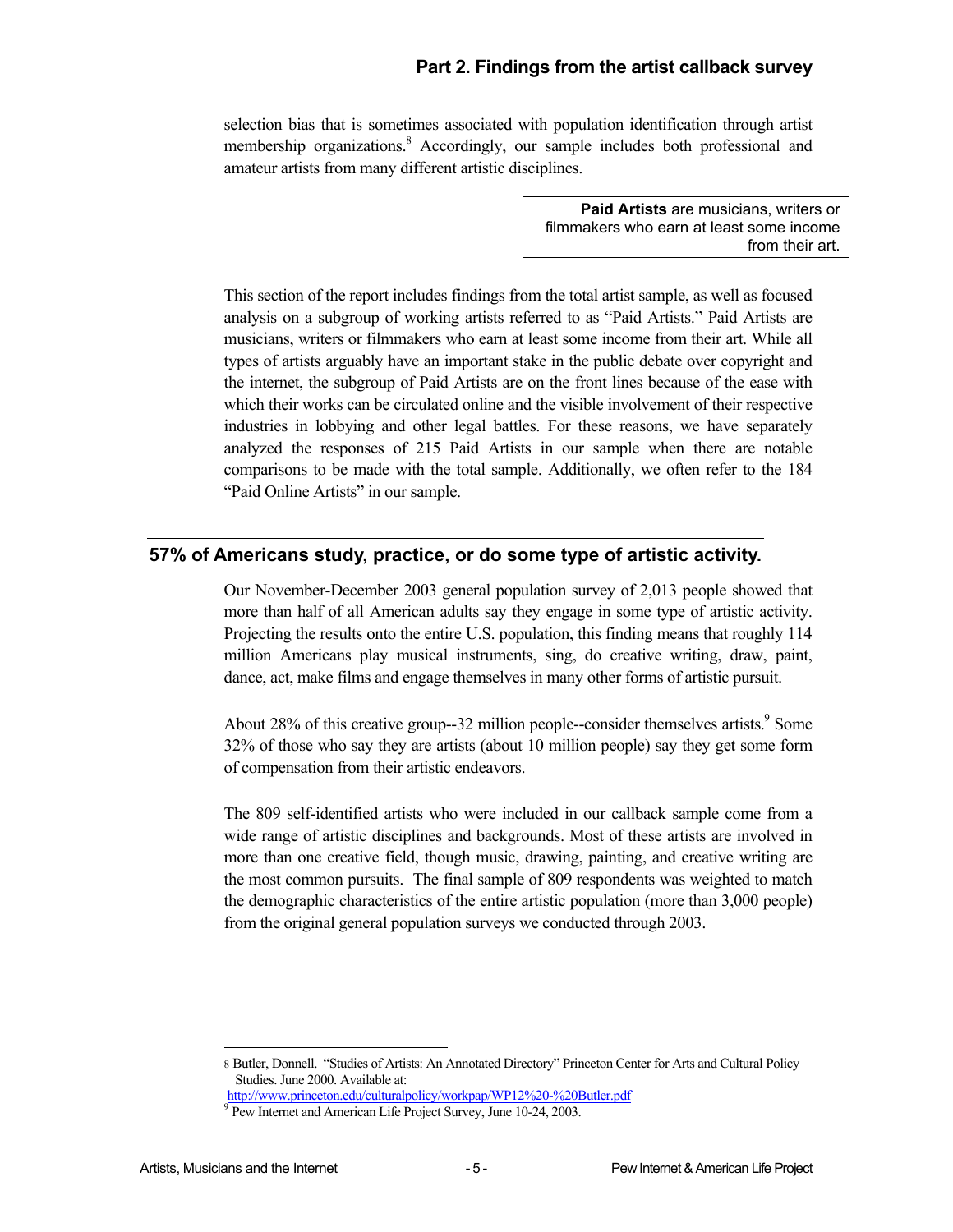selection bias that is sometimes associated with population identification through artist membership organizations.[8] Accordingly, our sample includes both professional and amateur artists from many different artistic disciplines.

> **Paid Artists** are musicians, writers or filmmakers who earn at least some income from their art.

This section of the report includes findings from the total artist sample, as well as focused analysis on a subgroup of working artists referred to as "Paid Artists." Paid Artists are musicians, writers or filmmakers who earn at least some income from their art. While all types of artists arguably have an important stake in the public debate over copyright and the internet, the subgroup of Paid Artists are on the front lines because of the ease with which their works can be circulated online and the visible involvement of their respective industries in lobbying and other legal battles. For these reasons, we have separately analyzed the responses of 215 Paid Artists in our sample when there are notable comparisons to be made with the total sample. Additionally, we often refer to the 184 "Paid Online Artists" in our sample.

## 57% of Americans study, practice, or do some type of artistic activity.

Our November-December 2003 general population survey of 2,013 people showed that more than half of all American adults say they engage in some type of artistic activity. Projecting the results onto the entire U.S. population, this finding means that roughly 114 million Americans play musical instruments, sing, do creative writing, draw, paint, dance, act, make films and engage themselves in many other forms of artistic pursuit.

About 28% of this creative group--32 million people--consider themselves artists.[9] Some 32% of those who say they are artists (about 10 million people) say they get some form of compensation from their artistic endeavors.

The 809 self-identified artists who were included in our callback sample come from a wide range of artistic disciplines and backgrounds. Most of these artists are involved in more than one creative field, though music, drawing, painting, and creative writing are the most common pursuits. The final sample of 809 respondents was weighted to match the demographic characteristics of the entire artistic population (more than 3,000 people) from the original general population surveys we conducted through 2003.

---

8 Butler, Donnell. "Studies of Artists: An Annotated Directory" Princeton Center for Arts and Cultural Policy Studies. June 2000. Available at: http://www.princeton.edu/culturalpolicy/workpap/WP12%20-%20Butler.pdf

9 Pew Internet and American Life Project Survey, June 10-24, 2003.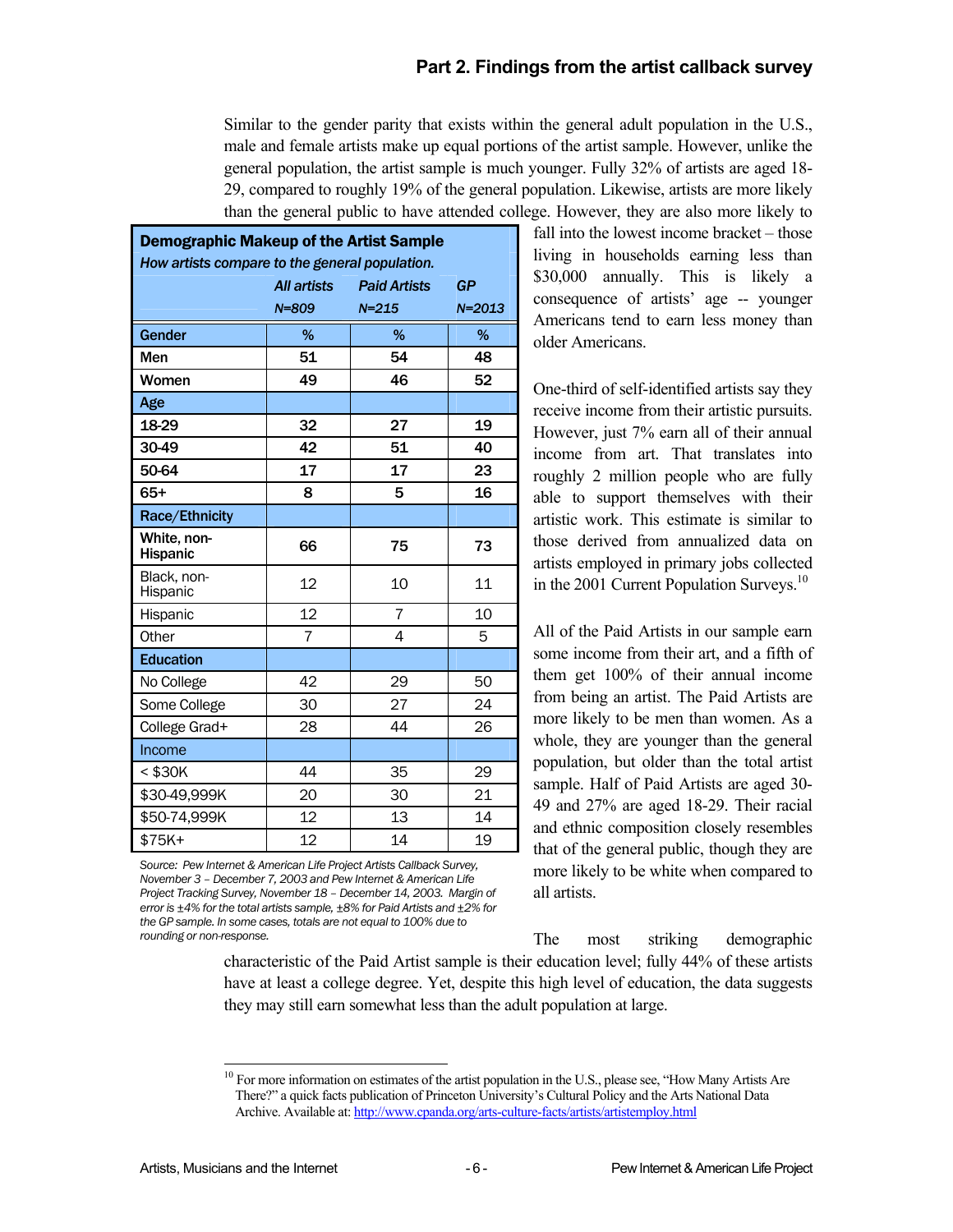## Part 2. Findings from the artist callback survey

Similar to the gender parity that exists within the general adult population in the U.S., male and female artists make up equal portions of the artist sample. However, unlike the general population, the artist sample is much younger. Fully 32% of artists are aged 18-29, compared to roughly 19% of the general population. Likewise, artists are more likely than the general public to have attended college. However, they are also more likely to fall into the lowest income bracket – those living in households earning less than $30,000 annually. This is likely a consequence of artists' age -- younger Americans tend to earn less money than older Americans.

**Demographic Makeup of the Artist Sample**

*How artists compare to the general population.*

| | *All artists* N=809 | *Paid Artists* N=215 | *GP* N=2013 |
|---|---|---|---|
| **Gender** | % | % | % |
| **Men** | **51** | **54** | **48** |
| **Women** | **49** | **46** | **52** |
| **Age** | | | |
| **18-29** | **32** | **27** | **19** |
| **30-49** | **42** | **51** | **40** |
| **50-64** | **17** | **17** | **23** |
| **65+** | **8** | **5** | **16** |
| **Race/Ethnicity** | | | |
| **White, non-Hispanic** | **66** | **75** | **73** |
| Black, non-Hispanic | 12 | 10 | 11 |
| Hispanic | 12 | 7 | 10 |
| Other | 7 | 4 | 5 |
| **Education** | | | |
| No College | 42 | 29 | 50 |
| Some College | 30 | 27 | 24 |
| College Grad+ | 28 | 44 | 26 |
| Income | | | |
| < $30K | 44 | 35 | 29 |
| $30-49,999K | 20 | 30 | 21 |
| $50-74,999K | 12 | 13 | 14 |
| $75K+ | 12 | 14 | 19 |

*Source: Pew Internet & American Life Project Artists Callback Survey, November 3 – December 7, 2003 and Pew Internet & American Life Project Tracking Survey, November 18 – December 14, 2003. Margin of error is ±4% for the total artists sample, ±8% for Paid Artists and ±2% for the GP sample. In some cases, totals are not equal to 100% due to rounding or non-response.*

One-third of self-identified artists say they receive income from their artistic pursuits. However, just 7% earn all of their annual income from art. That translates into roughly 2 million people who are fully able to support themselves with their artistic work. This estimate is similar to those derived from annualized data on artists employed in primary jobs collected in the 2001 Current Population Surveys.[10]

All of the Paid Artists in our sample earn some income from their art, and a fifth of them get 100% of their annual income from being an artist. The Paid Artists are more likely to be men than women. As a whole, they are younger than the general population, but older than the total artist sample. Half of Paid Artists are aged 30-49 and 27% are aged 18-29. Their racial and ethnic composition closely resembles that of the general public, though they are more likely to be white when compared to all artists.

The most striking demographic characteristic of the Paid Artist sample is their education level; fully 44% of these artists have at least a college degree. Yet, despite this high level of education, the data suggests they may still earn somewhat less than the adult population at large.

---

[10] For more information on estimates of the artist population in the U.S., please see, "How Many Artists Are There?" a quick facts publication of Princeton University's Cultural Policy and the Arts National Data Archive. Available at: http://www.cpanda.org/arts-culture-facts/artists/artistemploy.html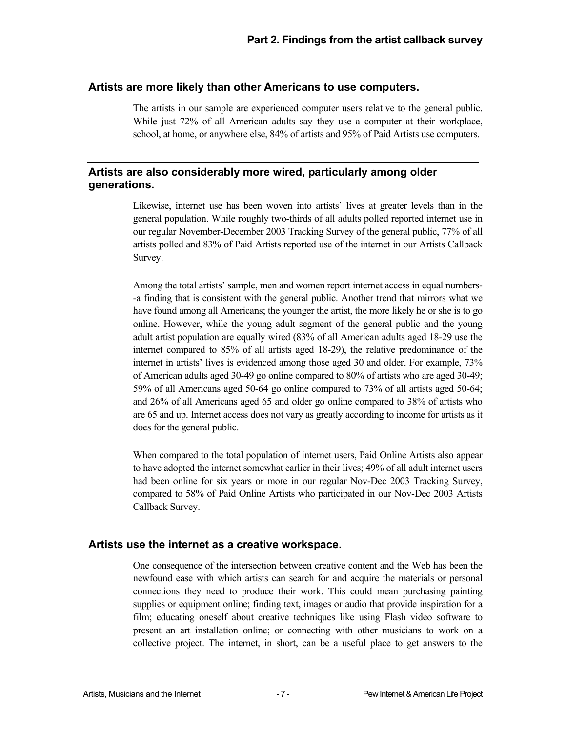## Artists are more likely than other Americans to use computers.

The artists in our sample are experienced computer users relative to the general public. While just 72% of all American adults say they use a computer at their workplace, school, at home, or anywhere else, 84% of artists and 95% of Paid Artists use computers.

## Artists are also considerably more wired, particularly among older generations.

Likewise, internet use has been woven into artists' lives at greater levels than in the general population. While roughly two-thirds of all adults polled reported internet use in our regular November-December 2003 Tracking Survey of the general public, 77% of all artists polled and 83% of Paid Artists reported use of the internet in our Artists Callback Survey.

Among the total artists' sample, men and women report internet access in equal numbers--a finding that is consistent with the general public. Another trend that mirrors what we have found among all Americans; the younger the artist, the more likely he or she is to go online. However, while the young adult segment of the general public and the young adult artist population are equally wired (83% of all American adults aged 18-29 use the internet compared to 85% of all artists aged 18-29), the relative predominance of the internet in artists' lives is evidenced among those aged 30 and older. For example, 73% of American adults aged 30-49 go online compared to 80% of artists who are aged 30-49; 59% of all Americans aged 50-64 go online compared to 73% of all artists aged 50-64; and 26% of all Americans aged 65 and older go online compared to 38% of artists who are 65 and up. Internet access does not vary as greatly according to income for artists as it does for the general public.

When compared to the total population of internet users, Paid Online Artists also appear to have adopted the internet somewhat earlier in their lives; 49% of all adult internet users had been online for six years or more in our regular Nov-Dec 2003 Tracking Survey, compared to 58% of Paid Online Artists who participated in our Nov-Dec 2003 Artists Callback Survey.

## Artists use the internet as a creative workspace.

One consequence of the intersection between creative content and the Web has been the newfound ease with which artists can search for and acquire the materials or personal connections they need to produce their work. This could mean purchasing painting supplies or equipment online; finding text, images or audio that provide inspiration for a film; educating oneself about creative techniques like using Flash video software to present an art installation online; or connecting with other musicians to work on a collective project. The internet, in short, can be a useful place to get answers to the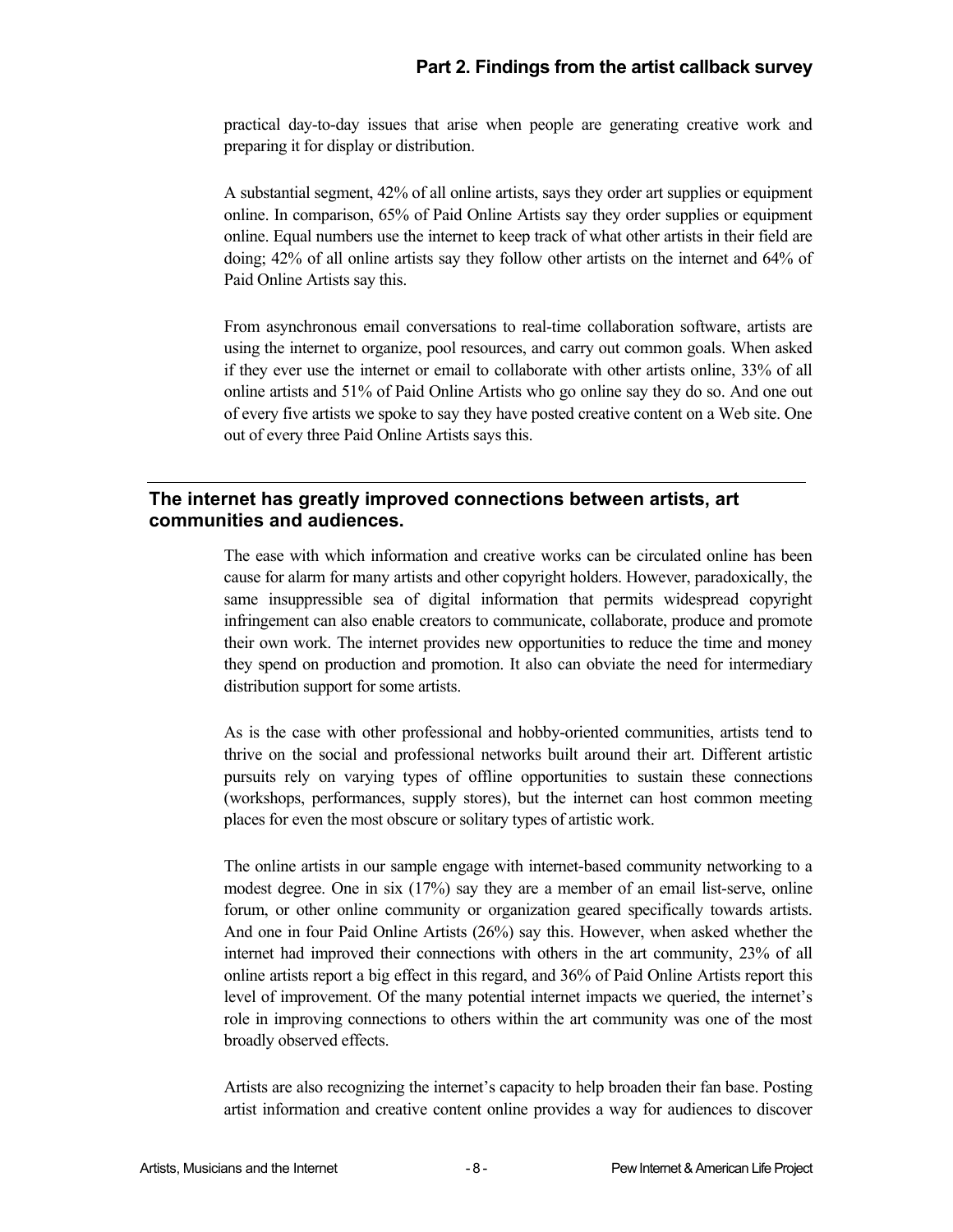practical day-to-day issues that arise when people are generating creative work and preparing it for display or distribution.

A substantial segment, 42% of all online artists, says they order art supplies or equipment online. In comparison, 65% of Paid Online Artists say they order supplies or equipment online. Equal numbers use the internet to keep track of what other artists in their field are doing; 42% of all online artists say they follow other artists on the internet and 64% of Paid Online Artists say this.

From asynchronous email conversations to real-time collaboration software, artists are using the internet to organize, pool resources, and carry out common goals. When asked if they ever use the internet or email to collaborate with other artists online, 33% of all online artists and 51% of Paid Online Artists who go online say they do so. And one out of every five artists we spoke to say they have posted creative content on a Web site. One out of every three Paid Online Artists says this.

## The internet has greatly improved connections between artists, art communities and audiences.

The ease with which information and creative works can be circulated online has been cause for alarm for many artists and other copyright holders. However, paradoxically, the same insuppressible sea of digital information that permits widespread copyright infringement can also enable creators to communicate, collaborate, produce and promote their own work. The internet provides new opportunities to reduce the time and money they spend on production and promotion. It also can obviate the need for intermediary distribution support for some artists.

As is the case with other professional and hobby-oriented communities, artists tend to thrive on the social and professional networks built around their art. Different artistic pursuits rely on varying types of offline opportunities to sustain these connections (workshops, performances, supply stores), but the internet can host common meeting places for even the most obscure or solitary types of artistic work.

The online artists in our sample engage with internet-based community networking to a modest degree. One in six (17%) say they are a member of an email list-serve, online forum, or other online community or organization geared specifically towards artists. And one in four Paid Online Artists (26%) say this. However, when asked whether the internet had improved their connections with others in the art community, 23% of all online artists report a big effect in this regard, and 36% of Paid Online Artists report this level of improvement. Of the many potential internet impacts we queried, the internet's role in improving connections to others within the art community was one of the most broadly observed effects.

Artists are also recognizing the internet's capacity to help broaden their fan base. Posting artist information and creative content online provides a way for audiences to discover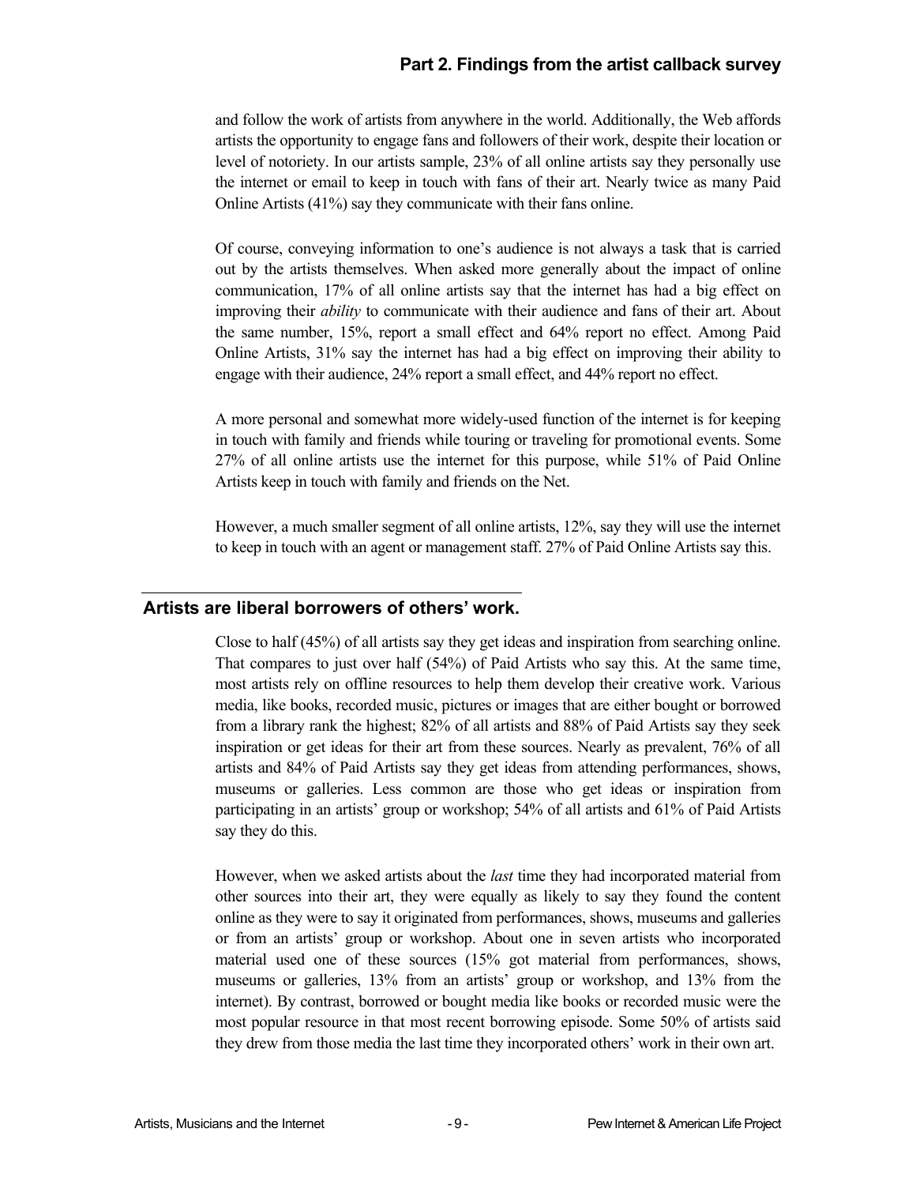and follow the work of artists from anywhere in the world. Additionally, the Web affords artists the opportunity to engage fans and followers of their work, despite their location or level of notoriety. In our artists sample, 23% of all online artists say they personally use the internet or email to keep in touch with fans of their art. Nearly twice as many Paid Online Artists (41%) say they communicate with their fans online.

Of course, conveying information to one's audience is not always a task that is carried out by the artists themselves. When asked more generally about the impact of online communication, 17% of all online artists say that the internet has had a big effect on improving their *ability* to communicate with their audience and fans of their art. About the same number, 15%, report a small effect and 64% report no effect. Among Paid Online Artists, 31% say the internet has had a big effect on improving their ability to engage with their audience, 24% report a small effect, and 44% report no effect.

A more personal and somewhat more widely-used function of the internet is for keeping in touch with family and friends while touring or traveling for promotional events. Some 27% of all online artists use the internet for this purpose, while 51% of Paid Online Artists keep in touch with family and friends on the Net.

However, a much smaller segment of all online artists, 12%, say they will use the internet to keep in touch with an agent or management staff. 27% of Paid Online Artists say this.

## Artists are liberal borrowers of others' work.

Close to half (45%) of all artists say they get ideas and inspiration from searching online. That compares to just over half (54%) of Paid Artists who say this. At the same time, most artists rely on offline resources to help them develop their creative work. Various media, like books, recorded music, pictures or images that are either bought or borrowed from a library rank the highest; 82% of all artists and 88% of Paid Artists say they seek inspiration or get ideas for their art from these sources. Nearly as prevalent, 76% of all artists and 84% of Paid Artists say they get ideas from attending performances, shows, museums or galleries. Less common are those who get ideas or inspiration from participating in an artists' group or workshop; 54% of all artists and 61% of Paid Artists say they do this.

However, when we asked artists about the *last* time they had incorporated material from other sources into their art, they were equally as likely to say they found the content online as they were to say it originated from performances, shows, museums and galleries or from an artists' group or workshop. About one in seven artists who incorporated material used one of these sources (15% got material from performances, shows, museums or galleries, 13% from an artists' group or workshop, and 13% from the internet). By contrast, borrowed or bought media like books or recorded music were the most popular resource in that most recent borrowing episode. Some 50% of artists said they drew from those media the last time they incorporated others' work in their own art.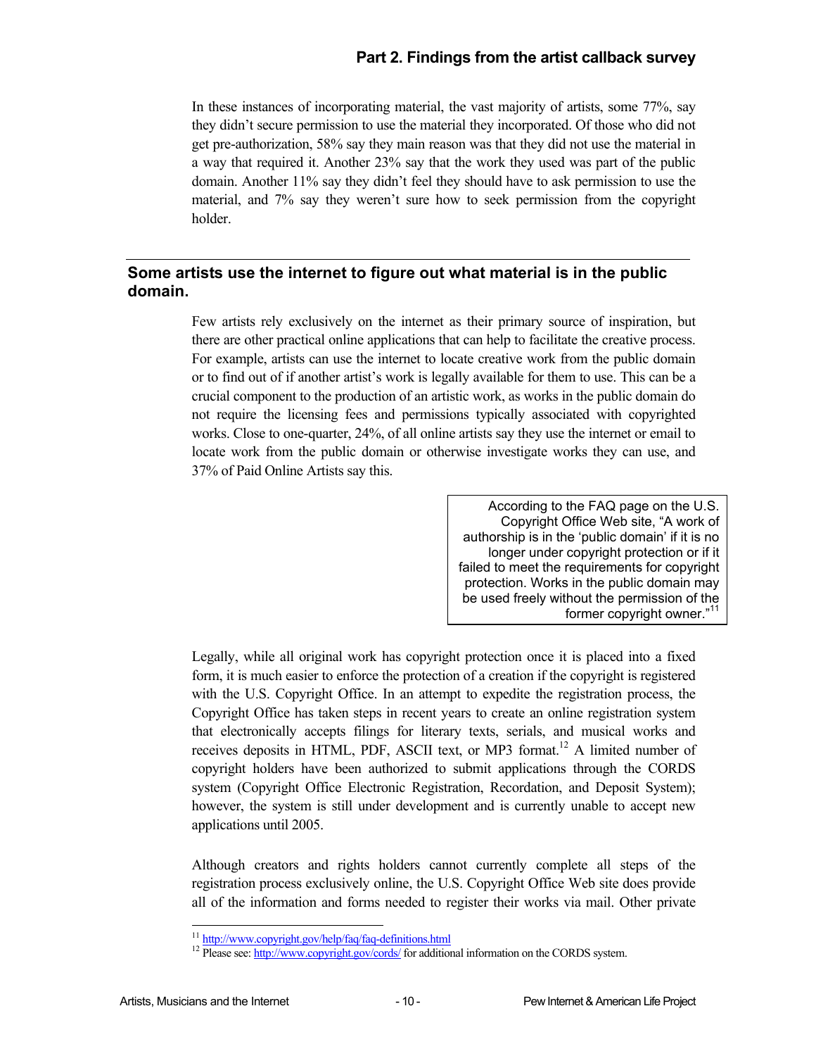In these instances of incorporating material, the vast majority of artists, some 77%, say they didn't secure permission to use the material they incorporated. Of those who did not get pre-authorization, 58% say they main reason was that they did not use the material in a way that required it. Another 23% say that the work they used was part of the public domain. Another 11% say they didn't feel they should have to ask permission to use the material, and 7% say they weren't sure how to seek permission from the copyright holder.

## Some artists use the internet to figure out what material is in the public domain.

Few artists rely exclusively on the internet as their primary source of inspiration, but there are other practical online applications that can help to facilitate the creative process. For example, artists can use the internet to locate creative work from the public domain or to find out of if another artist's work is legally available for them to use. This can be a crucial component to the production of an artistic work, as works in the public domain do not require the licensing fees and permissions typically associated with copyrighted works. Close to one-quarter, 24%, of all online artists say they use the internet or email to locate work from the public domain or otherwise investigate works they can use, and 37% of Paid Online Artists say this.

> According to the FAQ page on the U.S. Copyright Office Web site, "A work of authorship is in the 'public domain' if it is no longer under copyright protection or if it failed to meet the requirements for copyright protection. Works in the public domain may be used freely without the permission of the former copyright owner."[11]

Legally, while all original work has copyright protection once it is placed into a fixed form, it is much easier to enforce the protection of a creation if the copyright is registered with the U.S. Copyright Office. In an attempt to expedite the registration process, the Copyright Office has taken steps in recent years to create an online registration system that electronically accepts filings for literary texts, serials, and musical works and receives deposits in HTML, PDF, ASCII text, or MP3 format.[12] A limited number of copyright holders have been authorized to submit applications through the CORDS system (Copyright Office Electronic Registration, Recordation, and Deposit System); however, the system is still under development and is currently unable to accept new applications until 2005.

Although creators and rights holders cannot currently complete all steps of the registration process exclusively online, the U.S. Copyright Office Web site does provide all of the information and forms needed to register their works via mail. Other private

[11] http://www.copyright.gov/help/faq/faq-definitions.html

[12] Please see: http://www.copyright.gov/cords/ for additional information on the CORDS system.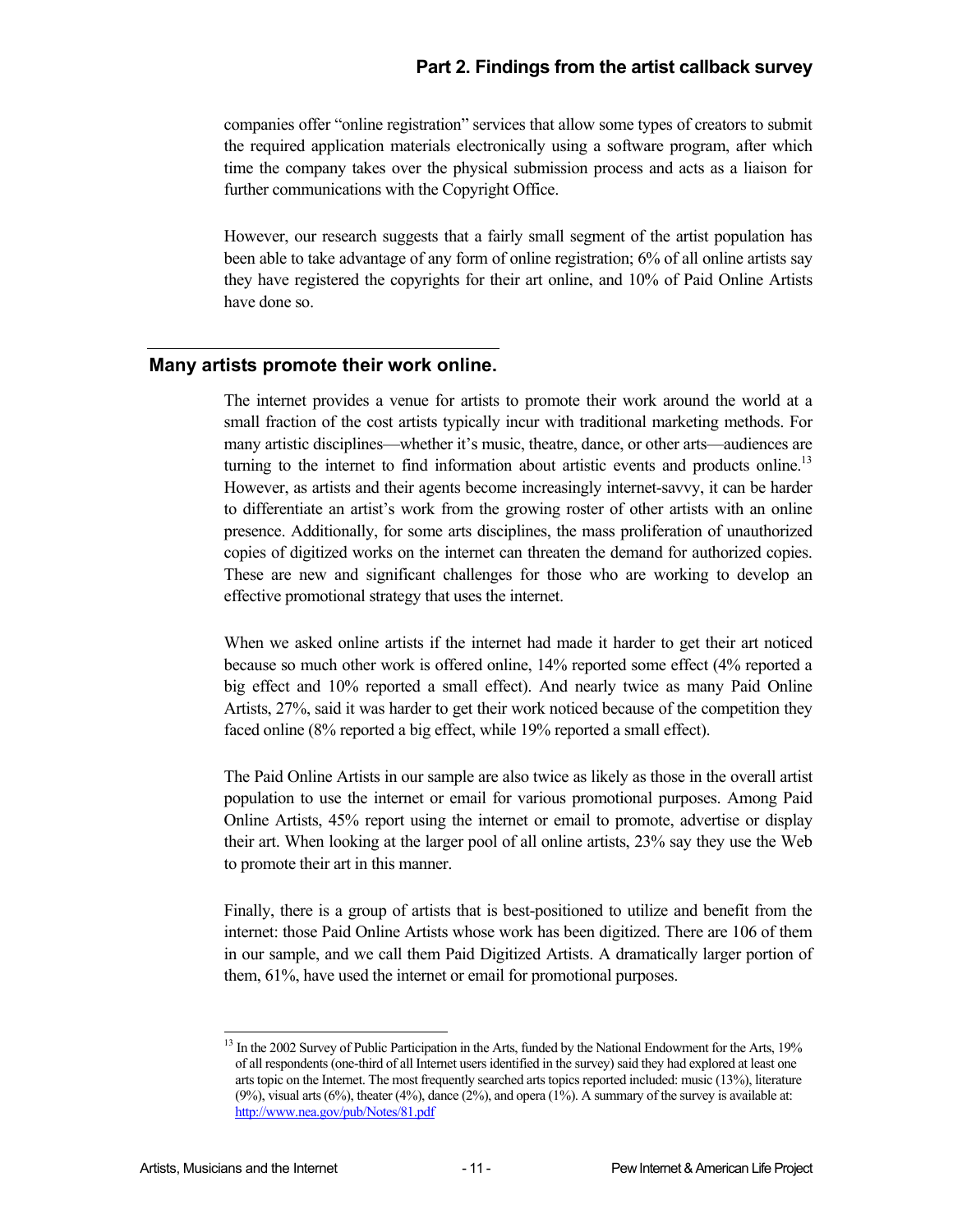companies offer "online registration" services that allow some types of creators to submit the required application materials electronically using a software program, after which time the company takes over the physical submission process and acts as a liaison for further communications with the Copyright Office.

However, our research suggests that a fairly small segment of the artist population has been able to take advantage of any form of online registration; 6% of all online artists say they have registered the copyrights for their art online, and 10% of Paid Online Artists have done so.

## Many artists promote their work online.

The internet provides a venue for artists to promote their work around the world at a small fraction of the cost artists typically incur with traditional marketing methods. For many artistic disciplines—whether it's music, theatre, dance, or other arts—audiences are turning to the internet to find information about artistic events and products online.[13] However, as artists and their agents become increasingly internet-savvy, it can be harder to differentiate an artist's work from the growing roster of other artists with an online presence. Additionally, for some arts disciplines, the mass proliferation of unauthorized copies of digitized works on the internet can threaten the demand for authorized copies. These are new and significant challenges for those who are working to develop an effective promotional strategy that uses the internet.

When we asked online artists if the internet had made it harder to get their art noticed because so much other work is offered online, 14% reported some effect (4% reported a big effect and 10% reported a small effect). And nearly twice as many Paid Online Artists, 27%, said it was harder to get their work noticed because of the competition they faced online (8% reported a big effect, while 19% reported a small effect).

The Paid Online Artists in our sample are also twice as likely as those in the overall artist population to use the internet or email for various promotional purposes. Among Paid Online Artists, 45% report using the internet or email to promote, advertise or display their art. When looking at the larger pool of all online artists, 23% say they use the Web to promote their art in this manner.

Finally, there is a group of artists that is best-positioned to utilize and benefit from the internet: those Paid Online Artists whose work has been digitized. There are 106 of them in our sample, and we call them Paid Digitized Artists. A dramatically larger portion of them, 61%, have used the internet or email for promotional purposes.

[13] In the 2002 Survey of Public Participation in the Arts, funded by the National Endowment for the Arts, 19% of all respondents (one-third of all Internet users identified in the survey) said they had explored at least one arts topic on the Internet. The most frequently searched arts topics reported included: music (13%), literature (9%), visual arts (6%), theater (4%), dance (2%), and opera (1%). A summary of the survey is available at: http://www.nea.gov/pub/Notes/81.pdf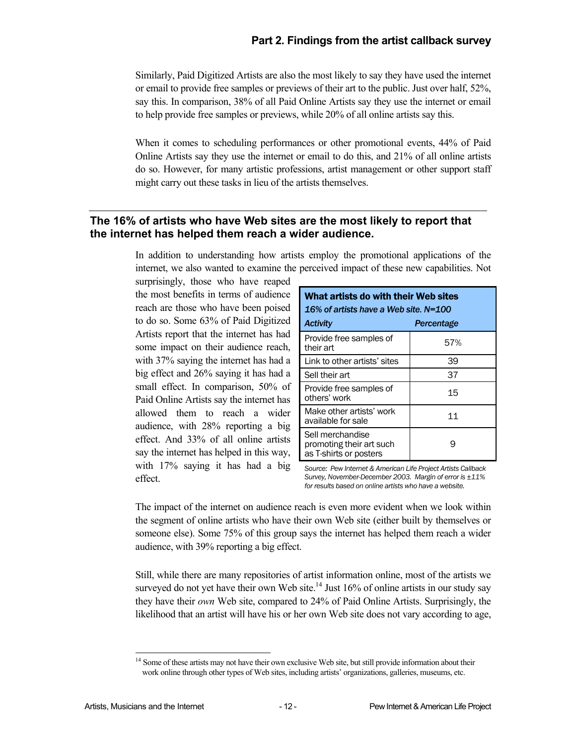Similarly, Paid Digitized Artists are also the most likely to say they have used the internet or email to provide free samples or previews of their art to the public. Just over half, 52%, say this. In comparison, 38% of all Paid Online Artists say they use the internet or email to help provide free samples or previews, while 20% of all online artists say this.

When it comes to scheduling performances or other promotional events, 44% of Paid Online Artists say they use the internet or email to do this, and 21% of all online artists do so. However, for many artistic professions, artist management or other support staff might carry out these tasks in lieu of the artists themselves.

## The 16% of artists who have Web sites are the most likely to report that the internet has helped them reach a wider audience.

In addition to understanding how artists employ the promotional applications of the internet, we also wanted to examine the perceived impact of these new capabilities. Not surprisingly, those who have reaped the most benefits in terms of audience reach are those who have been poised to do so. Some 63% of Paid Digitized Artists report that the internet has had some impact on their audience reach, with 37% saying the internet has had a big effect and 26% saying it has had a small effect. In comparison, 50% of Paid Online Artists say the internet has allowed them to reach a wider audience, with 28% reporting a big effect. And 33% of all online artists say the internet has helped in this way, with 17% saying it has had a big effect.

**What artists do with their Web sites**

*16% of artists have a Web site. N=100*

| *Activity* | *Percentage* |
|---|---|
| Provide free samples of their art | 57% |
| Link to other artists' sites | 39 |
| Sell their art | 37 |
| Provide free samples of others' work | 15 |
| Make other artists' work available for sale | 11 |
| Sell merchandise promoting their art such as T-shirts or posters | 9 |

*Source: Pew Internet & American Life Project Artists Callback Survey, November-December 2003. Margin of error is ±11% for results based on online artists who have a website.*

The impact of the internet on audience reach is even more evident when we look within the segment of online artists who have their own Web site (either built by themselves or someone else). Some 75% of this group says the internet has helped them reach a wider audience, with 39% reporting a big effect.

Still, while there are many repositories of artist information online, most of the artists we surveyed do not yet have their own Web site.[14] Just 16% of online artists in our study say they have their *own* Web site, compared to 24% of Paid Online Artists. Surprisingly, the likelihood that an artist will have his or her own Web site does not vary according to age,

[14] Some of these artists may not have their own exclusive Web site, but still provide information about their work online through other types of Web sites, including artists' organizations, galleries, museums, etc.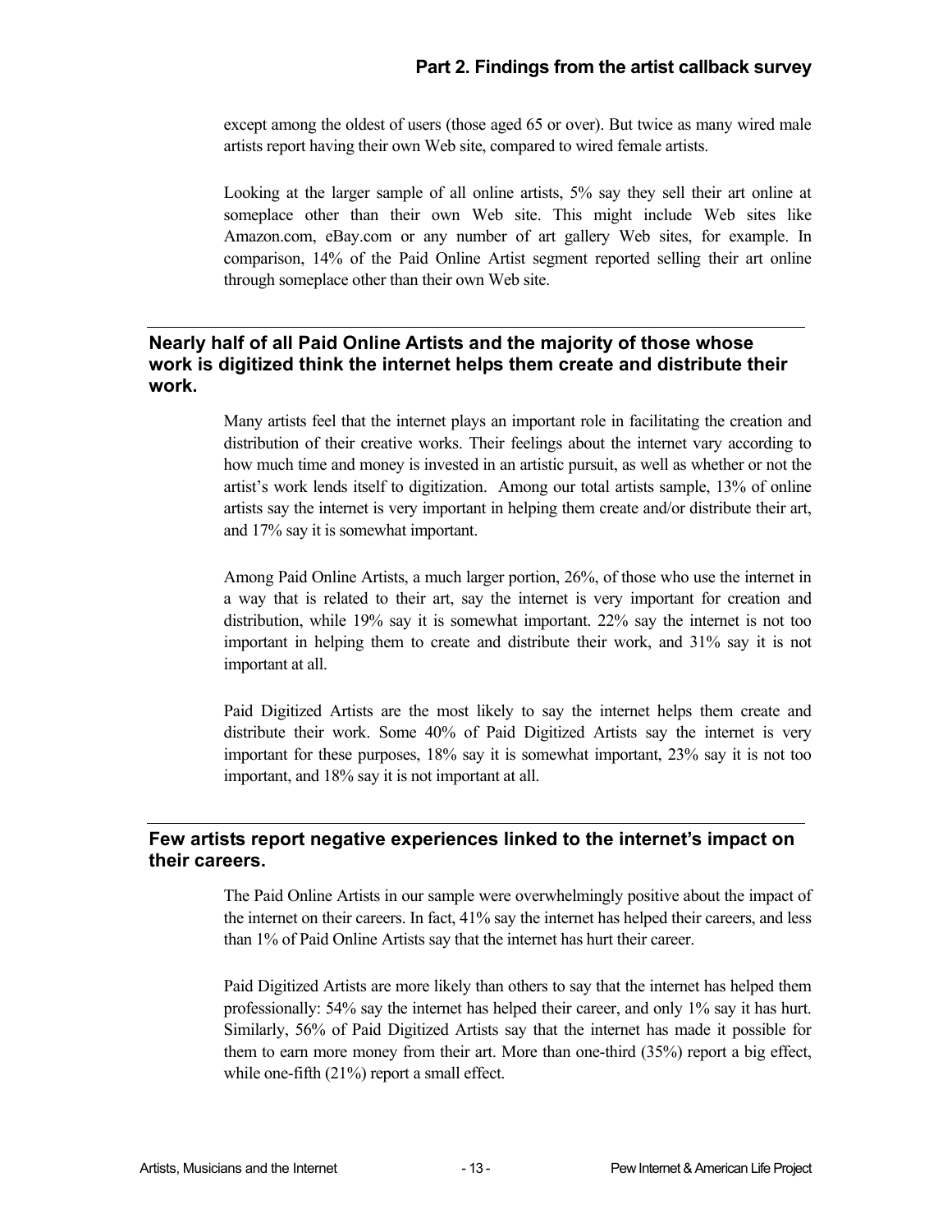except among the oldest of users (those aged 65 or over). But twice as many wired male artists report having their own Web site, compared to wired female artists.

Looking at the larger sample of all online artists, 5% say they sell their art online at someplace other than their own Web site. This might include Web sites like Amazon.com, eBay.com or any number of art gallery Web sites, for example. In comparison, 14% of the Paid Online Artist segment reported selling their art online through someplace other than their own Web site.

## Nearly half of all Paid Online Artists and the majority of those whose work is digitized think the internet helps them create and distribute their work.

Many artists feel that the internet plays an important role in facilitating the creation and distribution of their creative works. Their feelings about the internet vary according to how much time and money is invested in an artistic pursuit, as well as whether or not the artist's work lends itself to digitization. Among our total artists sample, 13% of online artists say the internet is very important in helping them create and/or distribute their art, and 17% say it is somewhat important.

Among Paid Online Artists, a much larger portion, 26%, of those who use the internet in a way that is related to their art, say the internet is very important for creation and distribution, while 19% say it is somewhat important. 22% say the internet is not too important in helping them to create and distribute their work, and 31% say it is not important at all.

Paid Digitized Artists are the most likely to say the internet helps them create and distribute their work. Some 40% of Paid Digitized Artists say the internet is very important for these purposes, 18% say it is somewhat important, 23% say it is not too important, and 18% say it is not important at all.

## Few artists report negative experiences linked to the internet's impact on their careers.

The Paid Online Artists in our sample were overwhelmingly positive about the impact of the internet on their careers. In fact, 41% say the internet has helped their careers, and less than 1% of Paid Online Artists say that the internet has hurt their career.

Paid Digitized Artists are more likely than others to say that the internet has helped them professionally: 54% say the internet has helped their career, and only 1% say it has hurt. Similarly, 56% of Paid Digitized Artists say that the internet has made it possible for them to earn more money from their art. More than one-third (35%) report a big effect, while one-fifth (21%) report a small effect.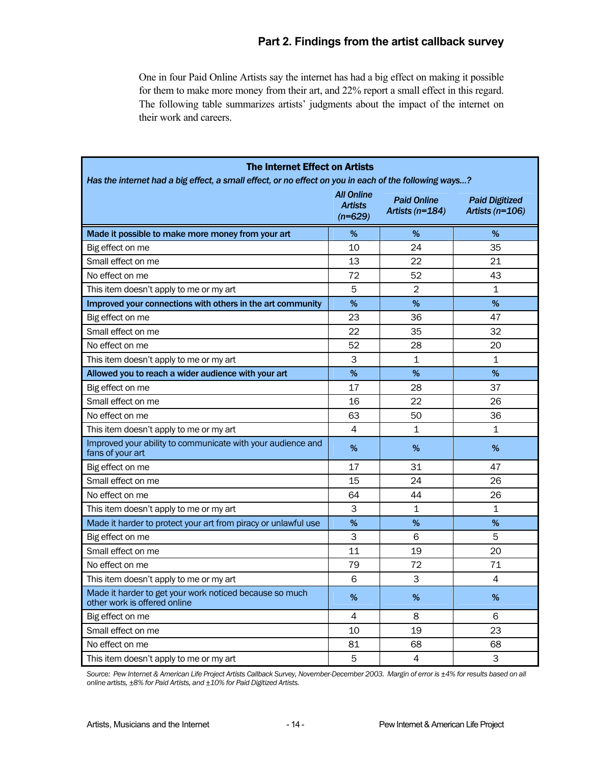## Part 2. Findings from the artist callback survey

One in four Paid Online Artists say the internet has had a big effect on making it possible for them to make more money from their art, and 22% report a small effect in this regard. The following table summarizes artists' judgments about the impact of the internet on their work and careers.

**The Internet Effect on Artists**

*Has the internet had a big effect, a small effect, or no effect on you in each of the following ways…?*

| | *All Online Artists (n=629)* | *Paid Online Artists (n=184)* | *Paid Digitized Artists (n=106)* |
|---|---|---|---|
| **Made it possible to make more money from your art** | % | % | % |
| Big effect on me | 10 | 24 | 35 |
| Small effect on me | 13 | 22 | 21 |
| No effect on me | 72 | 52 | 43 |
| This item doesn't apply to me or my art | 5 | 2 | 1 |
| **Improved your connections with others in the art community** | % | % | % |
| Big effect on me | 23 | 36 | 47 |
| Small effect on me | 22 | 35 | 32 |
| No effect on me | 52 | 28 | 20 |
| This item doesn't apply to me or my art | 3 | 1 | 1 |
| **Allowed you to reach a wider audience with your art** | % | % | % |
| Big effect on me | 17 | 28 | 37 |
| Small effect on me | 16 | 22 | 26 |
| No effect on me | 63 | 50 | 36 |
| This item doesn't apply to me or my art | 4 | 1 | 1 |
| Improved your ability to communicate with your audience and fans of your art | % | % | % |
| Big effect on me | 17 | 31 | 47 |
| Small effect on me | 15 | 24 | 26 |
| No effect on me | 64 | 44 | 26 |
| This item doesn't apply to me or my art | 3 | 1 | 1 |
| Made it harder to protect your art from piracy or unlawful use | % | % | % |
| Big effect on me | 3 | 6 | 5 |
| Small effect on me | 11 | 19 | 20 |
| No effect on me | 79 | 72 | 71 |
| This item doesn't apply to me or my art | 6 | 3 | 4 |
| Made it harder to get your work noticed because so much other work is offered online | % | % | % |
| Big effect on me | 4 | 8 | 6 |
| Small effect on me | 10 | 19 | 23 |
| No effect on me | 81 | 68 | 68 |
| This item doesn't apply to me or my art | 5 | 4 | 3 |

*Source: Pew Internet & American Life Project Artists Callback Survey, November-December 2003. Margin of error is ±4% for results based on all online artists, ±8% for Paid Artists, and ±10% for Paid Digitized Artists.*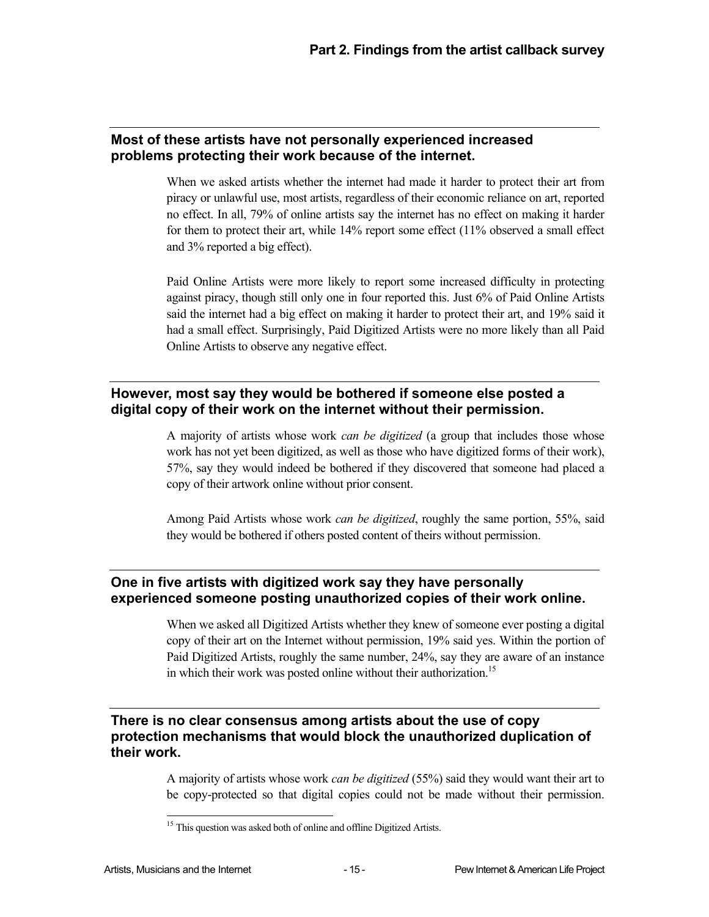## Part 2. Findings from the artist callback survey

### Most of these artists have not personally experienced increased problems protecting their work because of the internet.

When we asked artists whether the internet had made it harder to protect their art from piracy or unlawful use, most artists, regardless of their economic reliance on art, reported no effect. In all, 79% of online artists say the internet has no effect on making it harder for them to protect their art, while 14% report some effect (11% observed a small effect and 3% reported a big effect).

Paid Online Artists were more likely to report some increased difficulty in protecting against piracy, though still only one in four reported this. Just 6% of Paid Online Artists said the internet had a big effect on making it harder to protect their art, and 19% said it had a small effect. Surprisingly, Paid Digitized Artists were no more likely than all Paid Online Artists to observe any negative effect.

### However, most say they would be bothered if someone else posted a digital copy of their work on the internet without their permission.

A majority of artists whose work *can be digitized* (a group that includes those whose work has not yet been digitized, as well as those who have digitized forms of their work), 57%, say they would indeed be bothered if they discovered that someone had placed a copy of their artwork online without prior consent.

Among Paid Artists whose work *can be digitized*, roughly the same portion, 55%, said they would be bothered if others posted content of theirs without permission.

### One in five artists with digitized work say they have personally experienced someone posting unauthorized copies of their work online.

When we asked all Digitized Artists whether they knew of someone ever posting a digital copy of their art on the Internet without permission, 19% said yes. Within the portion of Paid Digitized Artists, roughly the same number, 24%, say they are aware of an instance in which their work was posted online without their authorization.[15]

### There is no clear consensus among artists about the use of copy protection mechanisms that would block the unauthorized duplication of their work.

A majority of artists whose work *can be digitized* (55%) said they would want their art to be copy-protected so that digital copies could not be made without their permission.

[15] This question was asked both of online and offline Digitized Artists.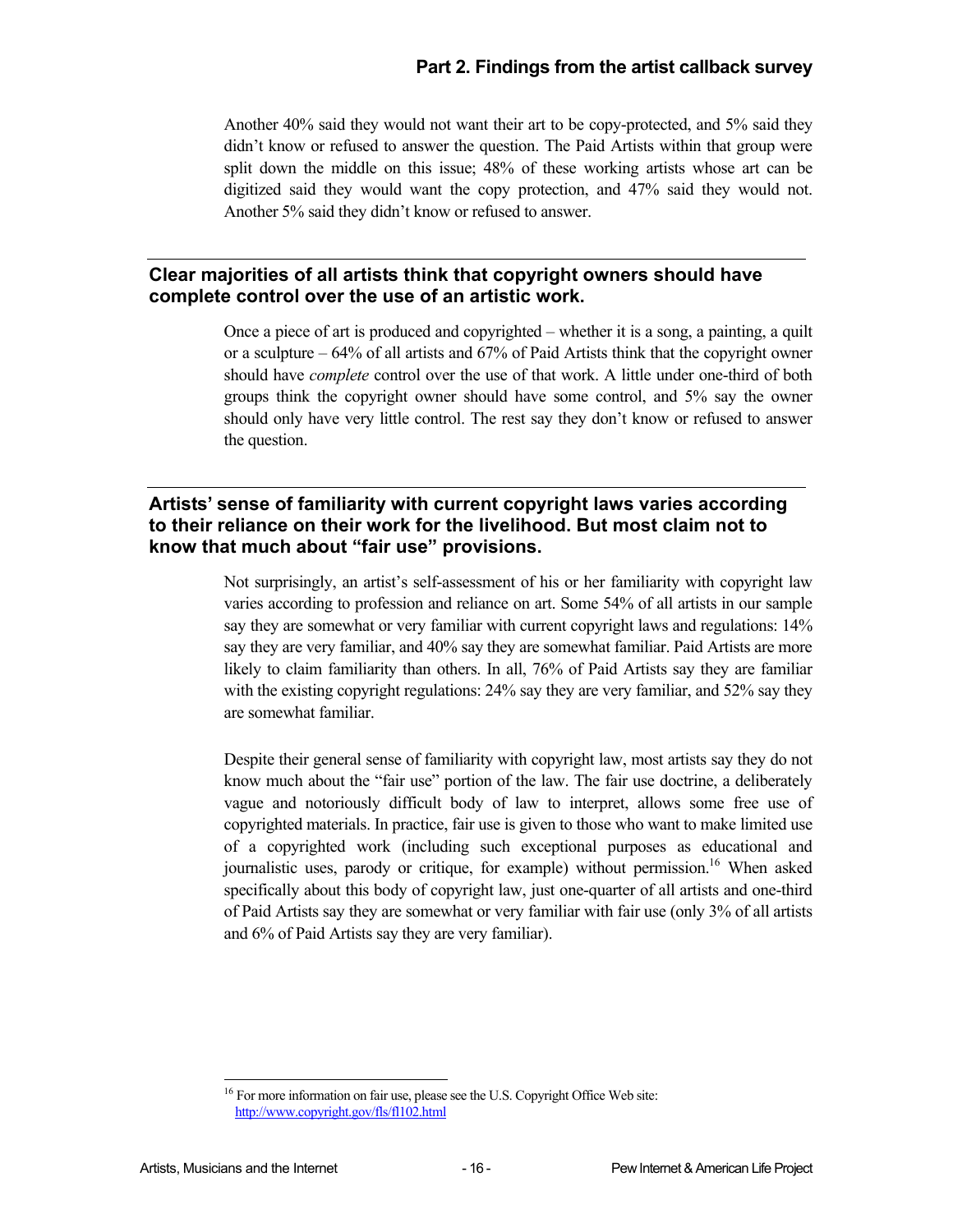Another 40% said they would not want their art to be copy-protected, and 5% said they didn't know or refused to answer the question. The Paid Artists within that group were split down the middle on this issue; 48% of these working artists whose art can be digitized said they would want the copy protection, and 47% said they would not. Another 5% said they didn't know or refused to answer.

## Clear majorities of all artists think that copyright owners should have complete control over the use of an artistic work.

Once a piece of art is produced and copyrighted – whether it is a song, a painting, a quilt or a sculpture – 64% of all artists and 67% of Paid Artists think that the copyright owner should have *complete* control over the use of that work. A little under one-third of both groups think the copyright owner should have some control, and 5% say the owner should only have very little control. The rest say they don't know or refused to answer the question.

## Artists' sense of familiarity with current copyright laws varies according to their reliance on their work for the livelihood. But most claim not to know that much about "fair use" provisions.

Not surprisingly, an artist's self-assessment of his or her familiarity with copyright law varies according to profession and reliance on art. Some 54% of all artists in our sample say they are somewhat or very familiar with current copyright laws and regulations: 14% say they are very familiar, and 40% say they are somewhat familiar. Paid Artists are more likely to claim familiarity than others. In all, 76% of Paid Artists say they are familiar with the existing copyright regulations: 24% say they are very familiar, and 52% say they are somewhat familiar.

Despite their general sense of familiarity with copyright law, most artists say they do not know much about the "fair use" portion of the law. The fair use doctrine, a deliberately vague and notoriously difficult body of law to interpret, allows some free use of copyrighted materials. In practice, fair use is given to those who want to make limited use of a copyrighted work (including such exceptional purposes as educational and journalistic uses, parody or critique, for example) without permission.[16] When asked specifically about this body of copyright law, just one-quarter of all artists and one-third of Paid Artists say they are somewhat or very familiar with fair use (only 3% of all artists and 6% of Paid Artists say they are very familiar).

[16] For more information on fair use, please see the U.S. Copyright Office Web site: http://www.copyright.gov/fls/fl102.html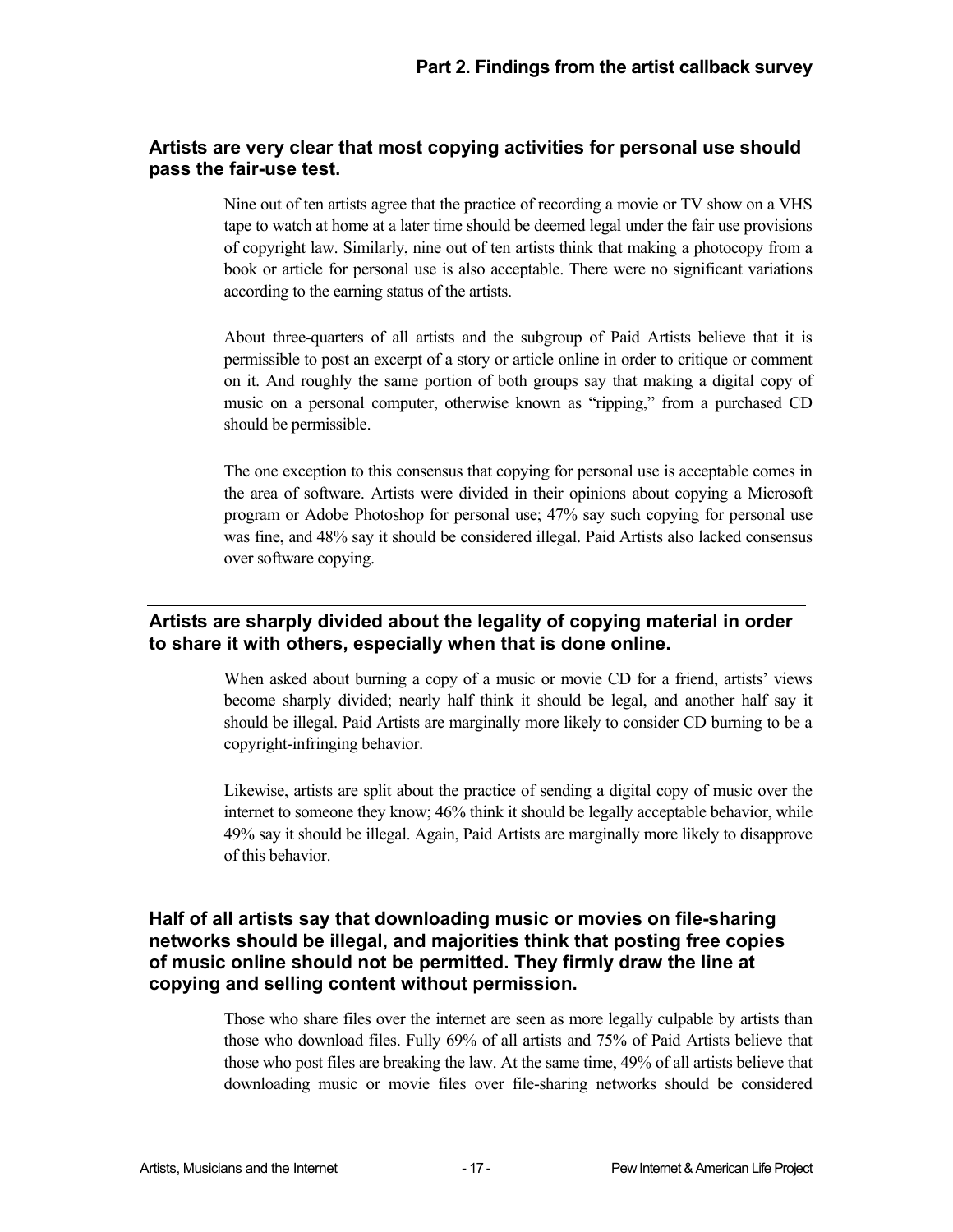## Artists are very clear that most copying activities for personal use should pass the fair-use test.

Nine out of ten artists agree that the practice of recording a movie or TV show on a VHS tape to watch at home at a later time should be deemed legal under the fair use provisions of copyright law. Similarly, nine out of ten artists think that making a photocopy from a book or article for personal use is also acceptable. There were no significant variations according to the earning status of the artists.

About three-quarters of all artists and the subgroup of Paid Artists believe that it is permissible to post an excerpt of a story or article online in order to critique or comment on it. And roughly the same portion of both groups say that making a digital copy of music on a personal computer, otherwise known as "ripping," from a purchased CD should be permissible.

The one exception to this consensus that copying for personal use is acceptable comes in the area of software. Artists were divided in their opinions about copying a Microsoft program or Adobe Photoshop for personal use; 47% say such copying for personal use was fine, and 48% say it should be considered illegal. Paid Artists also lacked consensus over software copying.

## Artists are sharply divided about the legality of copying material in order to share it with others, especially when that is done online.

When asked about burning a copy of a music or movie CD for a friend, artists' views become sharply divided; nearly half think it should be legal, and another half say it should be illegal. Paid Artists are marginally more likely to consider CD burning to be a copyright-infringing behavior.

Likewise, artists are split about the practice of sending a digital copy of music over the internet to someone they know; 46% think it should be legally acceptable behavior, while 49% say it should be illegal. Again, Paid Artists are marginally more likely to disapprove of this behavior.

## Half of all artists say that downloading music or movies on file-sharing networks should be illegal, and majorities think that posting free copies of music online should not be permitted. They firmly draw the line at copying and selling content without permission.

Those who share files over the internet are seen as more legally culpable by artists than those who download files. Fully 69% of all artists and 75% of Paid Artists believe that those who post files are breaking the law. At the same time, 49% of all artists believe that downloading music or movie files over file-sharing networks should be considered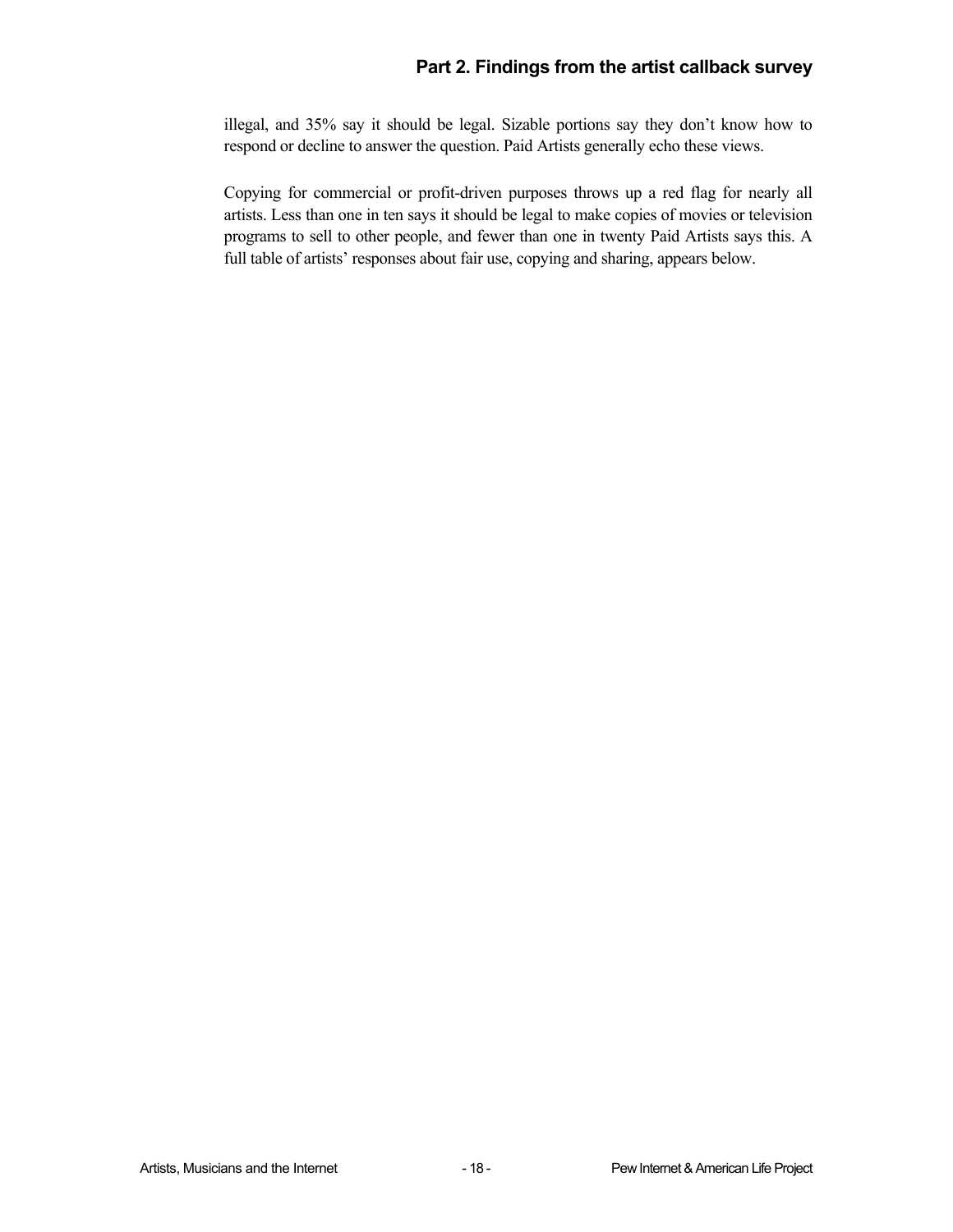illegal, and 35% say it should be legal. Sizable portions say they don't know how to respond or decline to answer the question. Paid Artists generally echo these views.

Copying for commercial or profit-driven purposes throws up a red flag for nearly all artists. Less than one in ten says it should be legal to make copies of movies or television programs to sell to other people, and fewer than one in twenty Paid Artists says this. A full table of artists' responses about fair use, copying and sharing, appears below.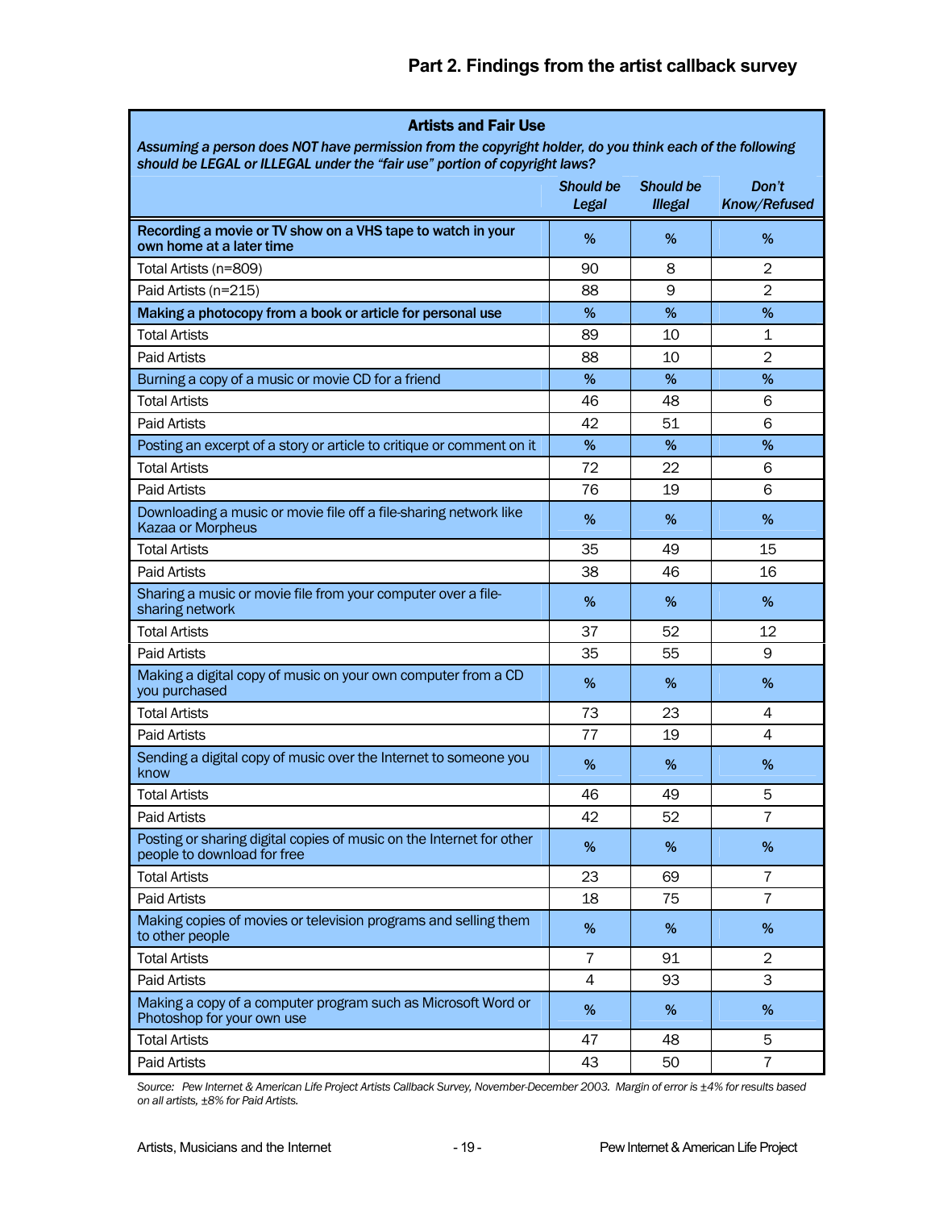## Part 2. Findings from the artist callback survey

**Artists and Fair Use**

***Assuming a person does NOT have permission from the copyright holder, do you think each of the following should be LEGAL or ILLEGAL under the "fair use" portion of copyright laws?***

| | *Should be Legal* | *Should be Illegal* | *Don't Know/Refused* |
|---|---|---|---|
| **Recording a movie or TV show on a VHS tape to watch in your own home at a later time** | % | % | % |
| Total Artists (n=809) | 90 | 8 | 2 |
| Paid Artists (n=215) | 88 | 9 | 2 |
| **Making a photocopy from a book or article for personal use** | % | % | % |
| Total Artists | 89 | 10 | 1 |
| Paid Artists | 88 | 10 | 2 |
| Burning a copy of a music or movie CD for a friend | % | % | % |
| Total Artists | 46 | 48 | 6 |
| Paid Artists | 42 | 51 | 6 |
| Posting an excerpt of a story or article to critique or comment on it | % | % | % |
| Total Artists | 72 | 22 | 6 |
| Paid Artists | 76 | 19 | 6 |
| Downloading a music or movie file off a file-sharing network like Kazaa or Morpheus | % | % | % |
| Total Artists | 35 | 49 | 15 |
| Paid Artists | 38 | 46 | 16 |
| Sharing a music or movie file from your computer over a file-sharing network | % | % | % |
| Total Artists | 37 | 52 | 12 |
| Paid Artists | 35 | 55 | 9 |
| Making a digital copy of music on your own computer from a CD you purchased | % | % | % |
| Total Artists | 73 | 23 | 4 |
| Paid Artists | 77 | 19 | 4 |
| Sending a digital copy of music over the Internet to someone you know | % | % | % |
| Total Artists | 46 | 49 | 5 |
| Paid Artists | 42 | 52 | 7 |
| Posting or sharing digital copies of music on the Internet for other people to download for free | % | % | % |
| Total Artists | 23 | 69 | 7 |
| Paid Artists | 18 | 75 | 7 |
| Making copies of movies or television programs and selling them to other people | % | % | % |
| Total Artists | 7 | 91 | 2 |
| Paid Artists | 4 | 93 | 3 |
| Making a copy of a computer program such as Microsoft Word or Photoshop for your own use | % | % | % |
| Total Artists | 47 | 48 | 5 |
| Paid Artists | 43 | 50 | 7 |

*Source: Pew Internet & American Life Project Artists Callback Survey, November-December 2003. Margin of error is ±4% for results based on all artists, ±8% for Paid Artists.*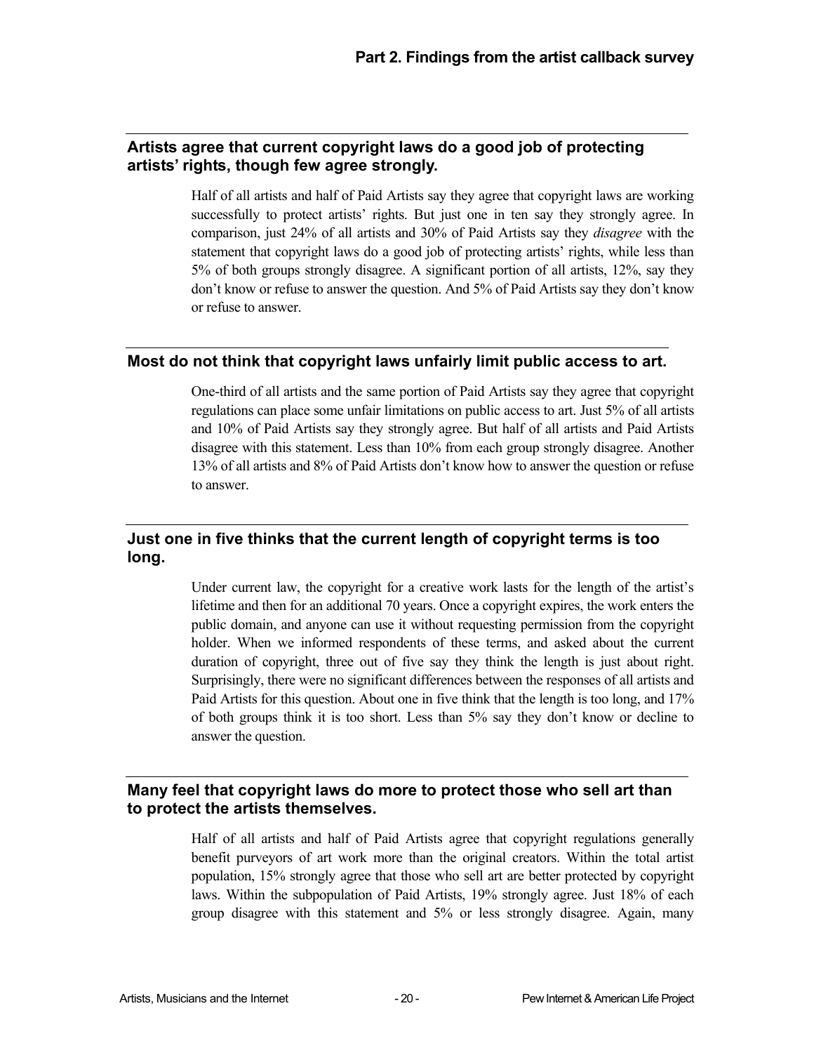## Artists agree that current copyright laws do a good job of protecting artists' rights, though few agree strongly.

Half of all artists and half of Paid Artists say they agree that copyright laws are working successfully to protect artists' rights. But just one in ten say they strongly agree. In comparison, just 24% of all artists and 30% of Paid Artists say they *disagree* with the statement that copyright laws do a good job of protecting artists' rights, while less than 5% of both groups strongly disagree. A significant portion of all artists, 12%, say they don't know or refuse to answer the question. And 5% of Paid Artists say they don't know or refuse to answer.

## Most do not think that copyright laws unfairly limit public access to art.

One-third of all artists and the same portion of Paid Artists say they agree that copyright regulations can place some unfair limitations on public access to art. Just 5% of all artists and 10% of Paid Artists say they strongly agree. But half of all artists and Paid Artists disagree with this statement. Less than 10% from each group strongly disagree. Another 13% of all artists and 8% of Paid Artists don't know how to answer the question or refuse to answer.

## Just one in five thinks that the current length of copyright terms is too long.

Under current law, the copyright for a creative work lasts for the length of the artist's lifetime and then for an additional 70 years. Once a copyright expires, the work enters the public domain, and anyone can use it without requesting permission from the copyright holder. When we informed respondents of these terms, and asked about the current duration of copyright, three out of five say they think the length is just about right. Surprisingly, there were no significant differences between the responses of all artists and Paid Artists for this question. About one in five think that the length is too long, and 17% of both groups think it is too short. Less than 5% say they don't know or decline to answer the question.

## Many feel that copyright laws do more to protect those who sell art than to protect the artists themselves.

Half of all artists and half of Paid Artists agree that copyright regulations generally benefit purveyors of art work more than the original creators. Within the total artist population, 15% strongly agree that those who sell art are better protected by copyright laws. Within the subpopulation of Paid Artists, 19% strongly agree. Just 18% of each group disagree with this statement and 5% or less strongly disagree. Again, many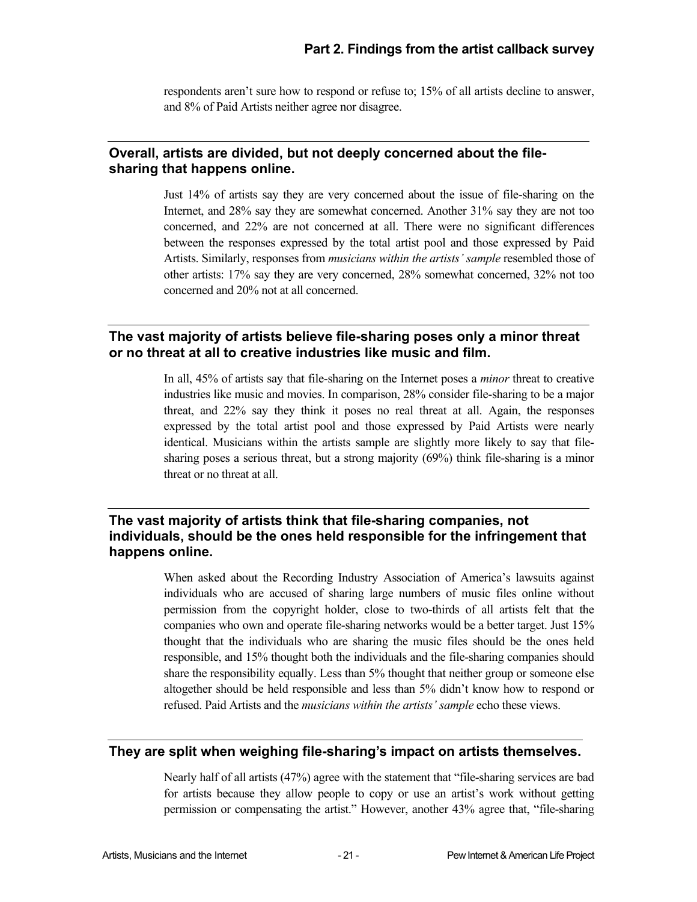respondents aren't sure how to respond or refuse to; 15% of all artists decline to answer, and 8% of Paid Artists neither agree nor disagree.

## Overall, artists are divided, but not deeply concerned about the file-sharing that happens online.

Just 14% of artists say they are very concerned about the issue of file-sharing on the Internet, and 28% say they are somewhat concerned. Another 31% say they are not too concerned, and 22% are not concerned at all. There were no significant differences between the responses expressed by the total artist pool and those expressed by Paid Artists. Similarly, responses from *musicians within the artists' sample* resembled those of other artists: 17% say they are very concerned, 28% somewhat concerned, 32% not too concerned and 20% not at all concerned.

## The vast majority of artists believe file-sharing poses only a minor threat or no threat at all to creative industries like music and film.

In all, 45% of artists say that file-sharing on the Internet poses a *minor* threat to creative industries like music and movies. In comparison, 28% consider file-sharing to be a major threat, and 22% say they think it poses no real threat at all. Again, the responses expressed by the total artist pool and those expressed by Paid Artists were nearly identical. Musicians within the artists sample are slightly more likely to say that file-sharing poses a serious threat, but a strong majority (69%) think file-sharing is a minor threat or no threat at all.

## The vast majority of artists think that file-sharing companies, not individuals, should be the ones held responsible for the infringement that happens online.

When asked about the Recording Industry Association of America's lawsuits against individuals who are accused of sharing large numbers of music files online without permission from the copyright holder, close to two-thirds of all artists felt that the companies who own and operate file-sharing networks would be a better target. Just 15% thought that the individuals who are sharing the music files should be the ones held responsible, and 15% thought both the individuals and the file-sharing companies should share the responsibility equally. Less than 5% thought that neither group or someone else altogether should be held responsible and less than 5% didn't know how to respond or refused. Paid Artists and the *musicians within the artists' sample* echo these views.

## They are split when weighing file-sharing's impact on artists themselves.

Nearly half of all artists (47%) agree with the statement that "file-sharing services are bad for artists because they allow people to copy or use an artist's work without getting permission or compensating the artist." However, another 43% agree that, "file-sharing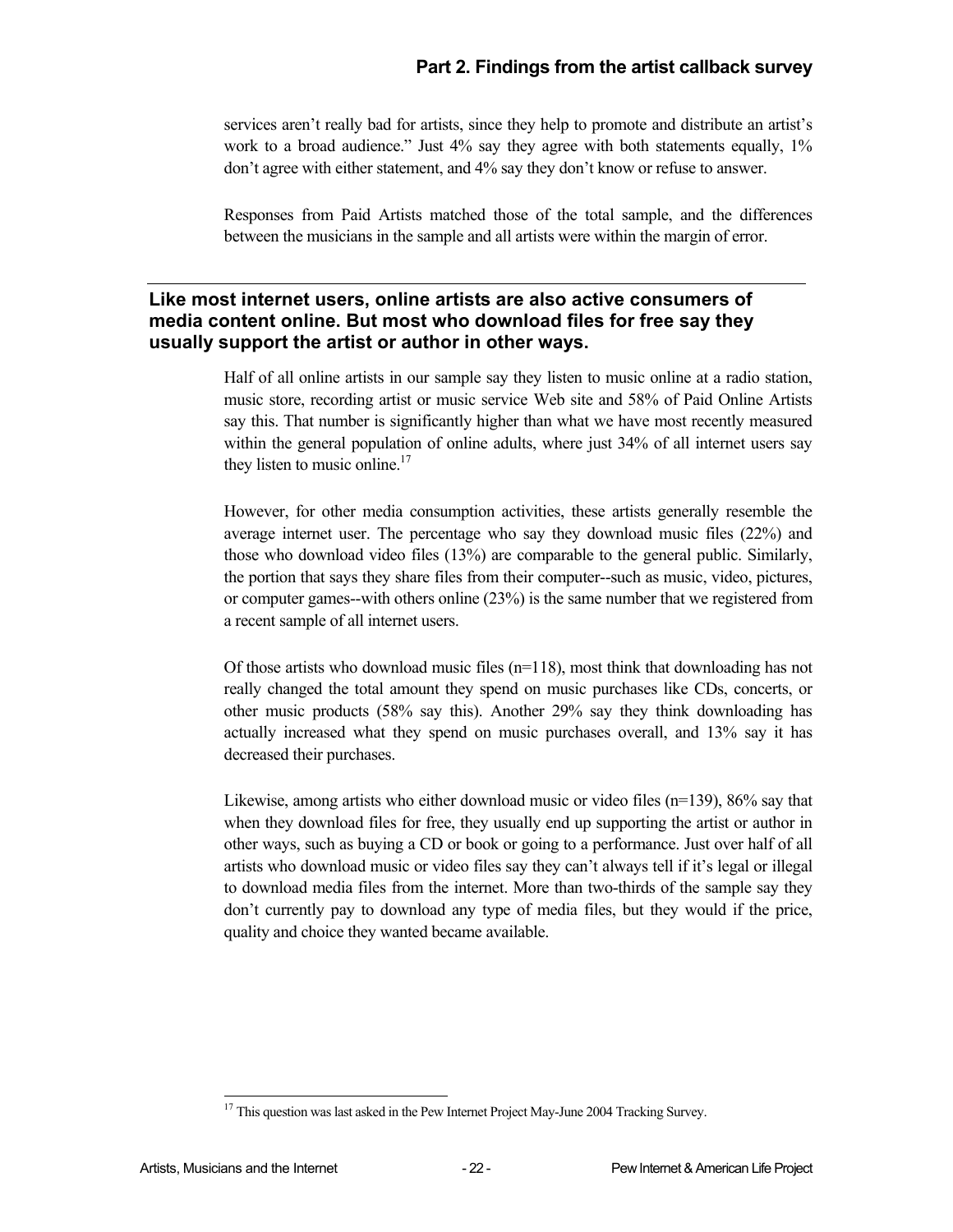services aren't really bad for artists, since they help to promote and distribute an artist's work to a broad audience." Just 4% say they agree with both statements equally, 1% don't agree with either statement, and 4% say they don't know or refuse to answer.

Responses from Paid Artists matched those of the total sample, and the differences between the musicians in the sample and all artists were within the margin of error.

## Like most internet users, online artists are also active consumers of media content online. But most who download files for free say they usually support the artist or author in other ways.

Half of all online artists in our sample say they listen to music online at a radio station, music store, recording artist or music service Web site and 58% of Paid Online Artists say this. That number is significantly higher than what we have most recently measured within the general population of online adults, where just 34% of all internet users say they listen to music online.[17]

However, for other media consumption activities, these artists generally resemble the average internet user. The percentage who say they download music files (22%) and those who download video files (13%) are comparable to the general public. Similarly, the portion that says they share files from their computer--such as music, video, pictures, or computer games--with others online (23%) is the same number that we registered from a recent sample of all internet users.

Of those artists who download music files (n=118), most think that downloading has not really changed the total amount they spend on music purchases like CDs, concerts, or other music products (58% say this). Another 29% say they think downloading has actually increased what they spend on music purchases overall, and 13% say it has decreased their purchases.

Likewise, among artists who either download music or video files (n=139), 86% say that when they download files for free, they usually end up supporting the artist or author in other ways, such as buying a CD or book or going to a performance. Just over half of all artists who download music or video files say they can't always tell if it's legal or illegal to download media files from the internet. More than two-thirds of the sample say they don't currently pay to download any type of media files, but they would if the price, quality and choice they wanted became available.

[17] This question was last asked in the Pew Internet Project May-June 2004 Tracking Survey.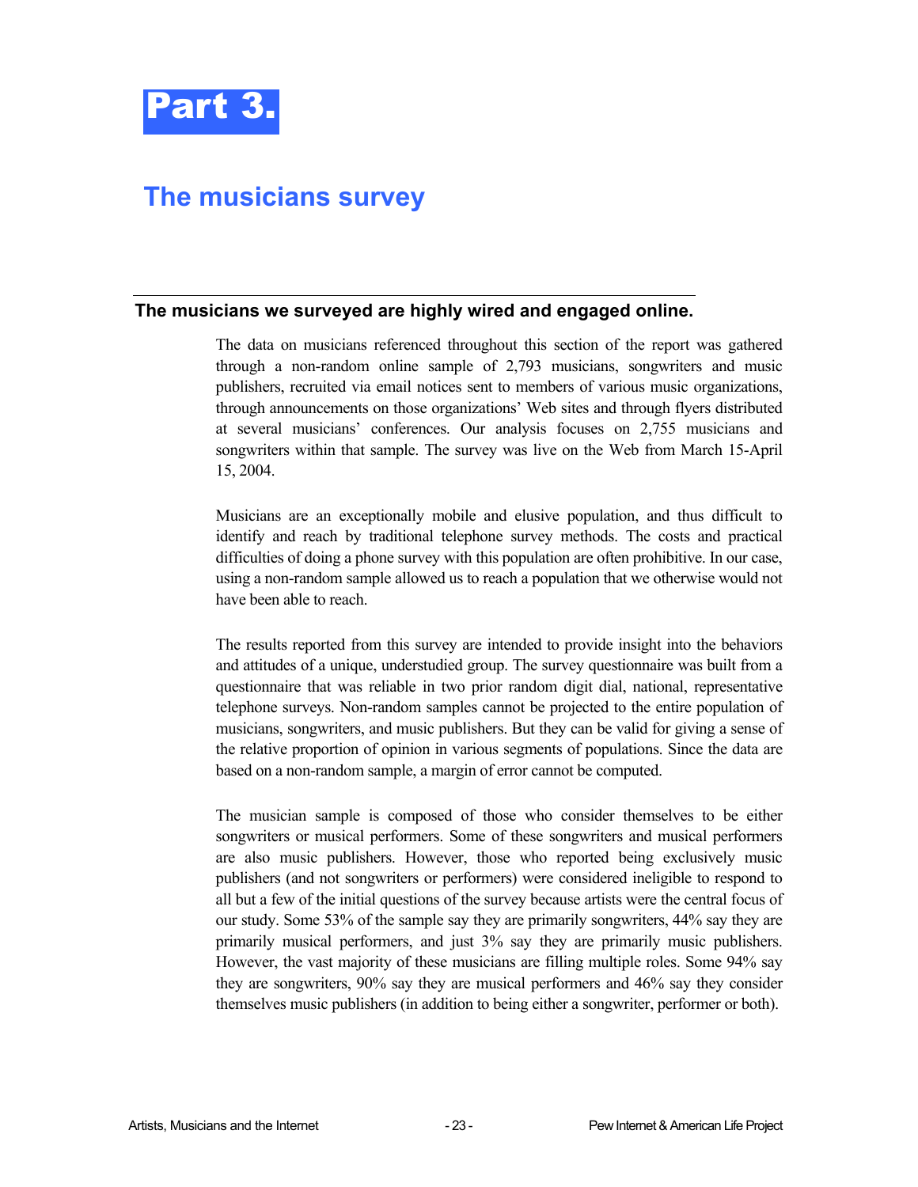# Part 3.

## The musicians survey

### The musicians we surveyed are highly wired and engaged online.

The data on musicians referenced throughout this section of the report was gathered through a non-random online sample of 2,793 musicians, songwriters and music publishers, recruited via email notices sent to members of various music organizations, through announcements on those organizations' Web sites and through flyers distributed at several musicians' conferences. Our analysis focuses on 2,755 musicians and songwriters within that sample. The survey was live on the Web from March 15-April 15, 2004.

Musicians are an exceptionally mobile and elusive population, and thus difficult to identify and reach by traditional telephone survey methods. The costs and practical difficulties of doing a phone survey with this population are often prohibitive. In our case, using a non-random sample allowed us to reach a population that we otherwise would not have been able to reach.

The results reported from this survey are intended to provide insight into the behaviors and attitudes of a unique, understudied group. The survey questionnaire was built from a questionnaire that was reliable in two prior random digit dial, national, representative telephone surveys. Non-random samples cannot be projected to the entire population of musicians, songwriters, and music publishers. But they can be valid for giving a sense of the relative proportion of opinion in various segments of populations. Since the data are based on a non-random sample, a margin of error cannot be computed.

The musician sample is composed of those who consider themselves to be either songwriters or musical performers. Some of these songwriters and musical performers are also music publishers. However, those who reported being exclusively music publishers (and not songwriters or performers) were considered ineligible to respond to all but a few of the initial questions of the survey because artists were the central focus of our study. Some 53% of the sample say they are primarily songwriters, 44% say they are primarily musical performers, and just 3% say they are primarily music publishers. However, the vast majority of these musicians are filling multiple roles. Some 94% say they are songwriters, 90% say they are musical performers and 46% say they consider themselves music publishers (in addition to being either a songwriter, performer or both).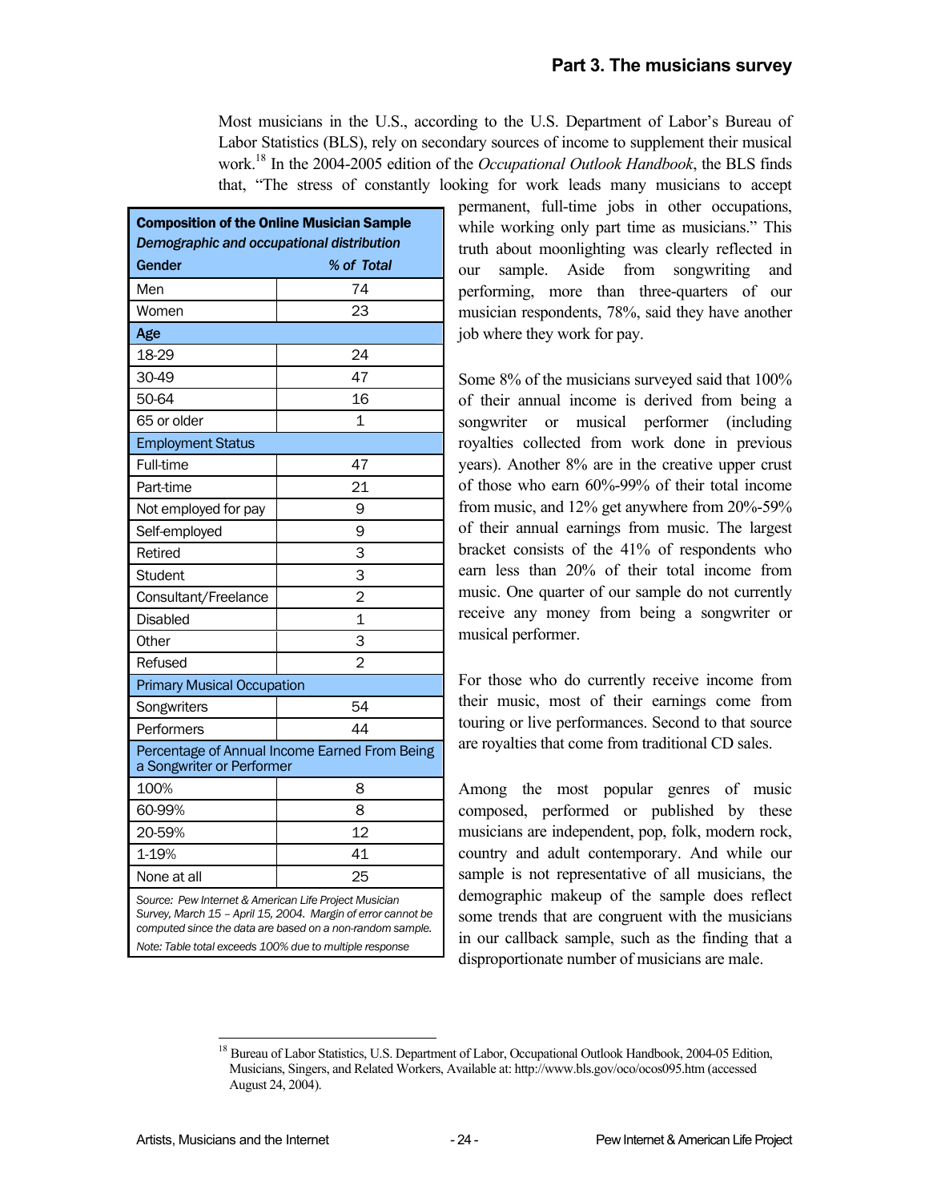## Part 3. The musicians survey

Most musicians in the U.S., according to the U.S. Department of Labor's Bureau of Labor Statistics (BLS), rely on secondary sources of income to supplement their musical work.[18] In the 2004-2005 edition of the *Occupational Outlook Handbook*, the BLS finds that, "The stress of constantly looking for work leads many musicians to accept permanent, full-time jobs in other occupations, while working only part time as musicians." This truth about moonlighting was clearly reflected in our sample. Aside from songwriting and performing, more than three-quarters of our musician respondents, 78%, said they have another job where they work for pay.

| **Composition of the Online Musician Sample** *Demographic and occupational distribution* | |
|---|---|
| **Gender** | ***% of Total*** |
| Men | 74 |
| Women | 23 |
| **Age** | |
| 18-29 | 24 |
| 30-49 | 47 |
| 50-64 | 16 |
| 65 or older | 1 |
| Employment Status | |
| Full-time | 47 |
| Part-time | 21 |
| Not employed for pay | 9 |
| Self-employed | 9 |
| Retired | 3 |
| Student | 3 |
| Consultant/Freelance | 2 |
| Disabled | 1 |
| Other | 3 |
| Refused | 2 |
| Primary Musical Occupation | |
| Songwriters | 54 |
| Performers | 44 |
| Percentage of Annual Income Earned From Being a Songwriter or Performer | |
| 100% | 8 |
| 60-99% | 8 |
| 20-59% | 12 |
| 1-19% | 41 |
| None at all | 25 |

*Source: Pew Internet & American Life Project Musician Survey, March 15 – April 15, 2004. Margin of error cannot be computed since the data are based on a non-random sample.*

*Note: Table total exceeds 100% due to multiple response*

Some 8% of the musicians surveyed said that 100% of their annual income is derived from being a songwriter or musical performer (including royalties collected from work done in previous years). Another 8% are in the creative upper crust of those who earn 60%-99% of their total income from music, and 12% get anywhere from 20%-59% of their annual earnings from music. The largest bracket consists of the 41% of respondents who earn less than 20% of their total income from music. One quarter of our sample do not currently receive any money from being a songwriter or musical performer.

For those who do currently receive income from their music, most of their earnings come from touring or live performances. Second to that source are royalties that come from traditional CD sales.

Among the most popular genres of music composed, performed or published by these musicians are independent, pop, folk, modern rock, country and adult contemporary. And while our sample is not representative of all musicians, the demographic makeup of the sample does reflect some trends that are congruent with the musicians in our callback sample, such as the finding that a disproportionate number of musicians are male.

---

[18] Bureau of Labor Statistics, U.S. Department of Labor, Occupational Outlook Handbook, 2004-05 Edition, Musicians, Singers, and Related Workers, Available at: http://www.bls.gov/oco/ocos095.htm (accessed August 24, 2004).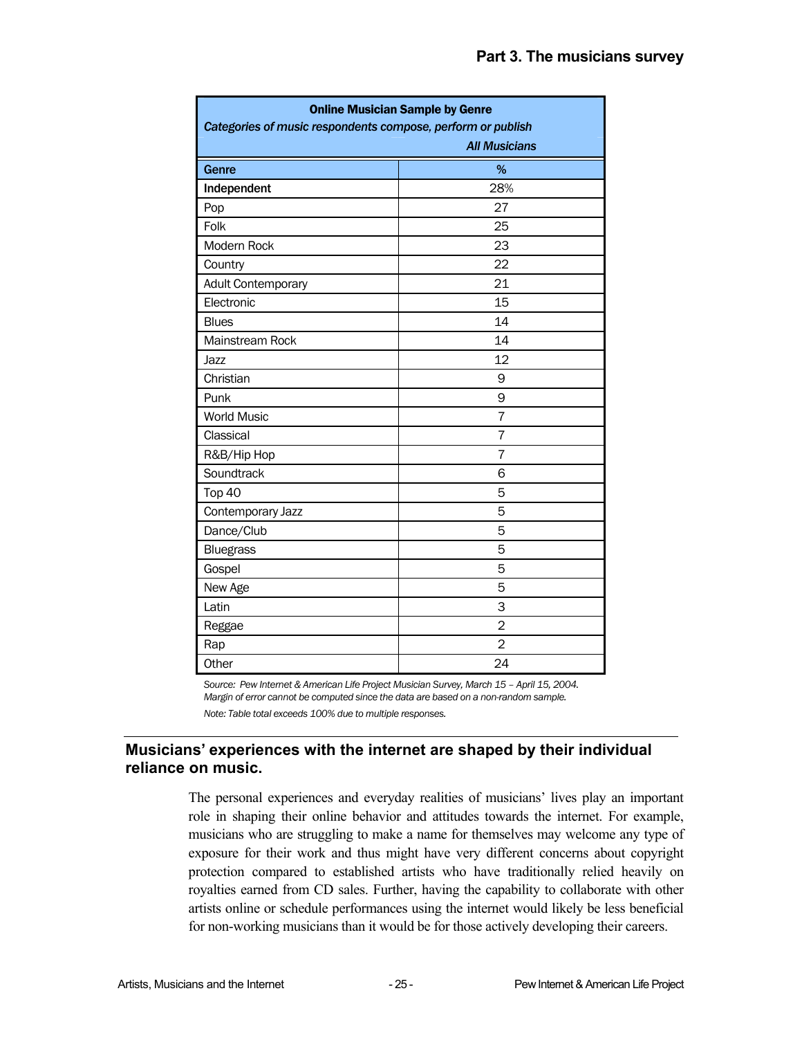| Online Musician Sample by Genre<br>*Categories of music respondents compose, perform or publish* | |
|---|---|
| | *All Musicians* |
| **Genre** | **%** |
| **Independent** | 28% |
| Pop | 27 |
| Folk | 25 |
| Modern Rock | 23 |
| Country | 22 |
| Adult Contemporary | 21 |
| Electronic | 15 |
| Blues | 14 |
| Mainstream Rock | 14 |
| Jazz | 12 |
| Christian | 9 |
| Punk | 9 |
| World Music | 7 |
| Classical | 7 |
| R&B/Hip Hop | 7 |
| Soundtrack | 6 |
| Top 40 | 5 |
| Contemporary Jazz | 5 |
| Dance/Club | 5 |
| Bluegrass | 5 |
| Gospel | 5 |
| New Age | 5 |
| Latin | 3 |
| Reggae | 2 |
| Rap | 2 |
| Other | 24 |

*Source: Pew Internet & American Life Project Musician Survey, March 15 – April 15, 2004. Margin of error cannot be computed since the data are based on a non-random sample.*

*Note: Table total exceeds 100% due to multiple responses.*

## Musicians' experiences with the internet are shaped by their individual reliance on music.

The personal experiences and everyday realities of musicians' lives play an important role in shaping their online behavior and attitudes towards the internet. For example, musicians who are struggling to make a name for themselves may welcome any type of exposure for their work and thus might have very different concerns about copyright protection compared to established artists who have traditionally relied heavily on royalties earned from CD sales. Further, having the capability to collaborate with other artists online or schedule performances using the internet would likely be less beneficial for non-working musicians than it would be for those actively developing their careers.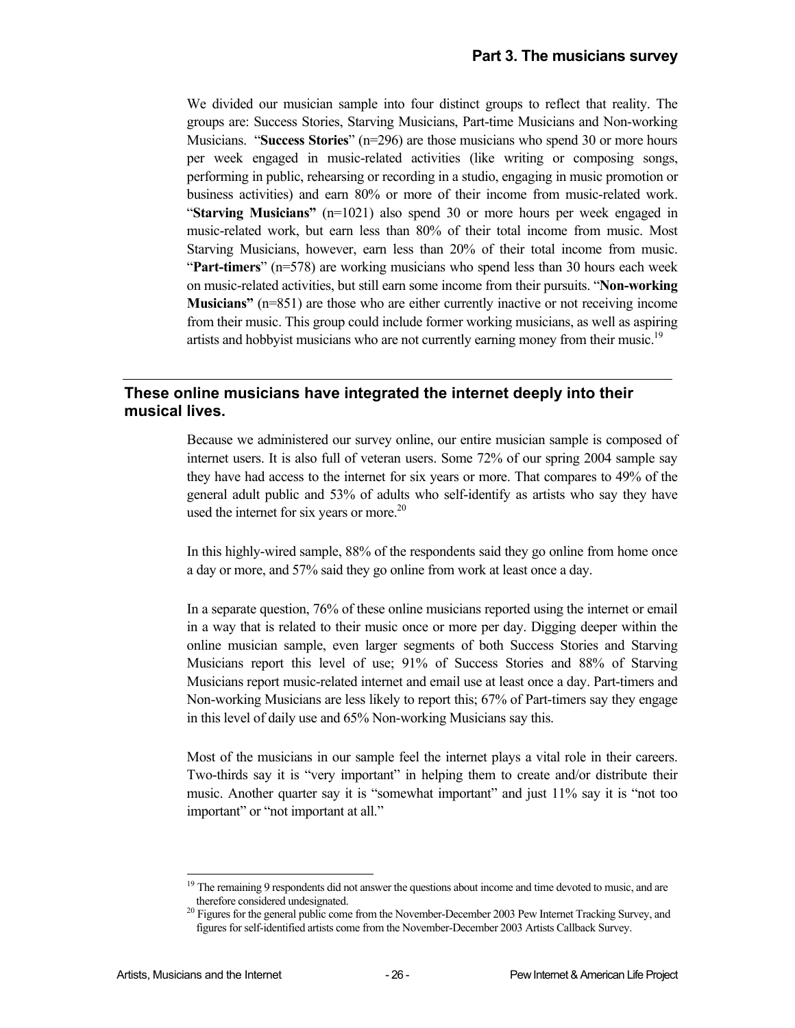We divided our musician sample into four distinct groups to reflect that reality. The groups are: Success Stories, Starving Musicians, Part-time Musicians and Non-working Musicians. "**Success Stories**" (n=296) are those musicians who spend 30 or more hours per week engaged in music-related activities (like writing or composing songs, performing in public, rehearsing or recording in a studio, engaging in music promotion or business activities) and earn 80% or more of their income from music-related work. "**Starving Musicians"** (n=1021) also spend 30 or more hours per week engaged in music-related work, but earn less than 80% of their total income from music. Most Starving Musicians, however, earn less than 20% of their total income from music. "**Part-timers**" (n=578) are working musicians who spend less than 30 hours each week on music-related activities, but still earn some income from their pursuits. "**Non-working Musicians"** (n=851) are those who are either currently inactive or not receiving income from their music. This group could include former working musicians, as well as aspiring artists and hobbyist musicians who are not currently earning money from their music.[19]

## These online musicians have integrated the internet deeply into their musical lives.

Because we administered our survey online, our entire musician sample is composed of internet users. It is also full of veteran users. Some 72% of our spring 2004 sample say they have had access to the internet for six years or more. That compares to 49% of the general adult public and 53% of adults who self-identify as artists who say they have used the internet for six years or more.[20]

In this highly-wired sample, 88% of the respondents said they go online from home once a day or more, and 57% said they go online from work at least once a day.

In a separate question, 76% of these online musicians reported using the internet or email in a way that is related to their music once or more per day. Digging deeper within the online musician sample, even larger segments of both Success Stories and Starving Musicians report this level of use; 91% of Success Stories and 88% of Starving Musicians report music-related internet and email use at least once a day. Part-timers and Non-working Musicians are less likely to report this; 67% of Part-timers say they engage in this level of daily use and 65% Non-working Musicians say this.

Most of the musicians in our sample feel the internet plays a vital role in their careers. Two-thirds say it is "very important" in helping them to create and/or distribute their music. Another quarter say it is "somewhat important" and just 11% say it is "not too important" or "not important at all."

---

[19] The remaining 9 respondents did not answer the questions about income and time devoted to music, and are therefore considered undesignated.

[20] Figures for the general public come from the November-December 2003 Pew Internet Tracking Survey, and figures for self-identified artists come from the November-December 2003 Artists Callback Survey.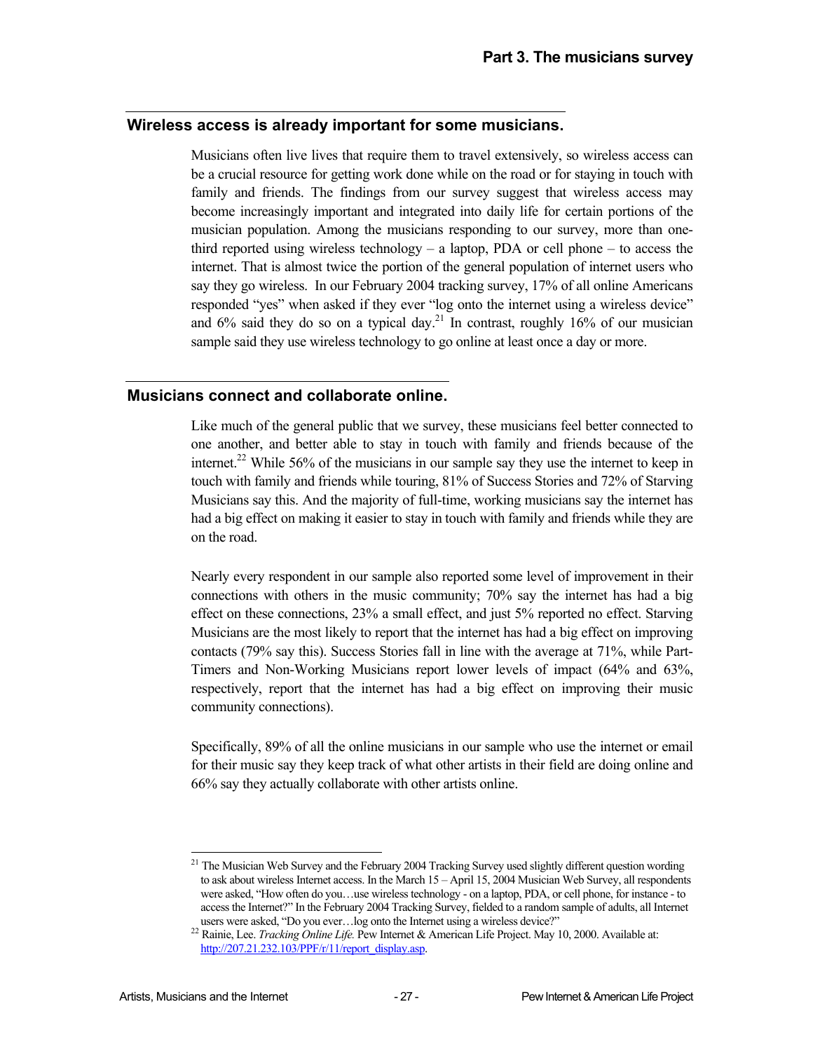## Wireless access is already important for some musicians.

Musicians often live lives that require them to travel extensively, so wireless access can be a crucial resource for getting work done while on the road or for staying in touch with family and friends. The findings from our survey suggest that wireless access may become increasingly important and integrated into daily life for certain portions of the musician population. Among the musicians responding to our survey, more than one-third reported using wireless technology – a laptop, PDA or cell phone – to access the internet. That is almost twice the portion of the general population of internet users who say they go wireless. In our February 2004 tracking survey, 17% of all online Americans responded "yes" when asked if they ever "log onto the internet using a wireless device" and 6% said they do so on a typical day.[21] In contrast, roughly 16% of our musician sample said they use wireless technology to go online at least once a day or more.

## Musicians connect and collaborate online.

Like much of the general public that we survey, these musicians feel better connected to one another, and better able to stay in touch with family and friends because of the internet.[22] While 56% of the musicians in our sample say they use the internet to keep in touch with family and friends while touring, 81% of Success Stories and 72% of Starving Musicians say this. And the majority of full-time, working musicians say the internet has had a big effect on making it easier to stay in touch with family and friends while they are on the road.

Nearly every respondent in our sample also reported some level of improvement in their connections with others in the music community; 70% say the internet has had a big effect on these connections, 23% a small effect, and just 5% reported no effect. Starving Musicians are the most likely to report that the internet has had a big effect on improving contacts (79% say this). Success Stories fall in line with the average at 71%, while Part-Timers and Non-Working Musicians report lower levels of impact (64% and 63%, respectively, report that the internet has had a big effect on improving their music community connections).

Specifically, 89% of all the online musicians in our sample who use the internet or email for their music say they keep track of what other artists in their field are doing online and 66% say they actually collaborate with other artists online.

---

[21] The Musician Web Survey and the February 2004 Tracking Survey used slightly different question wording to ask about wireless Internet access. In the March 15 – April 15, 2004 Musician Web Survey, all respondents were asked, "How often do you…use wireless technology - on a laptop, PDA, or cell phone, for instance - to access the Internet?" In the February 2004 Tracking Survey, fielded to a random sample of adults, all Internet users were asked, "Do you ever…log onto the Internet using a wireless device?"

[22] Rainie, Lee. *Tracking Online Life.* Pew Internet & American Life Project. May 10, 2000. Available at: http://207.21.232.103/PPF/r/11/report_display.asp.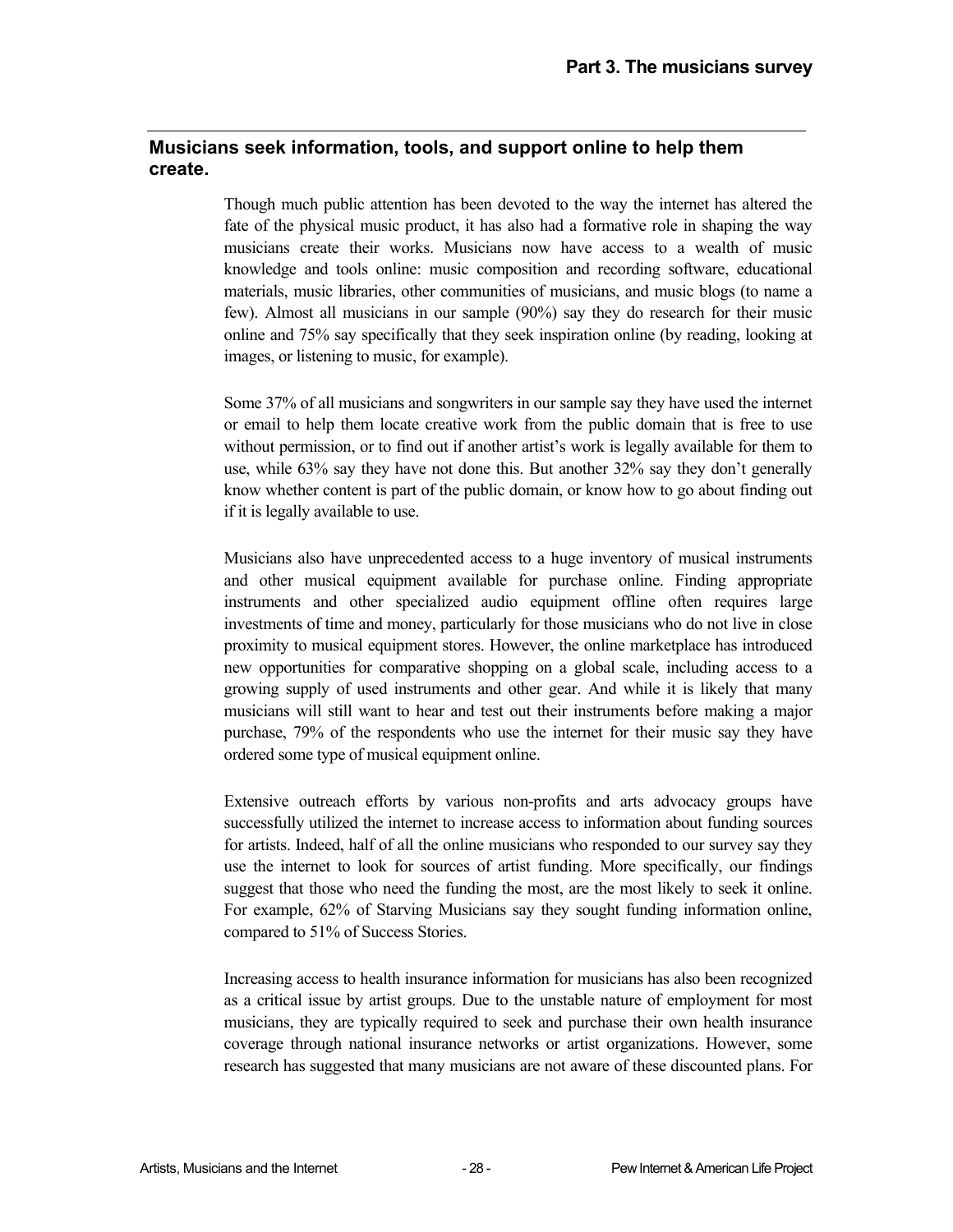## Musicians seek information, tools, and support online to help them create.

Though much public attention has been devoted to the way the internet has altered the fate of the physical music product, it has also had a formative role in shaping the way musicians create their works. Musicians now have access to a wealth of music knowledge and tools online: music composition and recording software, educational materials, music libraries, other communities of musicians, and music blogs (to name a few). Almost all musicians in our sample (90%) say they do research for their music online and 75% say specifically that they seek inspiration online (by reading, looking at images, or listening to music, for example).

Some 37% of all musicians and songwriters in our sample say they have used the internet or email to help them locate creative work from the public domain that is free to use without permission, or to find out if another artist's work is legally available for them to use, while 63% say they have not done this. But another 32% say they don't generally know whether content is part of the public domain, or know how to go about finding out if it is legally available to use.

Musicians also have unprecedented access to a huge inventory of musical instruments and other musical equipment available for purchase online. Finding appropriate instruments and other specialized audio equipment offline often requires large investments of time and money, particularly for those musicians who do not live in close proximity to musical equipment stores. However, the online marketplace has introduced new opportunities for comparative shopping on a global scale, including access to a growing supply of used instruments and other gear. And while it is likely that many musicians will still want to hear and test out their instruments before making a major purchase, 79% of the respondents who use the internet for their music say they have ordered some type of musical equipment online.

Extensive outreach efforts by various non-profits and arts advocacy groups have successfully utilized the internet to increase access to information about funding sources for artists. Indeed, half of all the online musicians who responded to our survey say they use the internet to look for sources of artist funding. More specifically, our findings suggest that those who need the funding the most, are the most likely to seek it online. For example, 62% of Starving Musicians say they sought funding information online, compared to 51% of Success Stories.

Increasing access to health insurance information for musicians has also been recognized as a critical issue by artist groups. Due to the unstable nature of employment for most musicians, they are typically required to seek and purchase their own health insurance coverage through national insurance networks or artist organizations. However, some research has suggested that many musicians are not aware of these discounted plans. For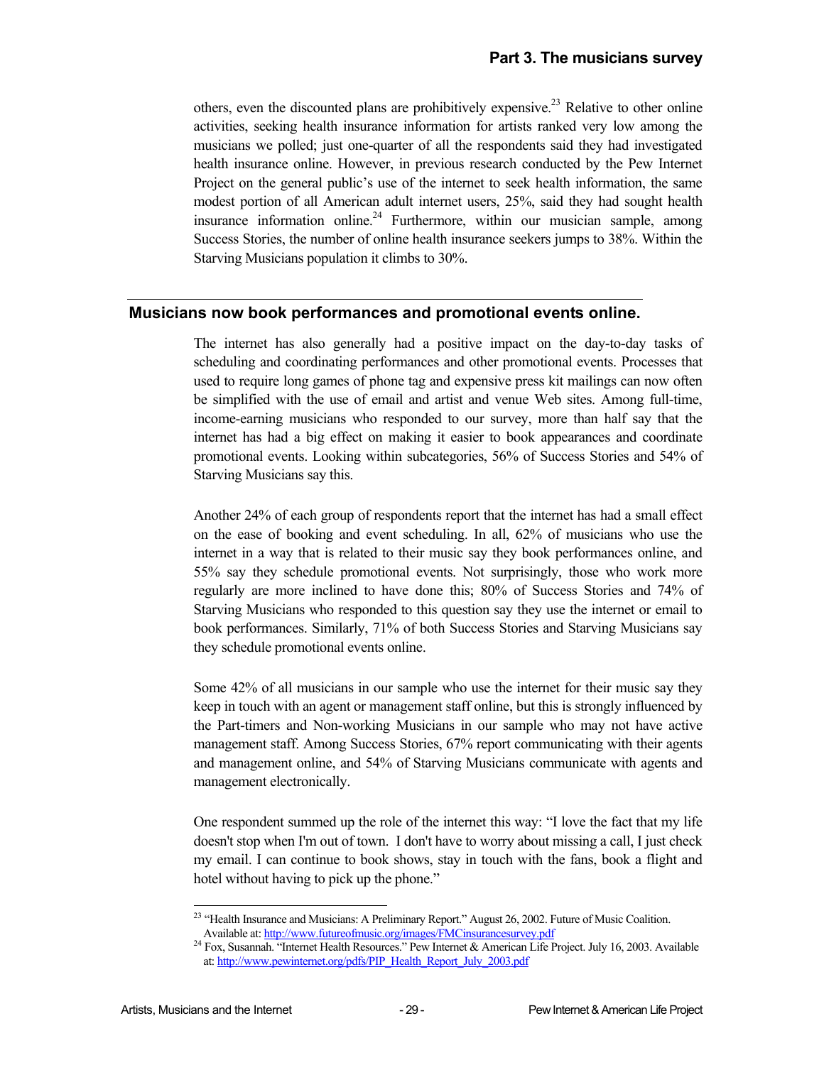others, even the discounted plans are prohibitively expensive.[23] Relative to other online activities, seeking health insurance information for artists ranked very low among the musicians we polled; just one-quarter of all the respondents said they had investigated health insurance online. However, in previous research conducted by the Pew Internet Project on the general public's use of the internet to seek health information, the same modest portion of all American adult internet users, 25%, said they had sought health insurance information online.[24] Furthermore, within our musician sample, among Success Stories, the number of online health insurance seekers jumps to 38%. Within the Starving Musicians population it climbs to 30%.

## Musicians now book performances and promotional events online.

The internet has also generally had a positive impact on the day-to-day tasks of scheduling and coordinating performances and other promotional events. Processes that used to require long games of phone tag and expensive press kit mailings can now often be simplified with the use of email and artist and venue Web sites. Among full-time, income-earning musicians who responded to our survey, more than half say that the internet has had a big effect on making it easier to book appearances and coordinate promotional events. Looking within subcategories, 56% of Success Stories and 54% of Starving Musicians say this.

Another 24% of each group of respondents report that the internet has had a small effect on the ease of booking and event scheduling. In all, 62% of musicians who use the internet in a way that is related to their music say they book performances online, and 55% say they schedule promotional events. Not surprisingly, those who work more regularly are more inclined to have done this; 80% of Success Stories and 74% of Starving Musicians who responded to this question say they use the internet or email to book performances. Similarly, 71% of both Success Stories and Starving Musicians say they schedule promotional events online.

Some 42% of all musicians in our sample who use the internet for their music say they keep in touch with an agent or management staff online, but this is strongly influenced by the Part-timers and Non-working Musicians in our sample who may not have active management staff. Among Success Stories, 67% report communicating with their agents and management online, and 54% of Starving Musicians communicate with agents and management electronically.

One respondent summed up the role of the internet this way: "I love the fact that my life doesn't stop when I'm out of town. I don't have to worry about missing a call, I just check my email. I can continue to book shows, stay in touch with the fans, book a flight and hotel without having to pick up the phone."

---

[23] "Health Insurance and Musicians: A Preliminary Report." August 26, 2002. Future of Music Coalition. Available at: http://www.futureofmusic.org/images/FMCinsurancesurvey.pdf

[24] Fox, Susannah. "Internet Health Resources." Pew Internet & American Life Project. July 16, 2003. Available at: http://www.pewinternet.org/pdfs/PIP_Health_Report_July_2003.pdf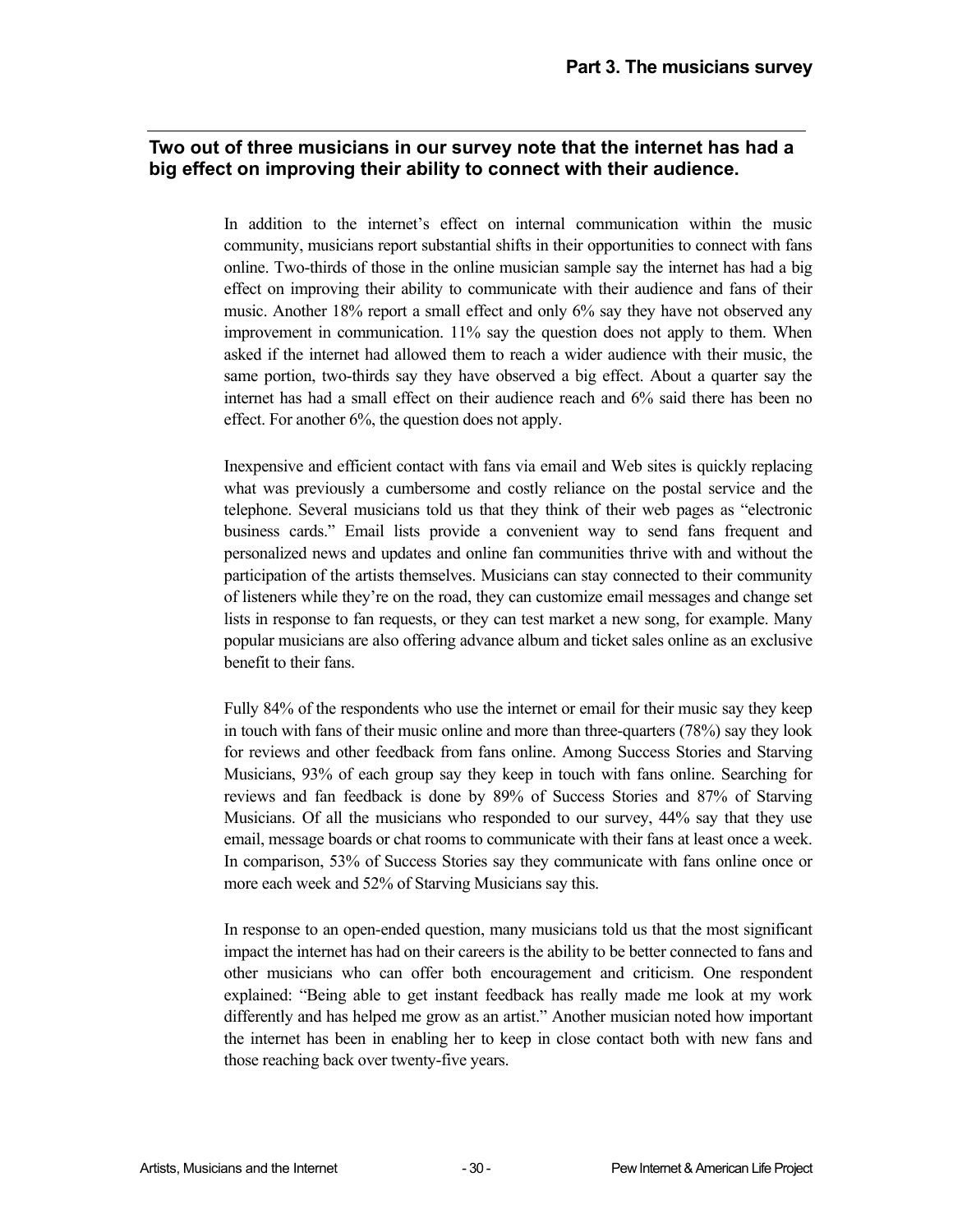## Two out of three musicians in our survey note that the internet has had a big effect on improving their ability to connect with their audience.

In addition to the internet's effect on internal communication within the music community, musicians report substantial shifts in their opportunities to connect with fans online. Two-thirds of those in the online musician sample say the internet has had a big effect on improving their ability to communicate with their audience and fans of their music. Another 18% report a small effect and only 6% say they have not observed any improvement in communication. 11% say the question does not apply to them. When asked if the internet had allowed them to reach a wider audience with their music, the same portion, two-thirds say they have observed a big effect. About a quarter say the internet has had a small effect on their audience reach and 6% said there has been no effect. For another 6%, the question does not apply.

Inexpensive and efficient contact with fans via email and Web sites is quickly replacing what was previously a cumbersome and costly reliance on the postal service and the telephone. Several musicians told us that they think of their web pages as "electronic business cards." Email lists provide a convenient way to send fans frequent and personalized news and updates and online fan communities thrive with and without the participation of the artists themselves. Musicians can stay connected to their community of listeners while they're on the road, they can customize email messages and change set lists in response to fan requests, or they can test market a new song, for example. Many popular musicians are also offering advance album and ticket sales online as an exclusive benefit to their fans.

Fully 84% of the respondents who use the internet or email for their music say they keep in touch with fans of their music online and more than three-quarters (78%) say they look for reviews and other feedback from fans online. Among Success Stories and Starving Musicians, 93% of each group say they keep in touch with fans online. Searching for reviews and fan feedback is done by 89% of Success Stories and 87% of Starving Musicians. Of all the musicians who responded to our survey, 44% say that they use email, message boards or chat rooms to communicate with their fans at least once a week. In comparison, 53% of Success Stories say they communicate with fans online once or more each week and 52% of Starving Musicians say this.

In response to an open-ended question, many musicians told us that the most significant impact the internet has had on their careers is the ability to be better connected to fans and other musicians who can offer both encouragement and criticism. One respondent explained: "Being able to get instant feedback has really made me look at my work differently and has helped me grow as an artist." Another musician noted how important the internet has been in enabling her to keep in close contact both with new fans and those reaching back over twenty-five years.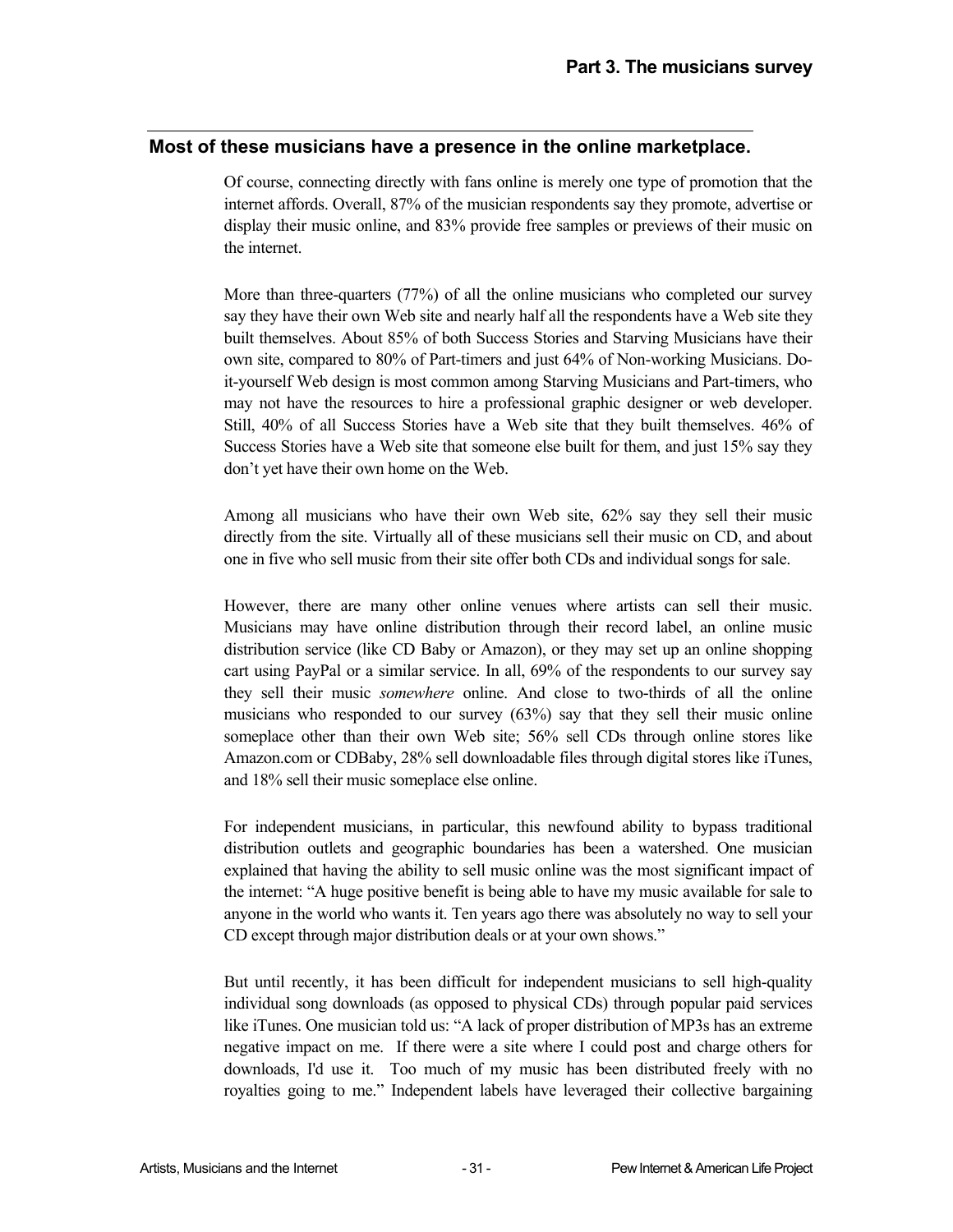## Most of these musicians have a presence in the online marketplace.

Of course, connecting directly with fans online is merely one type of promotion that the internet affords. Overall, 87% of the musician respondents say they promote, advertise or display their music online, and 83% provide free samples or previews of their music on the internet.

More than three-quarters (77%) of all the online musicians who completed our survey say they have their own Web site and nearly half all the respondents have a Web site they built themselves. About 85% of both Success Stories and Starving Musicians have their own site, compared to 80% of Part-timers and just 64% of Non-working Musicians. Do-it-yourself Web design is most common among Starving Musicians and Part-timers, who may not have the resources to hire a professional graphic designer or web developer. Still, 40% of all Success Stories have a Web site that they built themselves. 46% of Success Stories have a Web site that someone else built for them, and just 15% say they don't yet have their own home on the Web.

Among all musicians who have their own Web site, 62% say they sell their music directly from the site. Virtually all of these musicians sell their music on CD, and about one in five who sell music from their site offer both CDs and individual songs for sale.

However, there are many other online venues where artists can sell their music. Musicians may have online distribution through their record label, an online music distribution service (like CD Baby or Amazon), or they may set up an online shopping cart using PayPal or a similar service. In all, 69% of the respondents to our survey say they sell their music *somewhere* online. And close to two-thirds of all the online musicians who responded to our survey (63%) say that they sell their music online someplace other than their own Web site; 56% sell CDs through online stores like Amazon.com or CDBaby, 28% sell downloadable files through digital stores like iTunes, and 18% sell their music someplace else online.

For independent musicians, in particular, this newfound ability to bypass traditional distribution outlets and geographic boundaries has been a watershed. One musician explained that having the ability to sell music online was the most significant impact of the internet: "A huge positive benefit is being able to have my music available for sale to anyone in the world who wants it. Ten years ago there was absolutely no way to sell your CD except through major distribution deals or at your own shows."

But until recently, it has been difficult for independent musicians to sell high-quality individual song downloads (as opposed to physical CDs) through popular paid services like iTunes. One musician told us: "A lack of proper distribution of MP3s has an extreme negative impact on me. If there were a site where I could post and charge others for downloads, I'd use it. Too much of my music has been distributed freely with no royalties going to me." Independent labels have leveraged their collective bargaining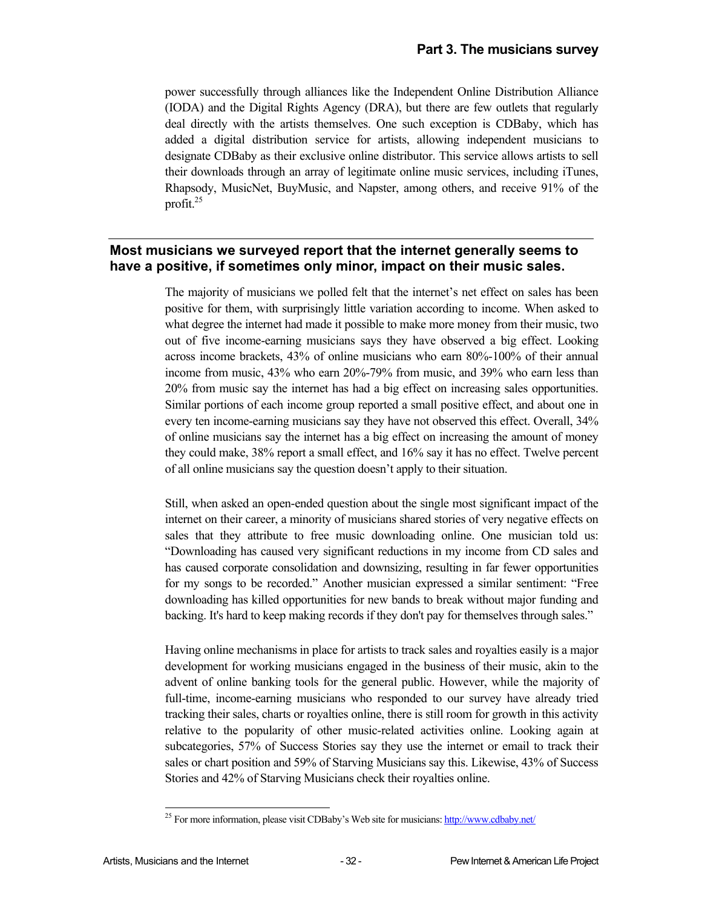power successfully through alliances like the Independent Online Distribution Alliance (IODA) and the Digital Rights Agency (DRA), but there are few outlets that regularly deal directly with the artists themselves. One such exception is CDBaby, which has added a digital distribution service for artists, allowing independent musicians to designate CDBaby as their exclusive online distributor. This service allows artists to sell their downloads through an array of legitimate online music services, including iTunes, Rhapsody, MusicNet, BuyMusic, and Napster, among others, and receive 91% of the profit.[25]

## Most musicians we surveyed report that the internet generally seems to have a positive, if sometimes only minor, impact on their music sales.

The majority of musicians we polled felt that the internet's net effect on sales has been positive for them, with surprisingly little variation according to income. When asked to what degree the internet had made it possible to make more money from their music, two out of five income-earning musicians says they have observed a big effect. Looking across income brackets, 43% of online musicians who earn 80%-100% of their annual income from music, 43% who earn 20%-79% from music, and 39% who earn less than 20% from music say the internet has had a big effect on increasing sales opportunities. Similar portions of each income group reported a small positive effect, and about one in every ten income-earning musicians say they have not observed this effect. Overall, 34% of online musicians say the internet has a big effect on increasing the amount of money they could make, 38% report a small effect, and 16% say it has no effect. Twelve percent of all online musicians say the question doesn't apply to their situation.

Still, when asked an open-ended question about the single most significant impact of the internet on their career, a minority of musicians shared stories of very negative effects on sales that they attribute to free music downloading online. One musician told us: "Downloading has caused very significant reductions in my income from CD sales and has caused corporate consolidation and downsizing, resulting in far fewer opportunities for my songs to be recorded." Another musician expressed a similar sentiment: "Free downloading has killed opportunities for new bands to break without major funding and backing. It's hard to keep making records if they don't pay for themselves through sales."

Having online mechanisms in place for artists to track sales and royalties easily is a major development for working musicians engaged in the business of their music, akin to the advent of online banking tools for the general public. However, while the majority of full-time, income-earning musicians who responded to our survey have already tried tracking their sales, charts or royalties online, there is still room for growth in this activity relative to the popularity of other music-related activities online. Looking again at subcategories, 57% of Success Stories say they use the internet or email to track their sales or chart position and 59% of Starving Musicians say this. Likewise, 43% of Success Stories and 42% of Starving Musicians check their royalties online.

[25] For more information, please visit CDBaby's Web site for musicians: http://www.cdbaby.net/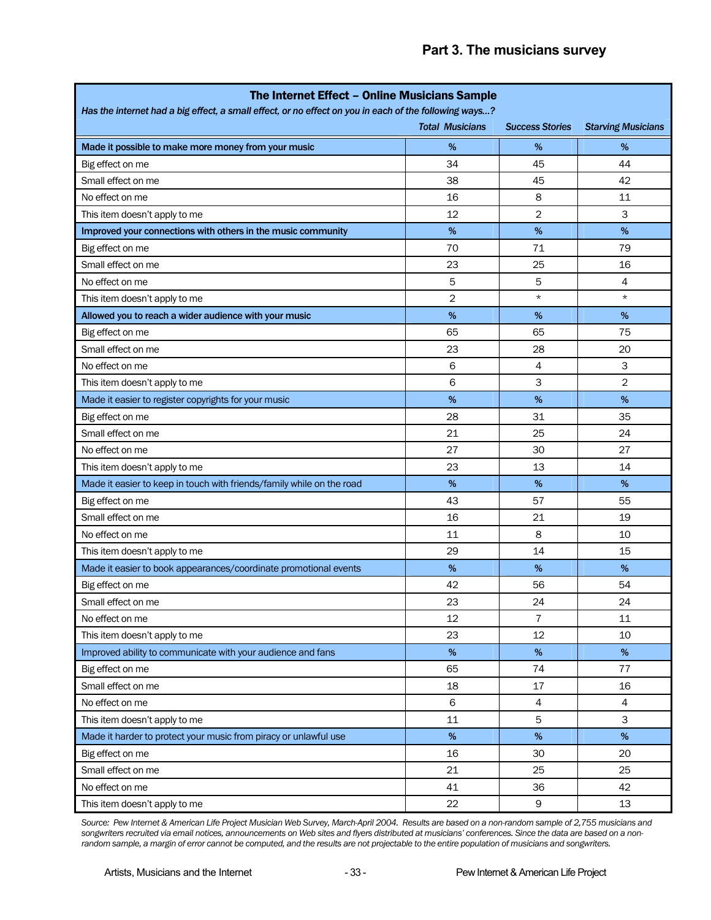## Part 3. The musicians survey

| The Internet Effect – Online Musicians Sample<br>*Has the internet had a big effect, a small effect, or no effect on you in each of the following ways...?* | *Total Musicians* | *Success Stories* | *Starving Musicians* |
|---|---|---|---|
| **Made it possible to make more money from your music** | % | % | % |
| Big effect on me | 34 | 45 | 44 |
| Small effect on me | 38 | 45 | 42 |
| No effect on me | 16 | 8 | 11 |
| This item doesn't apply to me | 12 | 2 | 3 |
| **Improved your connections with others in the music community** | % | % | % |
| Big effect on me | 70 | 71 | 79 |
| Small effect on me | 23 | 25 | 16 |
| No effect on me | 5 | 5 | 4 |
| This item doesn't apply to me | 2 | * | * |
| **Allowed you to reach a wider audience with your music** | % | % | % |
| Big effect on me | 65 | 65 | 75 |
| Small effect on me | 23 | 28 | 20 |
| No effect on me | 6 | 4 | 3 |
| This item doesn't apply to me | 6 | 3 | 2 |
| Made it easier to register copyrights for your music | % | % | % |
| Big effect on me | 28 | 31 | 35 |
| Small effect on me | 21 | 25 | 24 |
| No effect on me | 27 | 30 | 27 |
| This item doesn't apply to me | 23 | 13 | 14 |
| Made it easier to keep in touch with friends/family while on the road | % | % | % |
| Big effect on me | 43 | 57 | 55 |
| Small effect on me | 16 | 21 | 19 |
| No effect on me | 11 | 8 | 10 |
| This item doesn't apply to me | 29 | 14 | 15 |
| Made it easier to book appearances/coordinate promotional events | % | % | % |
| Big effect on me | 42 | 56 | 54 |
| Small effect on me | 23 | 24 | 24 |
| No effect on me | 12 | 7 | 11 |
| This item doesn't apply to me | 23 | 12 | 10 |
| Improved ability to communicate with your audience and fans | % | % | % |
| Big effect on me | 65 | 74 | 77 |
| Small effect on me | 18 | 17 | 16 |
| No effect on me | 6 | 4 | 4 |
| This item doesn't apply to me | 11 | 5 | 3 |
| Made it harder to protect your music from piracy or unlawful use | % | % | % |
| Big effect on me | 16 | 30 | 20 |
| Small effect on me | 21 | 25 | 25 |
| No effect on me | 41 | 36 | 42 |
| This item doesn't apply to me | 22 | 9 | 13 |

*Source: Pew Internet & American Life Project Musician Web Survey, March-April 2004. Results are based on a non-random sample of 2,755 musicians and songwriters recruited via email notices, announcements on Web sites and flyers distributed at musicians' conferences. Since the data are based on a non-random sample, a margin of error cannot be computed, and the results are not projectable to the entire population of musicians and songwriters.*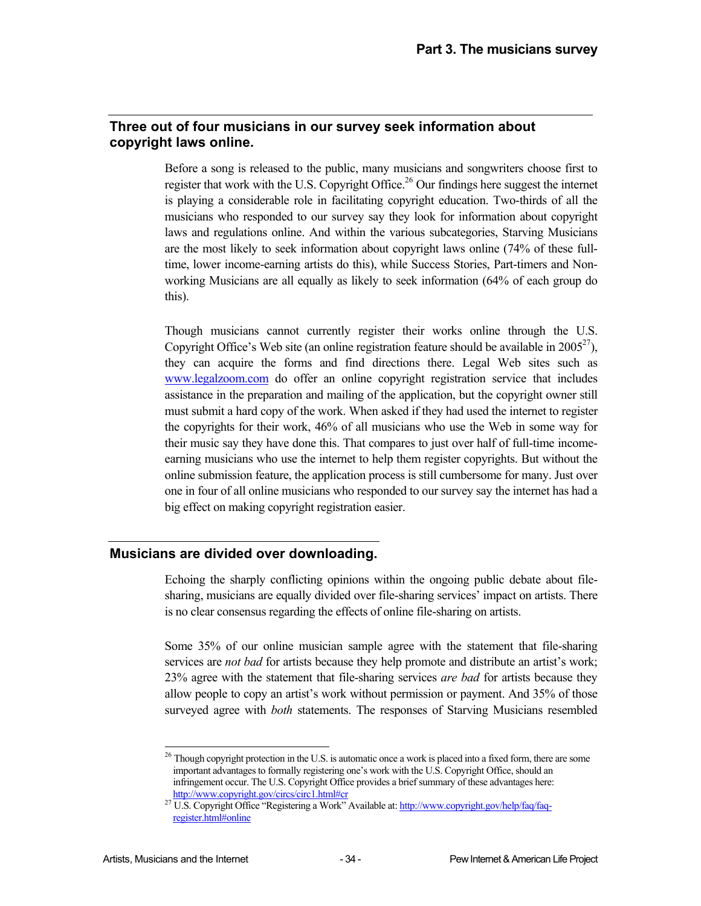## Three out of four musicians in our survey seek information about copyright laws online.

Before a song is released to the public, many musicians and songwriters choose first to register that work with the U.S. Copyright Office.[26] Our findings here suggest the internet is playing a considerable role in facilitating copyright education. Two-thirds of all the musicians who responded to our survey say they look for information about copyright laws and regulations online. And within the various subcategories, Starving Musicians are the most likely to seek information about copyright laws online (74% of these full-time, lower income-earning artists do this), while Success Stories, Part-timers and Non-working Musicians are all equally as likely to seek information (64% of each group do this).

Though musicians cannot currently register their works online through the U.S. Copyright Office's Web site (an online registration feature should be available in 2005[27]), they can acquire the forms and find directions there. Legal Web sites such as www.legalzoom.com do offer an online copyright registration service that includes assistance in the preparation and mailing of the application, but the copyright owner still must submit a hard copy of the work. When asked if they had used the internet to register the copyrights for their work, 46% of all musicians who use the Web in some way for their music say they have done this. That compares to just over half of full-time income-earning musicians who use the internet to help them register copyrights. But without the online submission feature, the application process is still cumbersome for many. Just over one in four of all online musicians who responded to our survey say the internet has had a big effect on making copyright registration easier.

## Musicians are divided over downloading.

Echoing the sharply conflicting opinions within the ongoing public debate about file-sharing, musicians are equally divided over file-sharing services' impact on artists. There is no clear consensus regarding the effects of online file-sharing on artists.

Some 35% of our online musician sample agree with the statement that file-sharing services are *not bad* for artists because they help promote and distribute an artist's work; 23% agree with the statement that file-sharing services *are bad* for artists because they allow people to copy an artist's work without permission or payment. And 35% of those surveyed agree with *both* statements. The responses of Starving Musicians resembled

---

[26] Though copyright protection in the U.S. is automatic once a work is placed into a fixed form, there are some important advantages to formally registering one's work with the U.S. Copyright Office, should an infringement occur. The U.S. Copyright Office provides a brief summary of these advantages here: http://www.copyright.gov/circs/circ1.html#cr

[27] U.S. Copyright Office "Registering a Work" Available at: http://www.copyright.gov/help/faq/faq-register.html#online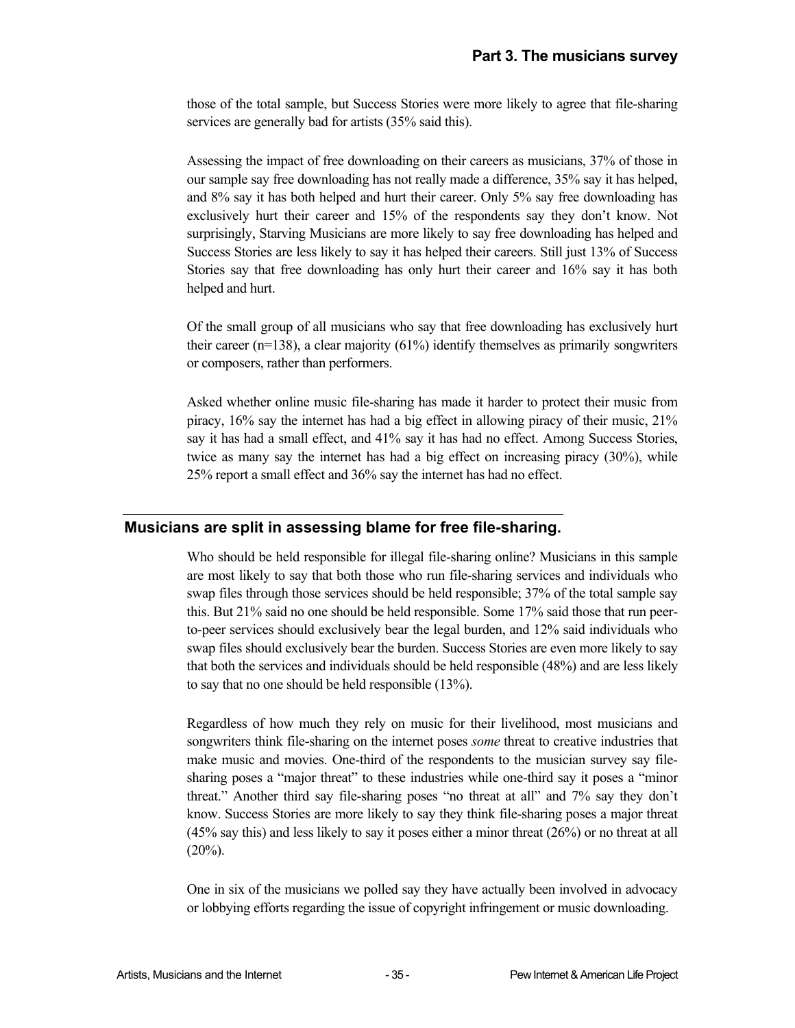those of the total sample, but Success Stories were more likely to agree that file-sharing services are generally bad for artists (35% said this).

Assessing the impact of free downloading on their careers as musicians, 37% of those in our sample say free downloading has not really made a difference, 35% say it has helped, and 8% say it has both helped and hurt their career. Only 5% say free downloading has exclusively hurt their career and 15% of the respondents say they don't know. Not surprisingly, Starving Musicians are more likely to say free downloading has helped and Success Stories are less likely to say it has helped their careers. Still just 13% of Success Stories say that free downloading has only hurt their career and 16% say it has both helped and hurt.

Of the small group of all musicians who say that free downloading has exclusively hurt their career (n=138), a clear majority (61%) identify themselves as primarily songwriters or composers, rather than performers.

Asked whether online music file-sharing has made it harder to protect their music from piracy, 16% say the internet has had a big effect in allowing piracy of their music, 21% say it has had a small effect, and 41% say it has had no effect. Among Success Stories, twice as many say the internet has had a big effect on increasing piracy (30%), while 25% report a small effect and 36% say the internet has had no effect.

## Musicians are split in assessing blame for free file-sharing.

Who should be held responsible for illegal file-sharing online? Musicians in this sample are most likely to say that both those who run file-sharing services and individuals who swap files through those services should be held responsible; 37% of the total sample say this. But 21% said no one should be held responsible. Some 17% said those that run peer-to-peer services should exclusively bear the legal burden, and 12% said individuals who swap files should exclusively bear the burden. Success Stories are even more likely to say that both the services and individuals should be held responsible (48%) and are less likely to say that no one should be held responsible (13%).

Regardless of how much they rely on music for their livelihood, most musicians and songwriters think file-sharing on the internet poses *some* threat to creative industries that make music and movies. One-third of the respondents to the musician survey say file-sharing poses a "major threat" to these industries while one-third say it poses a "minor threat." Another third say file-sharing poses "no threat at all" and 7% say they don't know. Success Stories are more likely to say they think file-sharing poses a major threat (45% say this) and less likely to say it poses either a minor threat (26%) or no threat at all (20%).

One in six of the musicians we polled say they have actually been involved in advocacy or lobbying efforts regarding the issue of copyright infringement or music downloading.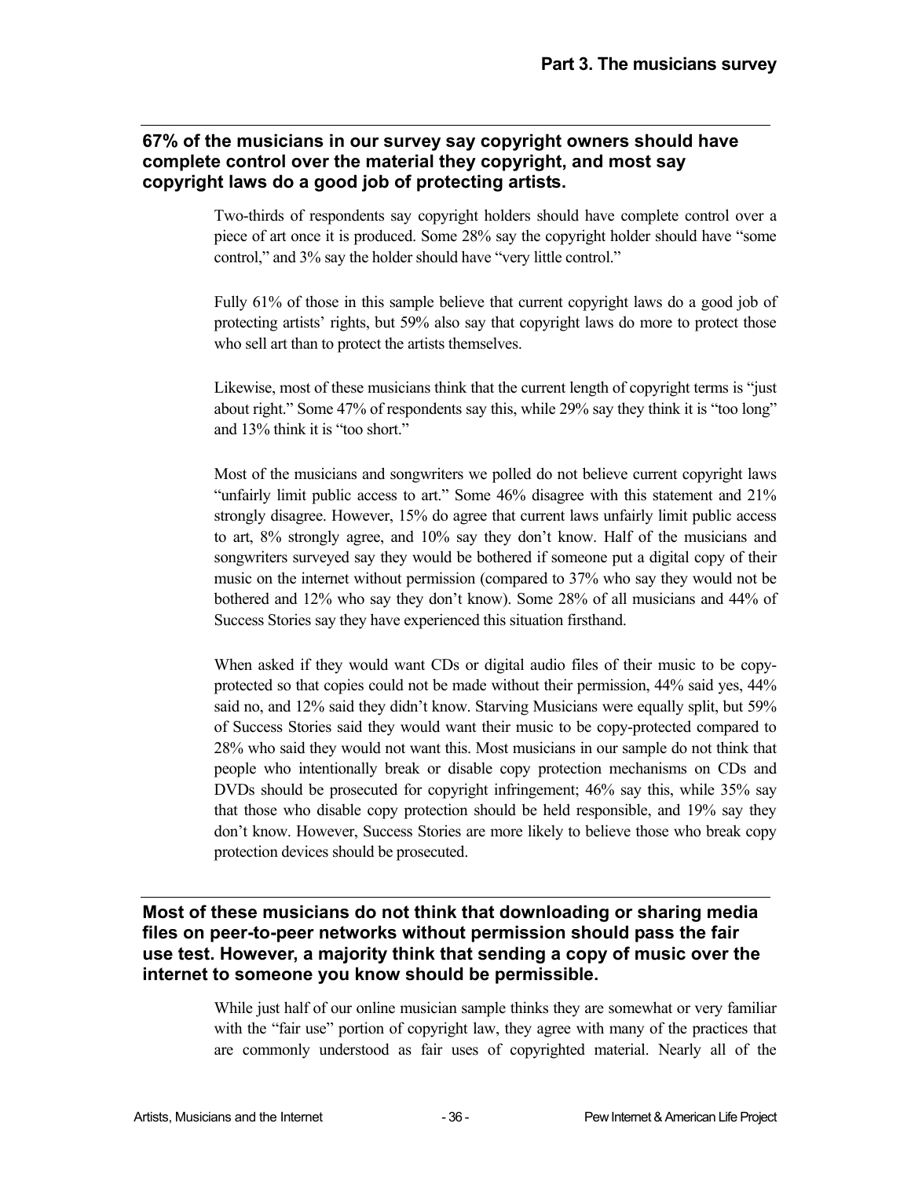## 67% of the musicians in our survey say copyright owners should have complete control over the material they copyright, and most say copyright laws do a good job of protecting artists.

Two-thirds of respondents say copyright holders should have complete control over a piece of art once it is produced. Some 28% say the copyright holder should have "some control," and 3% say the holder should have "very little control."

Fully 61% of those in this sample believe that current copyright laws do a good job of protecting artists' rights, but 59% also say that copyright laws do more to protect those who sell art than to protect the artists themselves.

Likewise, most of these musicians think that the current length of copyright terms is "just about right." Some 47% of respondents say this, while 29% say they think it is "too long" and 13% think it is "too short."

Most of the musicians and songwriters we polled do not believe current copyright laws "unfairly limit public access to art." Some 46% disagree with this statement and 21% strongly disagree. However, 15% do agree that current laws unfairly limit public access to art, 8% strongly agree, and 10% say they don't know. Half of the musicians and songwriters surveyed say they would be bothered if someone put a digital copy of their music on the internet without permission (compared to 37% who say they would not be bothered and 12% who say they don't know). Some 28% of all musicians and 44% of Success Stories say they have experienced this situation firsthand.

When asked if they would want CDs or digital audio files of their music to be copy-protected so that copies could not be made without their permission, 44% said yes, 44% said no, and 12% said they didn't know. Starving Musicians were equally split, but 59% of Success Stories said they would want their music to be copy-protected compared to 28% who said they would not want this. Most musicians in our sample do not think that people who intentionally break or disable copy protection mechanisms on CDs and DVDs should be prosecuted for copyright infringement; 46% say this, while 35% say that those who disable copy protection should be held responsible, and 19% say they don't know. However, Success Stories are more likely to believe those who break copy protection devices should be prosecuted.

## Most of these musicians do not think that downloading or sharing media files on peer-to-peer networks without permission should pass the fair use test. However, a majority think that sending a copy of music over the internet to someone you know should be permissible.

While just half of our online musician sample thinks they are somewhat or very familiar with the "fair use" portion of copyright law, they agree with many of the practices that are commonly understood as fair uses of copyrighted material. Nearly all of the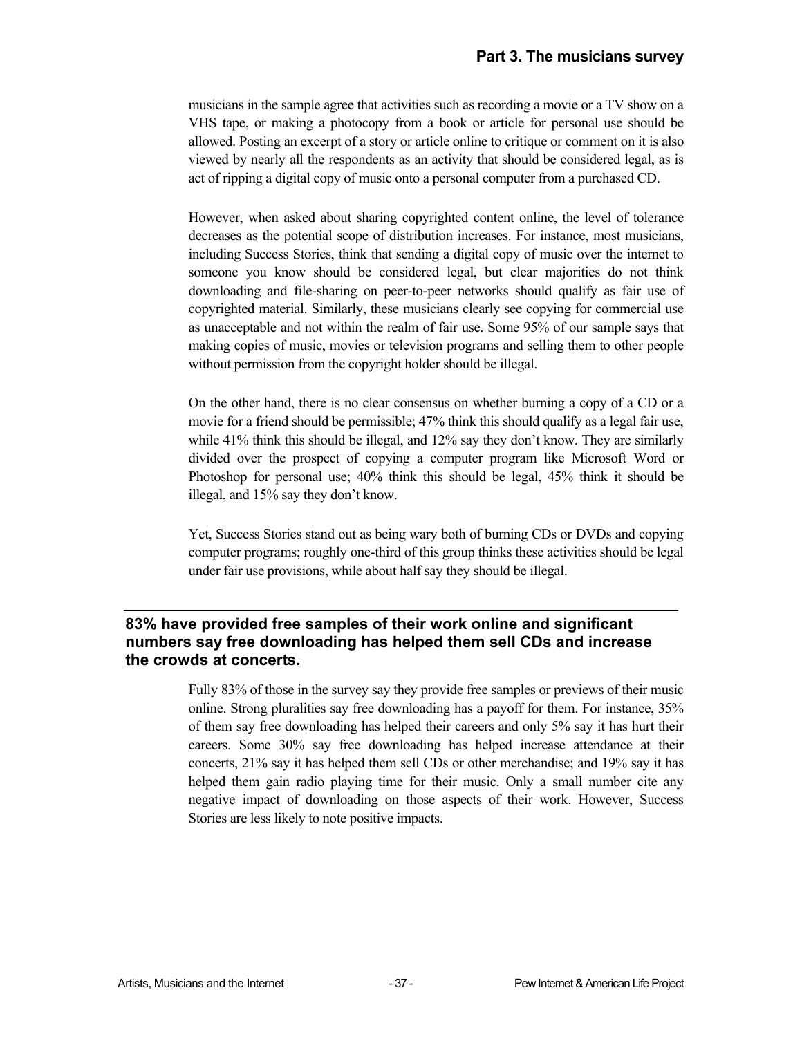musicians in the sample agree that activities such as recording a movie or a TV show on a VHS tape, or making a photocopy from a book or article for personal use should be allowed. Posting an excerpt of a story or article online to critique or comment on it is also viewed by nearly all the respondents as an activity that should be considered legal, as is act of ripping a digital copy of music onto a personal computer from a purchased CD.

However, when asked about sharing copyrighted content online, the level of tolerance decreases as the potential scope of distribution increases. For instance, most musicians, including Success Stories, think that sending a digital copy of music over the internet to someone you know should be considered legal, but clear majorities do not think downloading and file-sharing on peer-to-peer networks should qualify as fair use of copyrighted material. Similarly, these musicians clearly see copying for commercial use as unacceptable and not within the realm of fair use. Some 95% of our sample says that making copies of music, movies or television programs and selling them to other people without permission from the copyright holder should be illegal.

On the other hand, there is no clear consensus on whether burning a copy of a CD or a movie for a friend should be permissible; 47% think this should qualify as a legal fair use, while 41% think this should be illegal, and 12% say they don't know. They are similarly divided over the prospect of copying a computer program like Microsoft Word or Photoshop for personal use; 40% think this should be legal, 45% think it should be illegal, and 15% say they don't know.

Yet, Success Stories stand out as being wary both of burning CDs or DVDs and copying computer programs; roughly one-third of this group thinks these activities should be legal under fair use provisions, while about half say they should be illegal.

## 83% have provided free samples of their work online and significant numbers say free downloading has helped them sell CDs and increase the crowds at concerts.

Fully 83% of those in the survey say they provide free samples or previews of their music online. Strong pluralities say free downloading has a payoff for them. For instance, 35% of them say free downloading has helped their careers and only 5% say it has hurt their careers. Some 30% say free downloading has helped increase attendance at their concerts, 21% say it has helped them sell CDs or other merchandise; and 19% say it has helped them gain radio playing time for their music. Only a small number cite any negative impact of downloading on those aspects of their work. However, Success Stories are less likely to note positive impacts.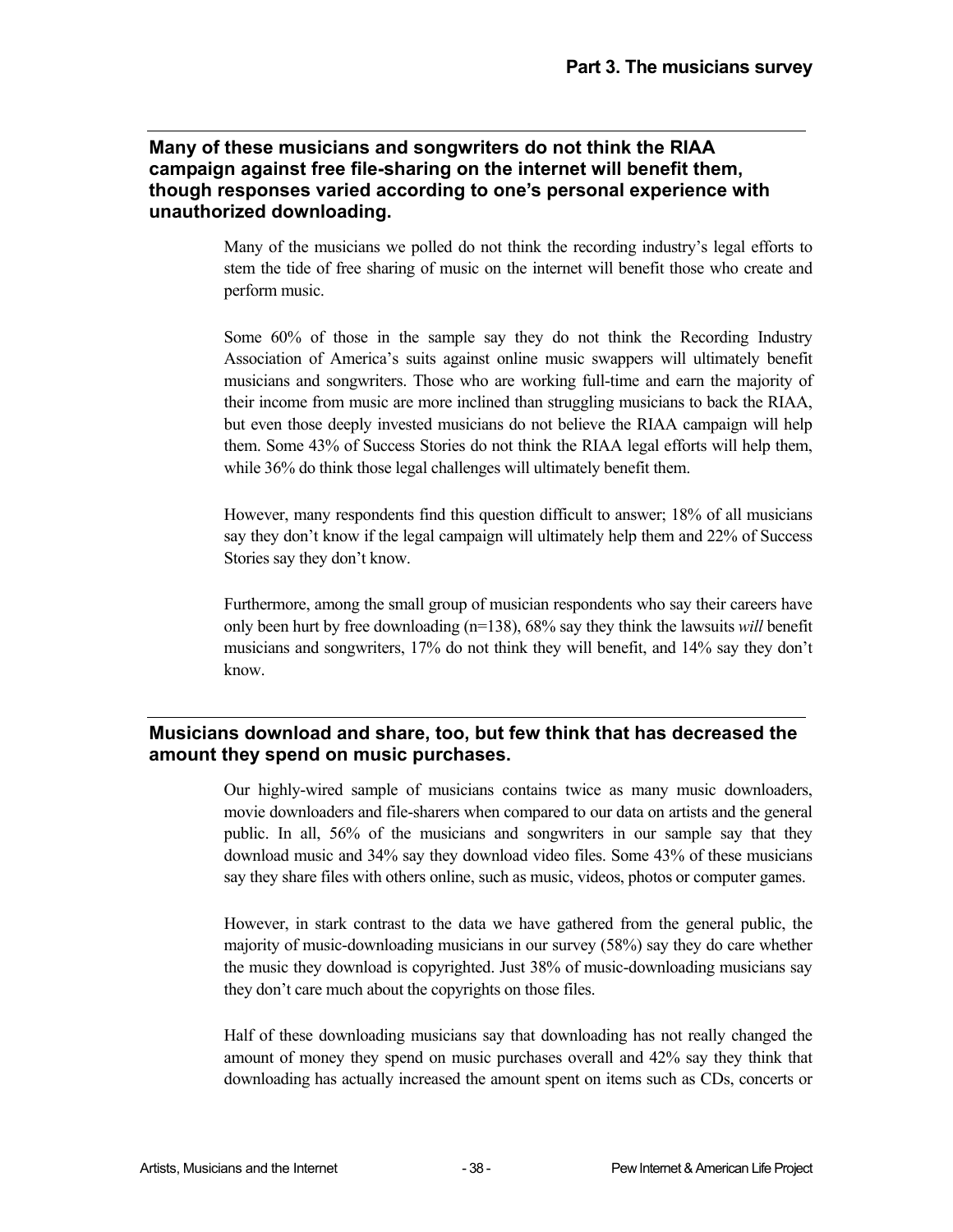## Many of these musicians and songwriters do not think the RIAA campaign against free file-sharing on the internet will benefit them, though responses varied according to one's personal experience with unauthorized downloading.

Many of the musicians we polled do not think the recording industry's legal efforts to stem the tide of free sharing of music on the internet will benefit those who create and perform music.

Some 60% of those in the sample say they do not think the Recording Industry Association of America's suits against online music swappers will ultimately benefit musicians and songwriters. Those who are working full-time and earn the majority of their income from music are more inclined than struggling musicians to back the RIAA, but even those deeply invested musicians do not believe the RIAA campaign will help them. Some 43% of Success Stories do not think the RIAA legal efforts will help them, while 36% do think those legal challenges will ultimately benefit them.

However, many respondents find this question difficult to answer; 18% of all musicians say they don't know if the legal campaign will ultimately help them and 22% of Success Stories say they don't know.

Furthermore, among the small group of musician respondents who say their careers have only been hurt by free downloading (n=138), 68% say they think the lawsuits *will* benefit musicians and songwriters, 17% do not think they will benefit, and 14% say they don't know.

## Musicians download and share, too, but few think that has decreased the amount they spend on music purchases.

Our highly-wired sample of musicians contains twice as many music downloaders, movie downloaders and file-sharers when compared to our data on artists and the general public. In all, 56% of the musicians and songwriters in our sample say that they download music and 34% say they download video files. Some 43% of these musicians say they share files with others online, such as music, videos, photos or computer games.

However, in stark contrast to the data we have gathered from the general public, the majority of music-downloading musicians in our survey (58%) say they do care whether the music they download is copyrighted. Just 38% of music-downloading musicians say they don't care much about the copyrights on those files.

Half of these downloading musicians say that downloading has not really changed the amount of money they spend on music purchases overall and 42% say they think that downloading has actually increased the amount spent on items such as CDs, concerts or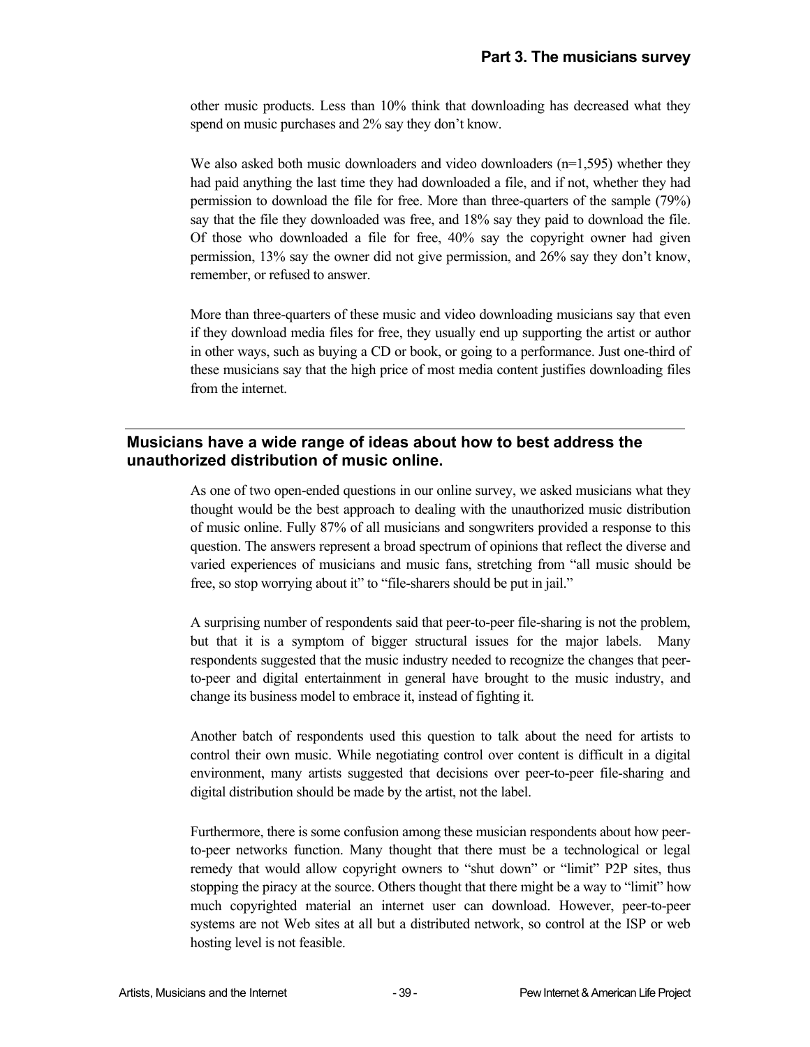other music products. Less than 10% think that downloading has decreased what they spend on music purchases and 2% say they don't know.

We also asked both music downloaders and video downloaders (n=1,595) whether they had paid anything the last time they had downloaded a file, and if not, whether they had permission to download the file for free. More than three-quarters of the sample (79%) say that the file they downloaded was free, and 18% say they paid to download the file. Of those who downloaded a file for free, 40% say the copyright owner had given permission, 13% say the owner did not give permission, and 26% say they don't know, remember, or refused to answer.

More than three-quarters of these music and video downloading musicians say that even if they download media files for free, they usually end up supporting the artist or author in other ways, such as buying a CD or book, or going to a performance. Just one-third of these musicians say that the high price of most media content justifies downloading files from the internet.

## Musicians have a wide range of ideas about how to best address the unauthorized distribution of music online.

As one of two open-ended questions in our online survey, we asked musicians what they thought would be the best approach to dealing with the unauthorized music distribution of music online. Fully 87% of all musicians and songwriters provided a response to this question. The answers represent a broad spectrum of opinions that reflect the diverse and varied experiences of musicians and music fans, stretching from "all music should be free, so stop worrying about it" to "file-sharers should be put in jail."

A surprising number of respondents said that peer-to-peer file-sharing is not the problem, but that it is a symptom of bigger structural issues for the major labels. Many respondents suggested that the music industry needed to recognize the changes that peer-to-peer and digital entertainment in general have brought to the music industry, and change its business model to embrace it, instead of fighting it.

Another batch of respondents used this question to talk about the need for artists to control their own music. While negotiating control over content is difficult in a digital environment, many artists suggested that decisions over peer-to-peer file-sharing and digital distribution should be made by the artist, not the label.

Furthermore, there is some confusion among these musician respondents about how peer-to-peer networks function. Many thought that there must be a technological or legal remedy that would allow copyright owners to "shut down" or "limit" P2P sites, thus stopping the piracy at the source. Others thought that there might be a way to "limit" how much copyrighted material an internet user can download. However, peer-to-peer systems are not Web sites at all but a distributed network, so control at the ISP or web hosting level is not feasible.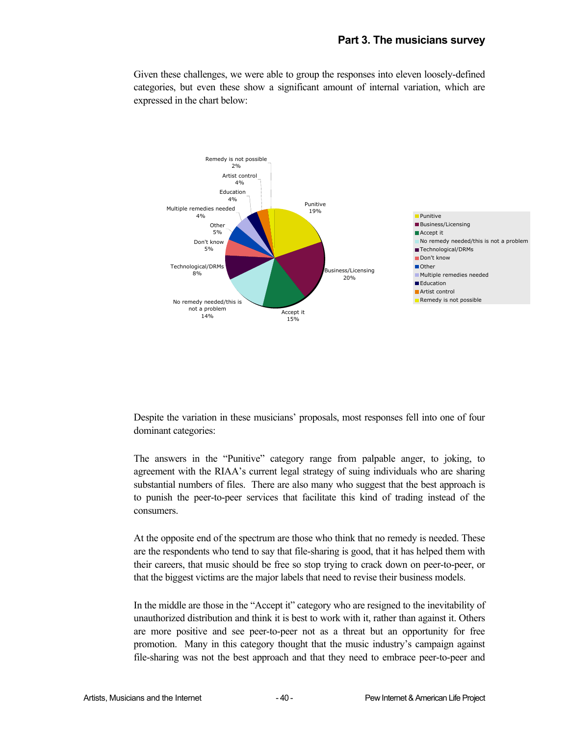Given these challenges, we were able to group the responses into eleven loosely-defined categories, but even these show a significant amount of internal variation, which are expressed in the chart below:

| Category | Percentage |
|---|---|
| Punitive | 19% |
| Business/Licensing | 20% |
| Accept it | 15% |
| No remedy needed/this is not a problem | 14% |
| Technological/DRMs | 8% |
| Don't know | 5% |
| Other | 5% |
| Multiple remedies needed | 4% |
| Education | 4% |
| Artist control | 4% |
| Remedy is not possible | 2% |

Despite the variation in these musicians' proposals, most responses fell into one of four dominant categories:

The answers in the "Punitive" category range from palpable anger, to joking, to agreement with the RIAA's current legal strategy of suing individuals who are sharing substantial numbers of files. There are also many who suggest that the best approach is to punish the peer-to-peer services that facilitate this kind of trading instead of the consumers.

At the opposite end of the spectrum are those who think that no remedy is needed. These are the respondents who tend to say that file-sharing is good, that it has helped them with their careers, that music should be free so stop trying to crack down on peer-to-peer, or that the biggest victims are the major labels that need to revise their business models.

In the middle are those in the "Accept it" category who are resigned to the inevitability of unauthorized distribution and think it is best to work with it, rather than against it. Others are more positive and see peer-to-peer not as a threat but an opportunity for free promotion. Many in this category thought that the music industry's campaign against file-sharing was not the best approach and that they need to embrace peer-to-peer and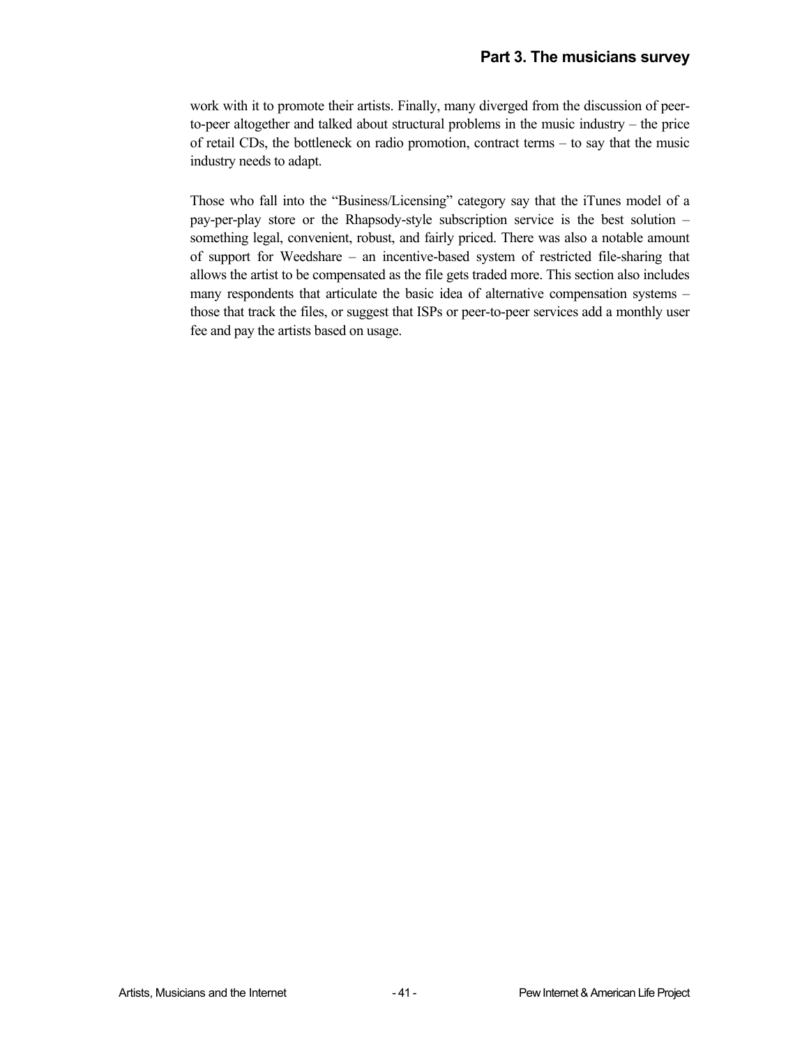work with it to promote their artists. Finally, many diverged from the discussion of peer-to-peer altogether and talked about structural problems in the music industry – the price of retail CDs, the bottleneck on radio promotion, contract terms – to say that the music industry needs to adapt.

Those who fall into the "Business/Licensing" category say that the iTunes model of a pay-per-play store or the Rhapsody-style subscription service is the best solution – something legal, convenient, robust, and fairly priced. There was also a notable amount of support for Weedshare – an incentive-based system of restricted file-sharing that allows the artist to be compensated as the file gets traded more. This section also includes many respondents that articulate the basic idea of alternative compensation systems – those that track the files, or suggest that ISPs or peer-to-peer services add a monthly user fee and pay the artists based on usage.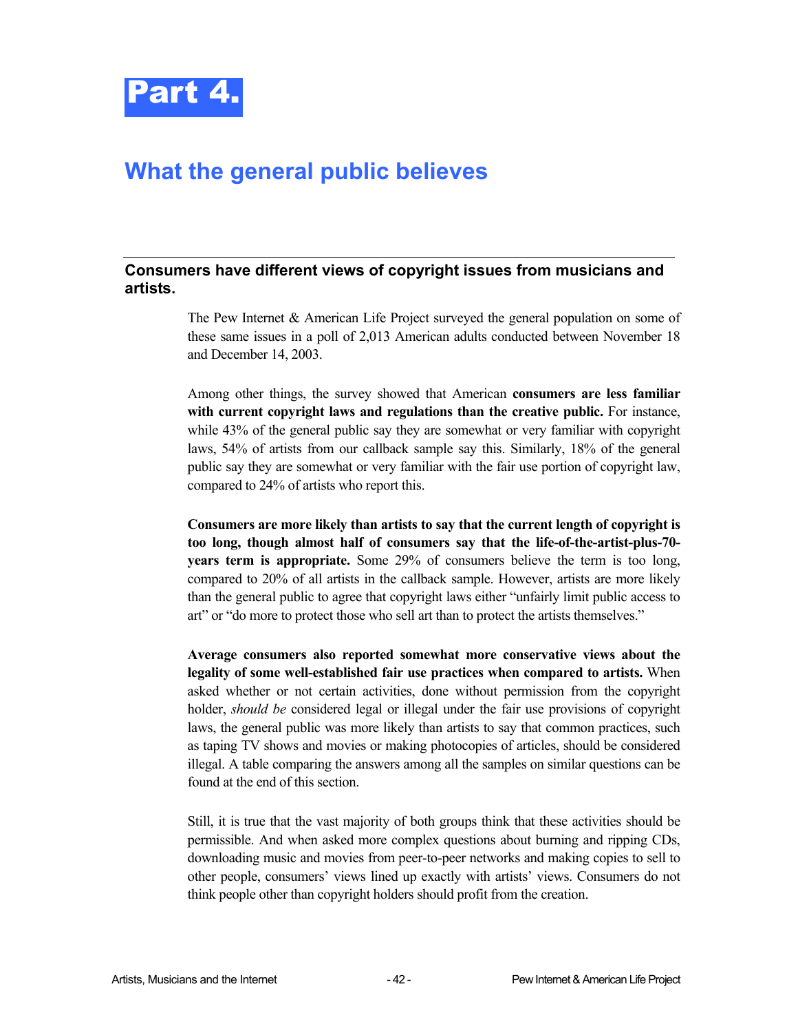# Part 4.

## What the general public believes

### Consumers have different views of copyright issues from musicians and artists.

The Pew Internet & American Life Project surveyed the general population on some of these same issues in a poll of 2,013 American adults conducted between November 18 and December 14, 2003.

Among other things, the survey showed that American **consumers are less familiar with current copyright laws and regulations than the creative public.** For instance, while 43% of the general public say they are somewhat or very familiar with copyright laws, 54% of artists from our callback sample say this. Similarly, 18% of the general public say they are somewhat or very familiar with the fair use portion of copyright law, compared to 24% of artists who report this.

**Consumers are more likely than artists to say that the current length of copyright is too long, though almost half of consumers say that the life-of-the-artist-plus-70-years term is appropriate.** Some 29% of consumers believe the term is too long, compared to 20% of all artists in the callback sample. However, artists are more likely than the general public to agree that copyright laws either "unfairly limit public access to art" or "do more to protect those who sell art than to protect the artists themselves."

**Average consumers also reported somewhat more conservative views about the legality of some well-established fair use practices when compared to artists.** When asked whether or not certain activities, done without permission from the copyright holder, *should be* considered legal or illegal under the fair use provisions of copyright laws, the general public was more likely than artists to say that common practices, such as taping TV shows and movies or making photocopies of articles, should be considered illegal. A table comparing the answers among all the samples on similar questions can be found at the end of this section.

Still, it is true that the vast majority of both groups think that these activities should be permissible. And when asked more complex questions about burning and ripping CDs, downloading music and movies from peer-to-peer networks and making copies to sell to other people, consumers' views lined up exactly with artists' views. Consumers do not think people other than copyright holders should profit from the creation.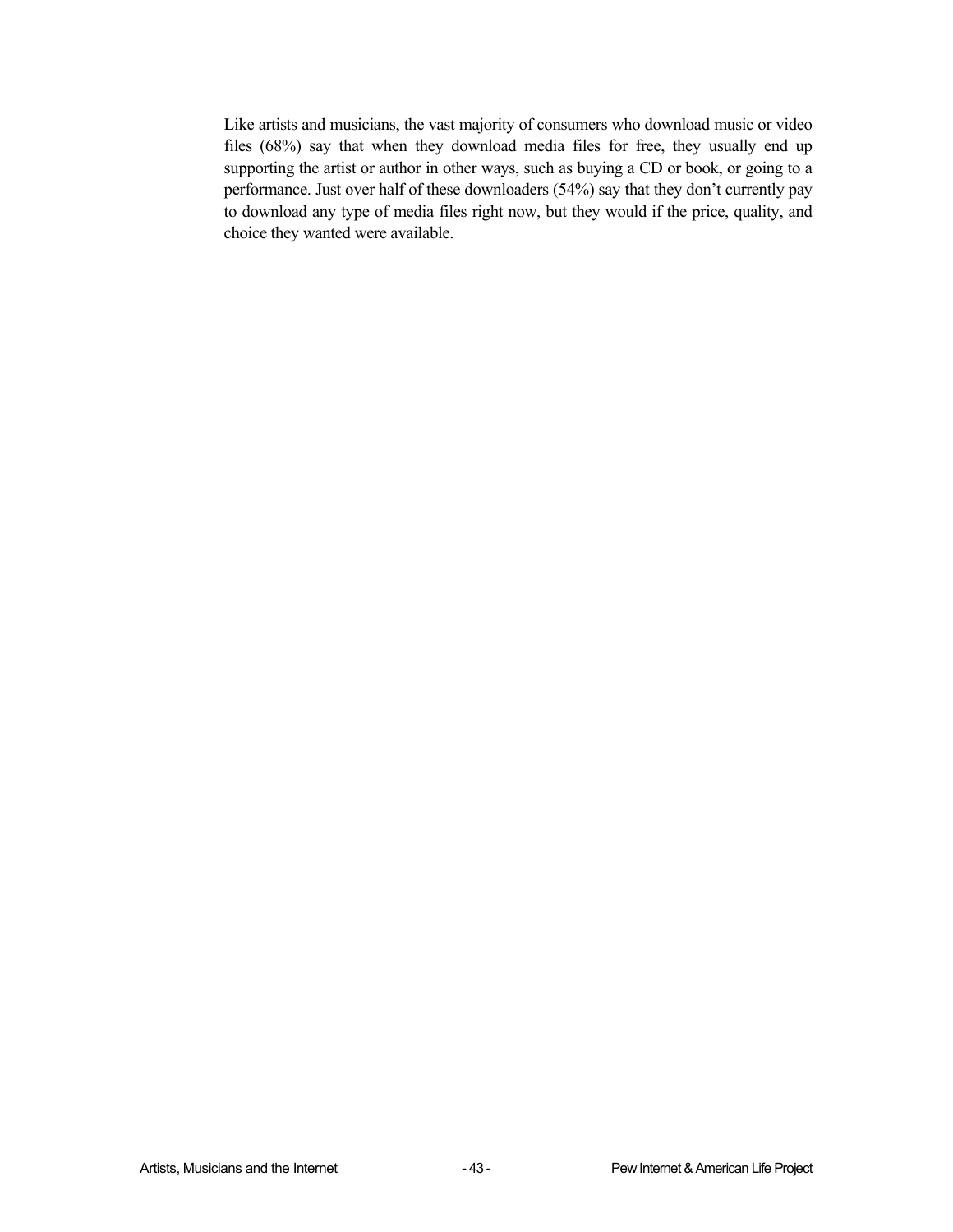Like artists and musicians, the vast majority of consumers who download music or video files (68%) say that when they download media files for free, they usually end up supporting the artist or author in other ways, such as buying a CD or book, or going to a performance. Just over half of these downloaders (54%) say that they don't currently pay to download any type of media files right now, but they would if the price, quality, and choice they wanted were available.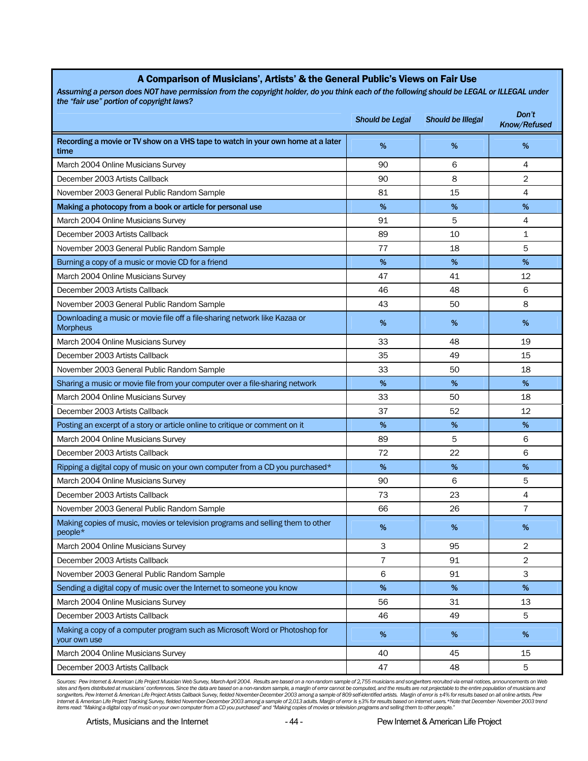### A Comparison of Musicians', Artists' & the General Public's Views on Fair Use

***Assuming a person does NOT have permission from the copyright holder, do you think each of the following should be LEGAL or ILLEGAL under the "fair use" portion of copyright laws?***

| | *Should be Legal* | *Should be Illegal* | *Don't Know/Refused* |
|---|---|---|---|
| **Recording a movie or TV show on a VHS tape to watch in your own home at a later time** | % | % | % |
| March 2004 Online Musicians Survey | 90 | 6 | 4 |
| December 2003 Artists Callback | 90 | 8 | 2 |
| November 2003 General Public Random Sample | 81 | 15 | 4 |
| **Making a photocopy from a book or article for personal use** | % | % | % |
| March 2004 Online Musicians Survey | 91 | 5 | 4 |
| December 2003 Artists Callback | 89 | 10 | 1 |
| November 2003 General Public Random Sample | 77 | 18 | 5 |
| Burning a copy of a music or movie CD for a friend | % | % | % |
| March 2004 Online Musicians Survey | 47 | 41 | 12 |
| December 2003 Artists Callback | 46 | 48 | 6 |
| November 2003 General Public Random Sample | 43 | 50 | 8 |
| Downloading a music or movie file off a file-sharing network like Kazaa or Morpheus | % | % | % |
| March 2004 Online Musicians Survey | 33 | 48 | 19 |
| December 2003 Artists Callback | 35 | 49 | 15 |
| November 2003 General Public Random Sample | 33 | 50 | 18 |
| Sharing a music or movie file from your computer over a file-sharing network | % | % | % |
| March 2004 Online Musicians Survey | 33 | 50 | 18 |
| December 2003 Artists Callback | 37 | 52 | 12 |
| Posting an excerpt of a story or article online to critique or comment on it | % | % | % |
| March 2004 Online Musicians Survey | 89 | 5 | 6 |
| December 2003 Artists Callback | 72 | 22 | 6 |
| Ripping a digital copy of music on your own computer from a CD you purchased* | % | % | % |
| March 2004 Online Musicians Survey | 90 | 6 | 5 |
| December 2003 Artists Callback | 73 | 23 | 4 |
| November 2003 General Public Random Sample | 66 | 26 | 7 |
| Making copies of music, movies or television programs and selling them to other people* | % | % | % |
| March 2004 Online Musicians Survey | 3 | 95 | 2 |
| December 2003 Artists Callback | 7 | 91 | 2 |
| November 2003 General Public Random Sample | 6 | 91 | 3 |
| Sending a digital copy of music over the Internet to someone you know | % | % | % |
| March 2004 Online Musicians Survey | 56 | 31 | 13 |
| December 2003 Artists Callback | 46 | 49 | 5 |
| Making a copy of a computer program such as Microsoft Word or Photoshop for your own use | % | % | % |
| March 2004 Online Musicians Survey | 40 | 45 | 15 |
| December 2003 Artists Callback | 47 | 48 | 5 |

*Sources: Pew Internet & American Life Project Musician Web Survey, March-April 2004. Results are based on a non-random sample of 2,755 musicians and songwriters recruited via email notices, announcements on Web sites and flyers distributed at musicians' conferences. Since the data are based on a non-random sample, a margin of error cannot be computed, and the results are not projectable to the entire population of musicians and songwriters. Pew Internet & American Life Project Artists Callback Survey, fielded November-December 2003 among a sample of 809 self-identified artists. Margin of error is ±4% for results based on all online artists. Pew Internet & American Life Project Tracking Survey, fielded November-December 2003 among a sample of 2,013 adults. Margin of error is ±3% for results based on internet users. *Note that December- November 2003 trend items read: "Making a digital copy of music on your own computer from a CD you purchased" and "Making copies of movies or television programs and selling them to other people."*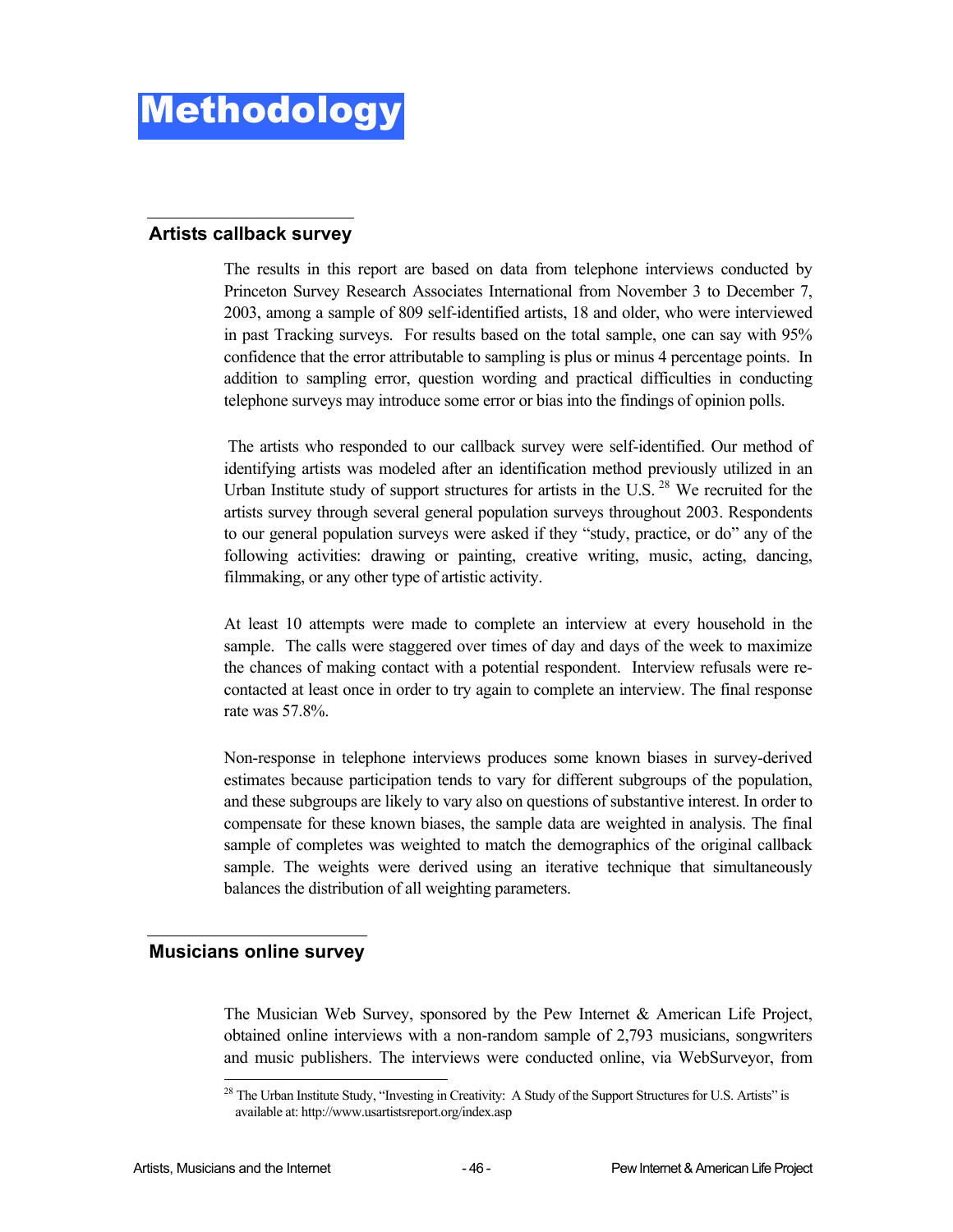# Methodology

## Artists callback survey

The results in this report are based on data from telephone interviews conducted by Princeton Survey Research Associates International from November 3 to December 7, 2003, among a sample of 809 self-identified artists, 18 and older, who were interviewed in past Tracking surveys. For results based on the total sample, one can say with 95% confidence that the error attributable to sampling is plus or minus 4 percentage points. In addition to sampling error, question wording and practical difficulties in conducting telephone surveys may introduce some error or bias into the findings of opinion polls.

The artists who responded to our callback survey were self-identified. Our method of identifying artists was modeled after an identification method previously utilized in an Urban Institute study of support structures for artists in the U.S. [28] We recruited for the artists survey through several general population surveys throughout 2003. Respondents to our general population surveys were asked if they "study, practice, or do" any of the following activities: drawing or painting, creative writing, music, acting, dancing, filmmaking, or any other type of artistic activity.

At least 10 attempts were made to complete an interview at every household in the sample. The calls were staggered over times of day and days of the week to maximize the chances of making contact with a potential respondent. Interview refusals were re-contacted at least once in order to try again to complete an interview. The final response rate was 57.8%.

Non-response in telephone interviews produces some known biases in survey-derived estimates because participation tends to vary for different subgroups of the population, and these subgroups are likely to vary also on questions of substantive interest. In order to compensate for these known biases, the sample data are weighted in analysis. The final sample of completes was weighted to match the demographics of the original callback sample. The weights were derived using an iterative technique that simultaneously balances the distribution of all weighting parameters.

## Musicians online survey

The Musician Web Survey, sponsored by the Pew Internet & American Life Project, obtained online interviews with a non-random sample of 2,793 musicians, songwriters and music publishers. The interviews were conducted online, via WebSurveyor, from

[28] The Urban Institute Study, "Investing in Creativity: A Study of the Support Structures for U.S. Artists" is available at: http://www.usartistsreport.org/index.asp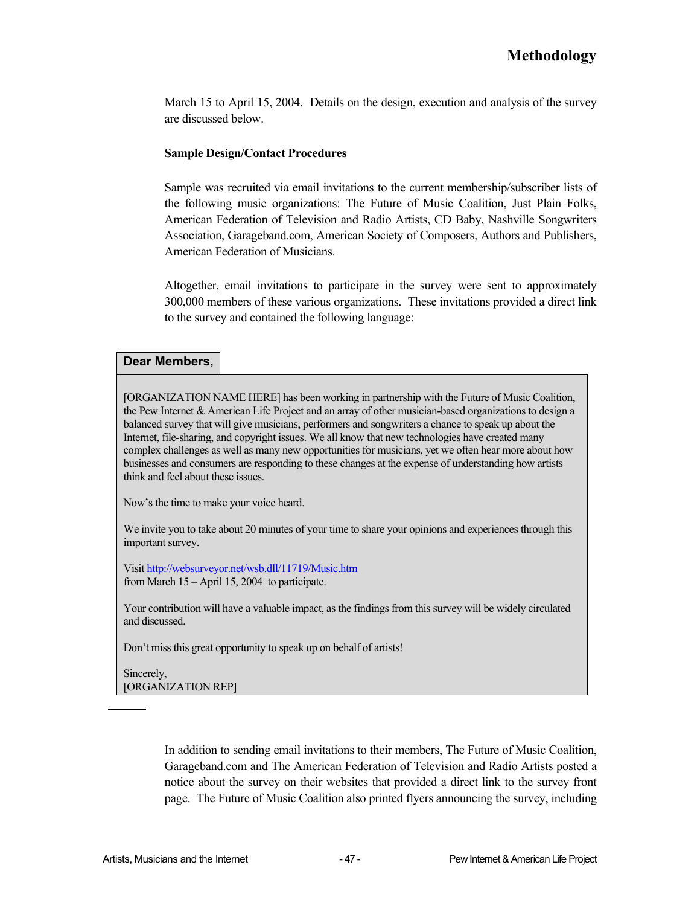March 15 to April 15, 2004. Details on the design, execution and analysis of the survey are discussed below.

**Sample Design/Contact Procedures**

Sample was recruited via email invitations to the current membership/subscriber lists of the following music organizations: The Future of Music Coalition, Just Plain Folks, American Federation of Television and Radio Artists, CD Baby, Nashville Songwriters Association, Garageband.com, American Society of Composers, Authors and Publishers, American Federation of Musicians.

Altogether, email invitations to participate in the survey were sent to approximately 300,000 members of these various organizations. These invitations provided a direct link to the survey and contained the following language:

> **Dear Members,**
>
> [ORGANIZATION NAME HERE] has been working in partnership with the Future of Music Coalition, the Pew Internet & American Life Project and an array of other musician-based organizations to design a balanced survey that will give musicians, performers and songwriters a chance to speak up about the Internet, file-sharing, and copyright issues. We all know that new technologies have created many complex challenges as well as many new opportunities for musicians, yet we often hear more about how businesses and consumers are responding to these changes at the expense of understanding how artists think and feel about these issues.
>
> Now's the time to make your voice heard.
>
> We invite you to take about 20 minutes of your time to share your opinions and experiences through this important survey.
>
> Visit http://websurveyor.net/wsb.dll/11719/Music.htm
> from March 15 – April 15, 2004 to participate.
>
> Your contribution will have a valuable impact, as the findings from this survey will be widely circulated and discussed.
>
> Don't miss this great opportunity to speak up on behalf of artists!
>
> Sincerely,
> [ORGANIZATION REP]

In addition to sending email invitations to their members, The Future of Music Coalition, Garageband.com and The American Federation of Television and Radio Artists posted a notice about the survey on their websites that provided a direct link to the survey front page. The Future of Music Coalition also printed flyers announcing the survey, including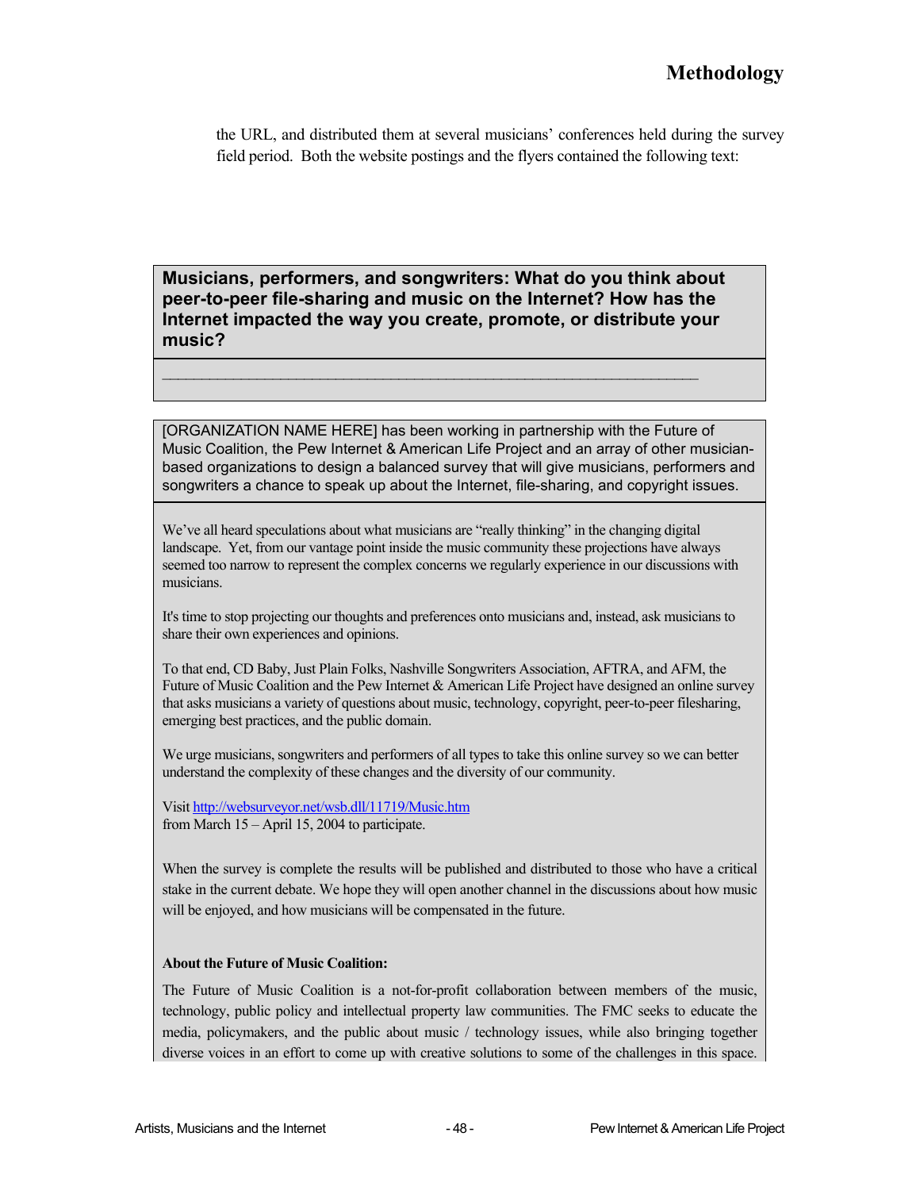the URL, and distributed them at several musicians' conferences held during the survey field period. Both the website postings and the flyers contained the following text:

**Musicians, performers, and songwriters: What do you think about peer-to-peer file-sharing and music on the Internet? How has the Internet impacted the way you create, promote, or distribute your music?**

---

[ORGANIZATION NAME HERE] has been working in partnership with the Future of Music Coalition, the Pew Internet & American Life Project and an array of other musician-based organizations to design a balanced survey that will give musicians, performers and songwriters a chance to speak up about the Internet, file-sharing, and copyright issues.

We've all heard speculations about what musicians are "really thinking" in the changing digital landscape. Yet, from our vantage point inside the music community these projections have always seemed too narrow to represent the complex concerns we regularly experience in our discussions with musicians.

It's time to stop projecting our thoughts and preferences onto musicians and, instead, ask musicians to share their own experiences and opinions.

To that end, CD Baby, Just Plain Folks, Nashville Songwriters Association, AFTRA, and AFM, the Future of Music Coalition and the Pew Internet & American Life Project have designed an online survey that asks musicians a variety of questions about music, technology, copyright, peer-to-peer filesharing, emerging best practices, and the public domain.

We urge musicians, songwriters and performers of all types to take this online survey so we can better understand the complexity of these changes and the diversity of our community.

Visit http://websurveyor.net/wsb.dll/11719/Music.htm
from March 15 – April 15, 2004 to participate.

When the survey is complete the results will be published and distributed to those who have a critical stake in the current debate. We hope they will open another channel in the discussions about how music will be enjoyed, and how musicians will be compensated in the future.

**About the Future of Music Coalition:**

The Future of Music Coalition is a not-for-profit collaboration between members of the music, technology, public policy and intellectual property law communities. The FMC seeks to educate the media, policymakers, and the public about music / technology issues, while also bringing together diverse voices in an effort to come up with creative solutions to some of the challenges in this space.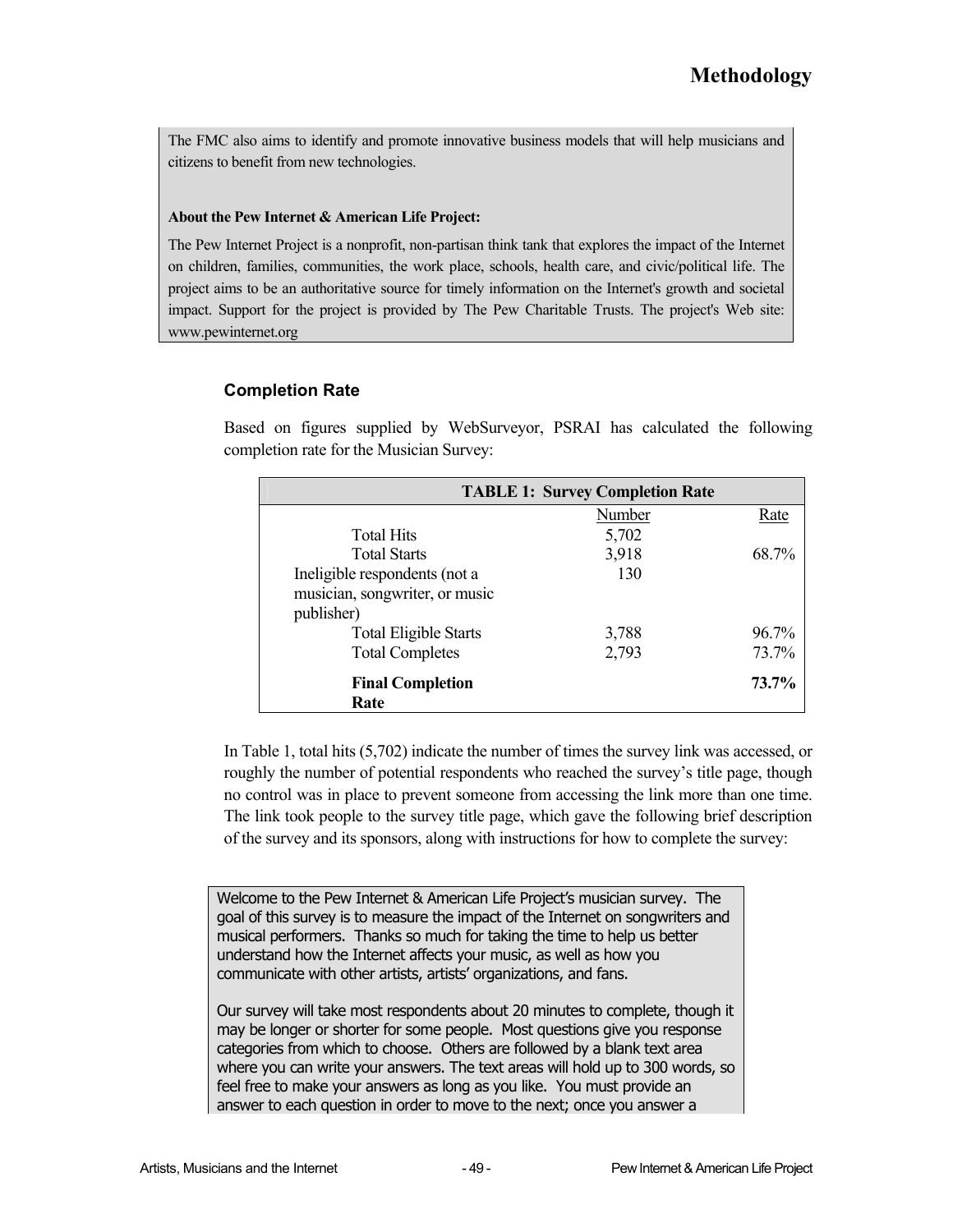# Methodology

The FMC also aims to identify and promote innovative business models that will help musicians and citizens to benefit from new technologies.

**About the Pew Internet & American Life Project:**

The Pew Internet Project is a nonprofit, non-partisan think tank that explores the impact of the Internet on children, families, communities, the work place, schools, health care, and civic/political life. The project aims to be an authoritative source for timely information on the Internet's growth and societal impact. Support for the project is provided by The Pew Charitable Trusts. The project's Web site: www.pewinternet.org

### Completion Rate

Based on figures supplied by WebSurveyor, PSRAI has calculated the following completion rate for the Musician Survey:

| TABLE 1: Survey Completion Rate | | |
|---|---|---|
| | Number | Rate |
| Total Hits | 5,702 | |
| Total Starts | 3,918 | 68.7% |
| Ineligible respondents (not a musician, songwriter, or music publisher) | 130 | |
| Total Eligible Starts | 3,788 | 96.7% |
| Total Completes | 2,793 | 73.7% |
| **Final Completion Rate** | | **73.7%** |

In Table 1, total hits (5,702) indicate the number of times the survey link was accessed, or roughly the number of potential respondents who reached the survey's title page, though no control was in place to prevent someone from accessing the link more than one time. The link took people to the survey title page, which gave the following brief description of the survey and its sponsors, along with instructions for how to complete the survey:

Welcome to the Pew Internet & American Life Project's musician survey. The goal of this survey is to measure the impact of the Internet on songwriters and musical performers. Thanks so much for taking the time to help us better understand how the Internet affects your music, as well as how you communicate with other artists, artists' organizations, and fans.

Our survey will take most respondents about 20 minutes to complete, though it may be longer or shorter for some people. Most questions give you response categories from which to choose. Others are followed by a blank text area where you can write your answers. The text areas will hold up to 300 words, so feel free to make your answers as long as you like. You must provide an answer to each question in order to move to the next; once you answer a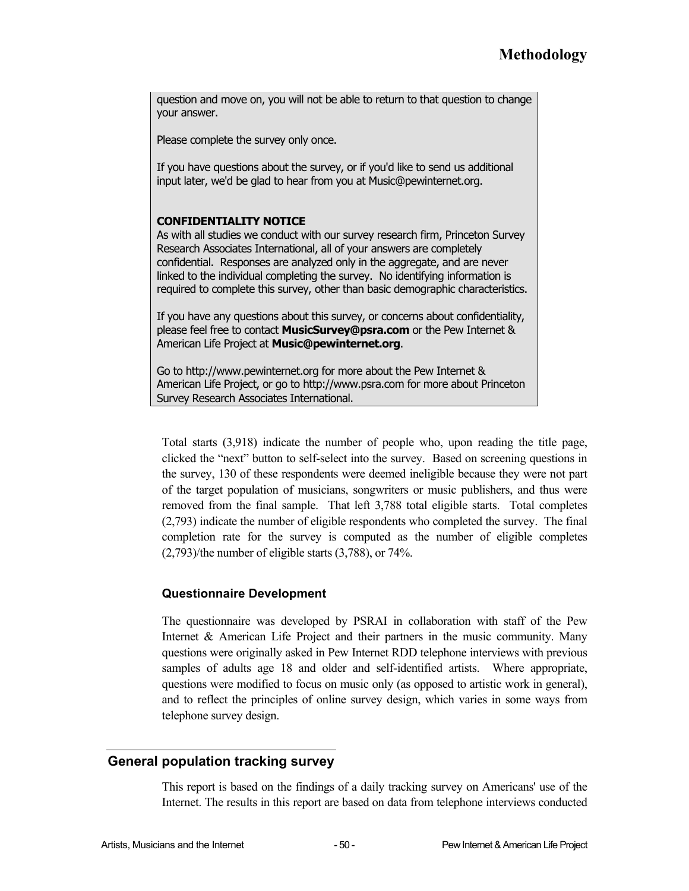question and move on, you will not be able to return to that question to change your answer.

Please complete the survey only once.

If you have questions about the survey, or if you'd like to send us additional input later, we'd be glad to hear from you at Music@pewinternet.org.

**CONFIDENTIALITY NOTICE**
As with all studies we conduct with our survey research firm, Princeton Survey Research Associates International, all of your answers are completely confidential. Responses are analyzed only in the aggregate, and are never linked to the individual completing the survey. No identifying information is required to complete this survey, other than basic demographic characteristics.

If you have any questions about this survey, or concerns about confidentiality, please feel free to contact **MusicSurvey@psra.com** or the Pew Internet & American Life Project at **Music@pewinternet.org**.

Go to http://www.pewinternet.org for more about the Pew Internet & American Life Project, or go to http://www.psra.com for more about Princeton Survey Research Associates International.

Total starts (3,918) indicate the number of people who, upon reading the title page, clicked the "next" button to self-select into the survey. Based on screening questions in the survey, 130 of these respondents were deemed ineligible because they were not part of the target population of musicians, songwriters or music publishers, and thus were removed from the final sample. That left 3,788 total eligible starts. Total completes (2,793) indicate the number of eligible respondents who completed the survey. The final completion rate for the survey is computed as the number of eligible completes (2,793)/the number of eligible starts (3,788), or 74%.

### Questionnaire Development

The questionnaire was developed by PSRAI in collaboration with staff of the Pew Internet & American Life Project and their partners in the music community. Many questions were originally asked in Pew Internet RDD telephone interviews with previous samples of adults age 18 and older and self-identified artists. Where appropriate, questions were modified to focus on music only (as opposed to artistic work in general), and to reflect the principles of online survey design, which varies in some ways from telephone survey design.

## General population tracking survey

This report is based on the findings of a daily tracking survey on Americans' use of the Internet. The results in this report are based on data from telephone interviews conducted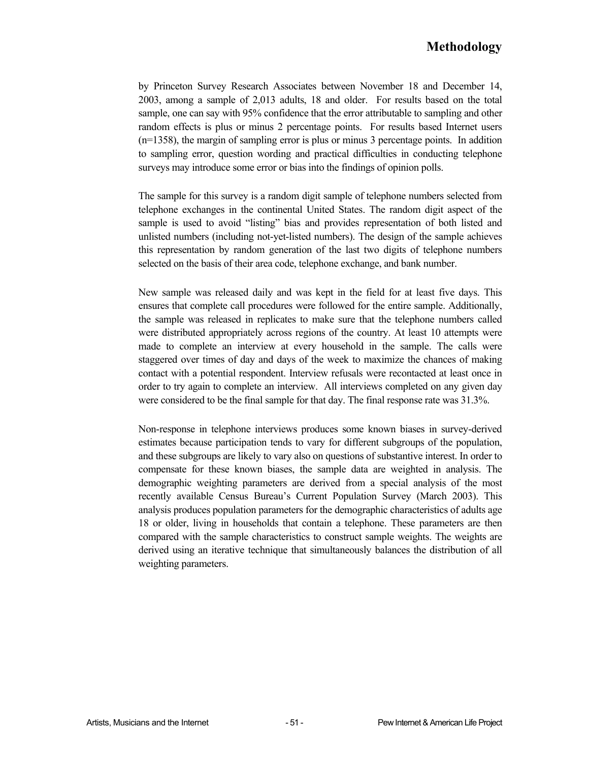by Princeton Survey Research Associates between November 18 and December 14, 2003, among a sample of 2,013 adults, 18 and older. For results based on the total sample, one can say with 95% confidence that the error attributable to sampling and other random effects is plus or minus 2 percentage points. For results based Internet users (n=1358), the margin of sampling error is plus or minus 3 percentage points. In addition to sampling error, question wording and practical difficulties in conducting telephone surveys may introduce some error or bias into the findings of opinion polls.

The sample for this survey is a random digit sample of telephone numbers selected from telephone exchanges in the continental United States. The random digit aspect of the sample is used to avoid "listing" bias and provides representation of both listed and unlisted numbers (including not-yet-listed numbers). The design of the sample achieves this representation by random generation of the last two digits of telephone numbers selected on the basis of their area code, telephone exchange, and bank number.

New sample was released daily and was kept in the field for at least five days. This ensures that complete call procedures were followed for the entire sample. Additionally, the sample was released in replicates to make sure that the telephone numbers called were distributed appropriately across regions of the country. At least 10 attempts were made to complete an interview at every household in the sample. The calls were staggered over times of day and days of the week to maximize the chances of making contact with a potential respondent. Interview refusals were recontacted at least once in order to try again to complete an interview. All interviews completed on any given day were considered to be the final sample for that day. The final response rate was 31.3%.

Non-response in telephone interviews produces some known biases in survey-derived estimates because participation tends to vary for different subgroups of the population, and these subgroups are likely to vary also on questions of substantive interest. In order to compensate for these known biases, the sample data are weighted in analysis. The demographic weighting parameters are derived from a special analysis of the most recently available Census Bureau's Current Population Survey (March 2003). This analysis produces population parameters for the demographic characteristics of adults age 18 or older, living in households that contain a telephone. These parameters are then compared with the sample characteristics to construct sample weights. The weights are derived using an iterative technique that simultaneously balances the distribution of all weighting parameters.